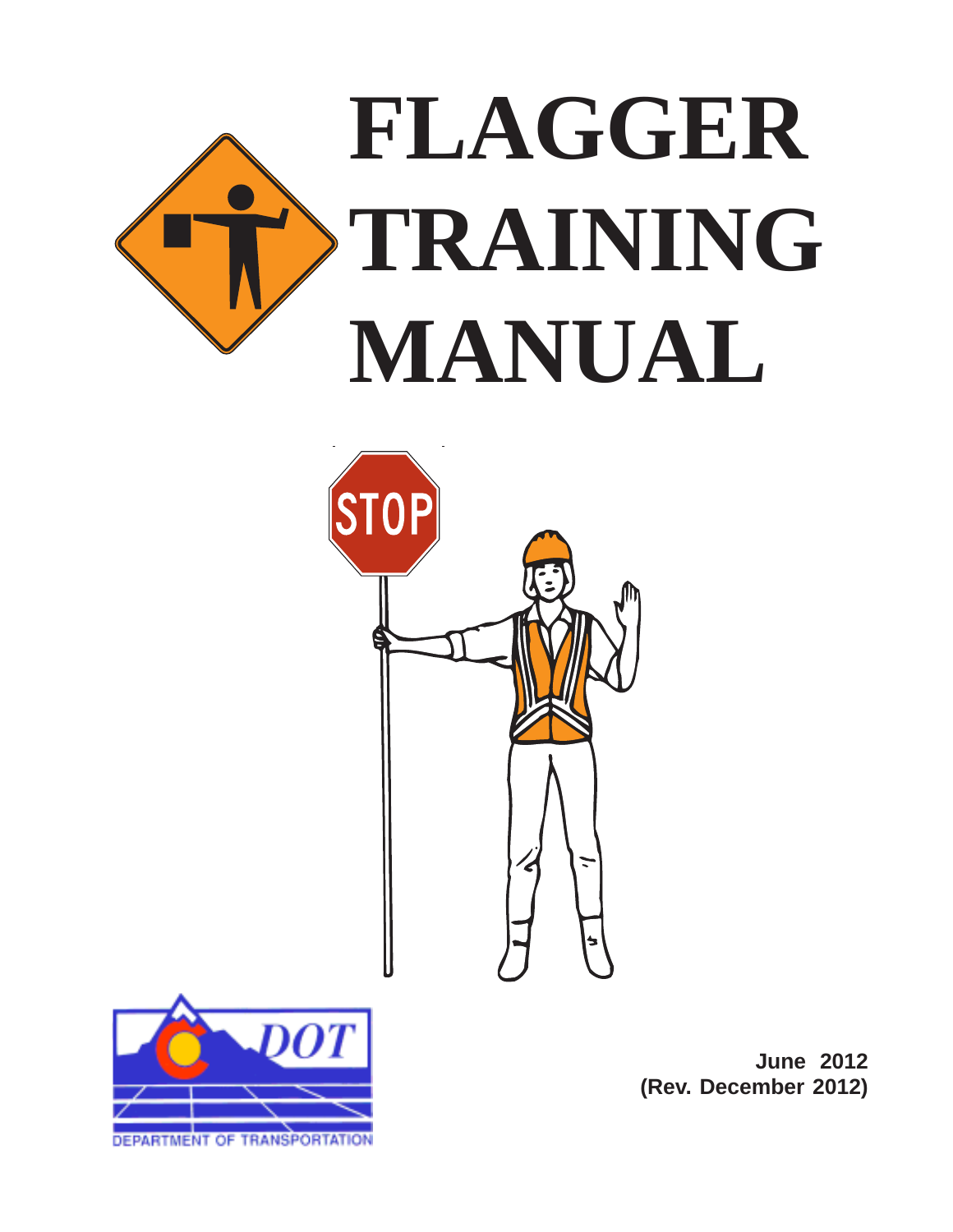# FLAGGER TRAINING MANUAL

DEPARTMENT OF TRANSPORTATION

**June 2012**
**(Rev. December 2012)**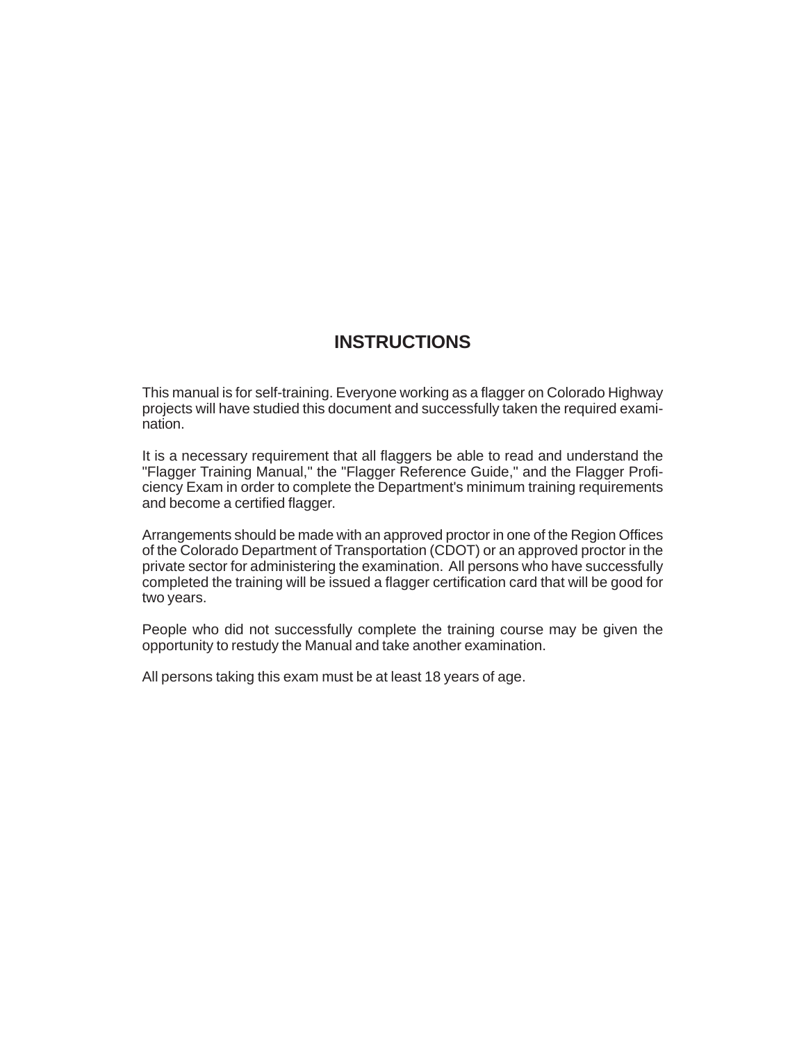# INSTRUCTIONS

This manual is for self-training. Everyone working as a flagger on Colorado Highway projects will have studied this document and successfully taken the required examination.

It is a necessary requirement that all flaggers be able to read and understand the "Flagger Training Manual," the "Flagger Reference Guide," and the Flagger Proficiency Exam in order to complete the Department's minimum training requirements and become a certified flagger.

Arrangements should be made with an approved proctor in one of the Region Offices of the Colorado Department of Transportation (CDOT) or an approved proctor in the private sector for administering the examination. All persons who have successfully completed the training will be issued a flagger certification card that will be good for two years.

People who did not successfully complete the training course may be given the opportunity to restudy the Manual and take another examination.

All persons taking this exam must be at least 18 years of age.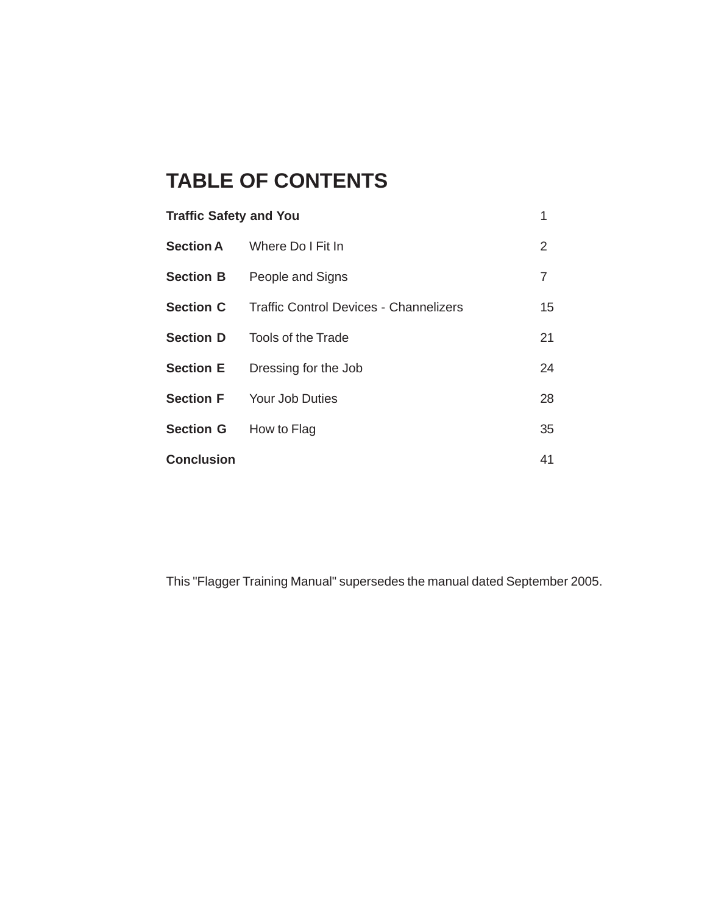# TABLE OF CONTENTS

| | | |
|---|---|---|
| **Traffic Safety and You** | | 1 |
| **Section A** | Where Do I Fit In | 2 |
| **Section B** | People and Signs | 7 |
| **Section C** | Traffic Control Devices - Channelizers | 15 |
| **Section D** | Tools of the Trade | 21 |
| **Section E** | Dressing for the Job | 24 |
| **Section F** | Your Job Duties | 28 |
| **Section G** | How to Flag | 35 |
| **Conclusion** | | 41 |

This "Flagger Training Manual" supersedes the manual dated September 2005.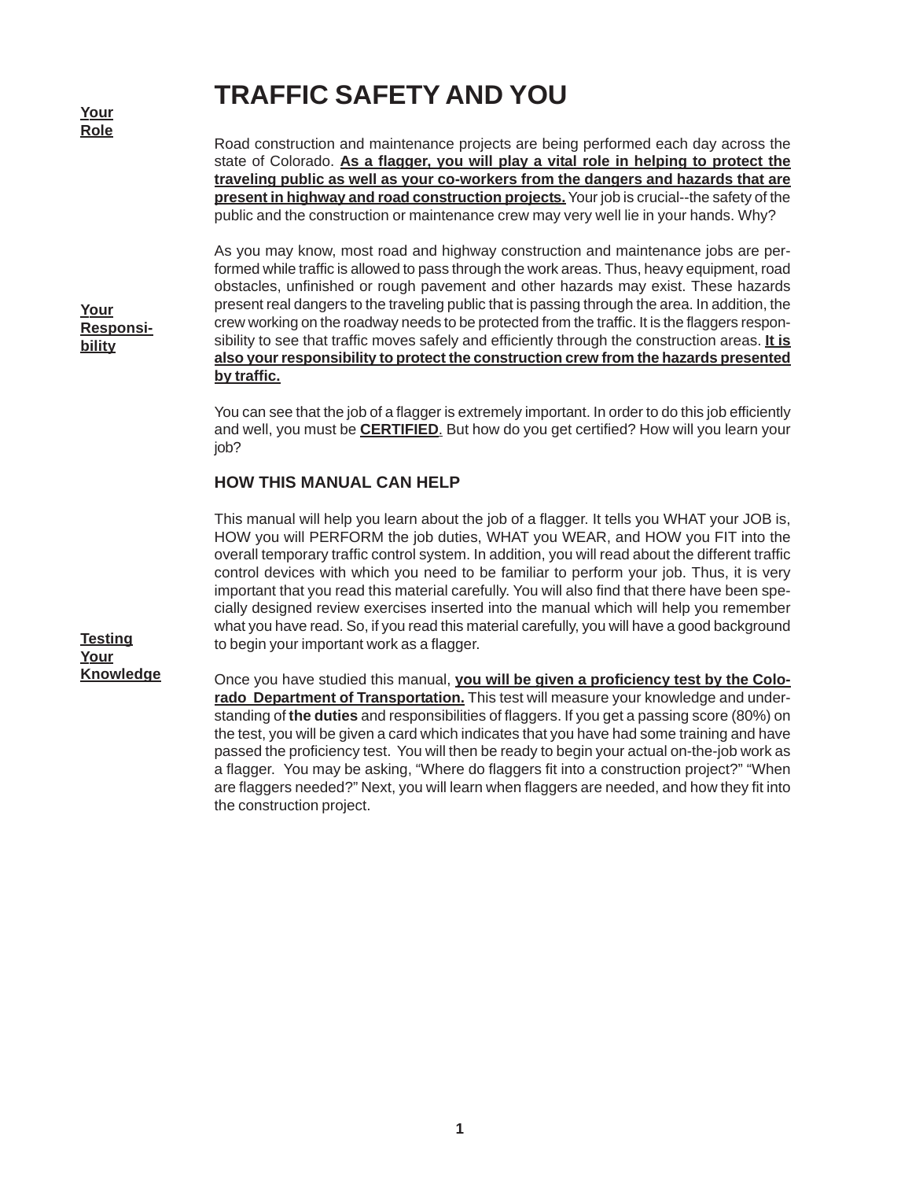# TRAFFIC SAFETY AND YOU

**Your Role**

Road construction and maintenance projects are being performed each day across the state of Colorado. **As a flagger, you will play a vital role in helping to protect the traveling public as well as your co-workers from the dangers and hazards that are present in highway and road construction projects.** Your job is crucial--the safety of the public and the construction or maintenance crew may very well lie in your hands. Why?

**Your Responsibility**

As you may know, most road and highway construction and maintenance jobs are performed while traffic is allowed to pass through the work areas. Thus, heavy equipment, road obstacles, unfinished or rough pavement and other hazards may exist. These hazards present real dangers to the traveling public that is passing through the area. In addition, the crew working on the roadway needs to be protected from the traffic. It is the flaggers responsibility to see that traffic moves safely and efficiently through the construction areas. **It is also your responsibility to protect the construction crew from the hazards presented by traffic.**

You can see that the job of a flagger is extremely important. In order to do this job efficiently and well, you must be **CERTIFIED**. But how do you get certified? How will you learn your job?

## HOW THIS MANUAL CAN HELP

This manual will help you learn about the job of a flagger. It tells you WHAT your JOB is, HOW you will PERFORM the job duties, WHAT you WEAR, and HOW you FIT into the overall temporary traffic control system. In addition, you will read about the different traffic control devices with which you need to be familiar to perform your job. Thus, it is very important that you read this material carefully. You will also find that there have been specially designed review exercises inserted into the manual which will help you remember what you have read. So, if you read this material carefully, you will have a good background to begin your important work as a flagger.

**Testing Your Knowledge**

Once you have studied this manual, **you will be given a proficiency test by the Colorado Department of Transportation.** This test will measure your knowledge and understanding of **the duties** and responsibilities of flaggers. If you get a passing score (80%) on the test, you will be given a card which indicates that you have had some training and have passed the proficiency test. You will then be ready to begin your actual on-the-job work as a flagger. You may be asking, "Where do flaggers fit into a construction project?" "When are flaggers needed?" Next, you will learn when flaggers are needed, and how they fit into the construction project.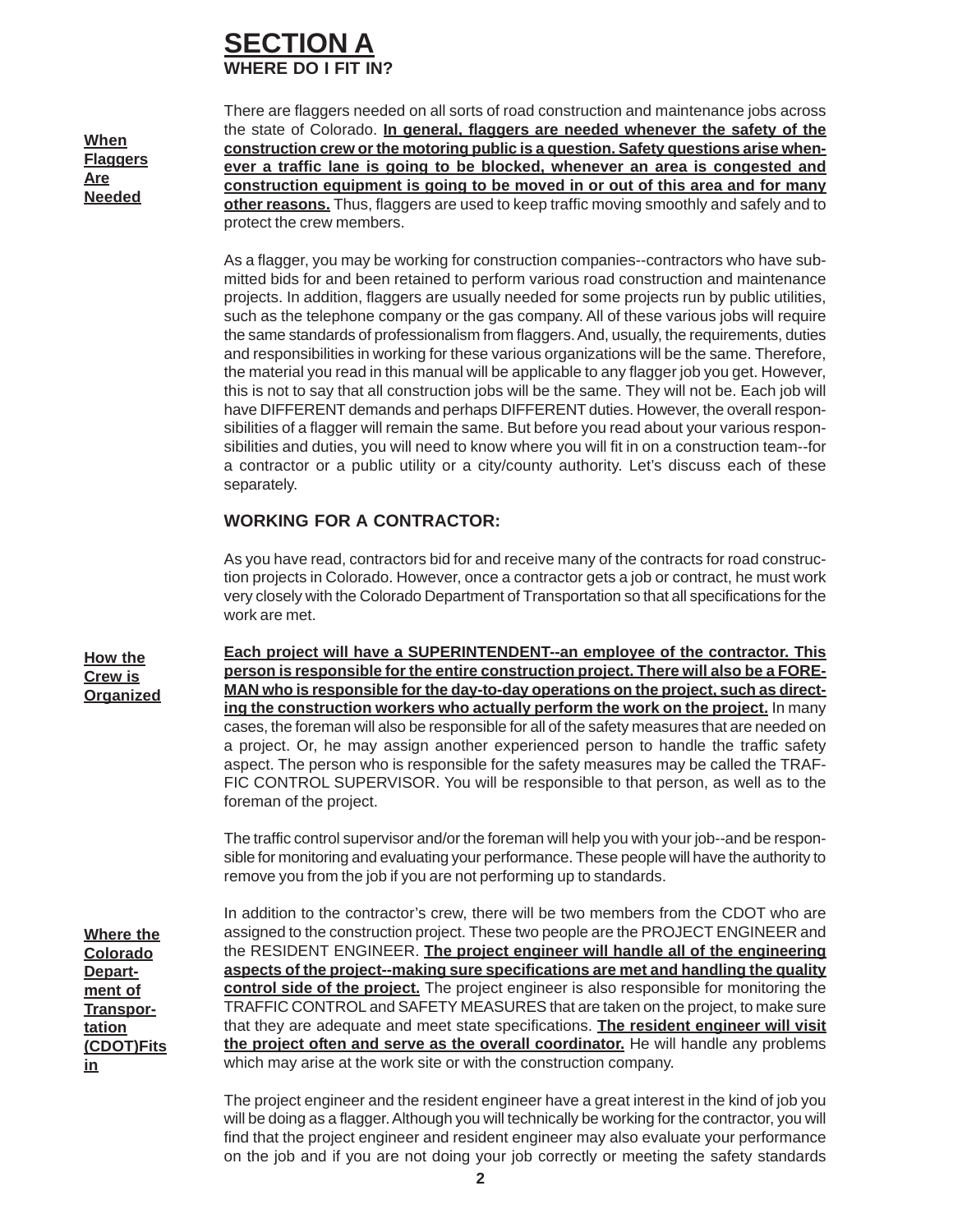# SECTION A

## WHERE DO I FIT IN?

**When Flaggers Are Needed**

There are flaggers needed on all sorts of road construction and maintenance jobs across the state of Colorado. **In general, flaggers are needed whenever the safety of the construction crew or the motoring public is a question. Safety questions arise whenever a traffic lane is going to be blocked, whenever an area is congested and construction equipment is going to be moved in or out of this area and for many other reasons.** Thus, flaggers are used to keep traffic moving smoothly and safely and to protect the crew members.

As a flagger, you may be working for construction companies--contractors who have submitted bids for and been retained to perform various road construction and maintenance projects. In addition, flaggers are usually needed for some projects run by public utilities, such as the telephone company or the gas company. All of these various jobs will require the same standards of professionalism from flaggers. And, usually, the requirements, duties and responsibilities in working for these various organizations will be the same. Therefore, the material you read in this manual will be applicable to any flagger job you get. However, this is not to say that all construction jobs will be the same. They will not be. Each job will have DIFFERENT demands and perhaps DIFFERENT duties. However, the overall responsibilities of a flagger will remain the same. But before you read about your various responsibilities and duties, you will need to know where you will fit in on a construction team--for a contractor or a public utility or a city/county authority. Let's discuss each of these separately.

### WORKING FOR A CONTRACTOR:

As you have read, contractors bid for and receive many of the contracts for road construction projects in Colorado. However, once a contractor gets a job or contract, he must work very closely with the Colorado Department of Transportation so that all specifications for the work are met.

**How the Crew is Organized**

**Each project will have a SUPERINTENDENT--an employee of the contractor. This person is responsible for the entire construction project. There will also be a FOREMAN who is responsible for the day-to-day operations on the project, such as directing the construction workers who actually perform the work on the project.** In many cases, the foreman will also be responsible for all of the safety measures that are needed on a project. Or, he may assign another experienced person to handle the traffic safety aspect. The person who is responsible for the safety measures may be called the TRAFFIC CONTROL SUPERVISOR. You will be responsible to that person, as well as to the foreman of the project.

The traffic control supervisor and/or the foreman will help you with your job--and be responsible for monitoring and evaluating your performance. These people will have the authority to remove you from the job if you are not performing up to standards.

**Where the Colorado Department of Transportation (CDOT) Fits in**

In addition to the contractor's crew, there will be two members from the CDOT who are assigned to the construction project. These two people are the PROJECT ENGINEER and the RESIDENT ENGINEER. **The project engineer will handle all of the engineering aspects of the project--making sure specifications are met and handling the quality control side of the project.** The project engineer is also responsible for monitoring the TRAFFIC CONTROL and SAFETY MEASURES that are taken on the project, to make sure that they are adequate and meet state specifications. **The resident engineer will visit the project often and serve as the overall coordinator.** He will handle any problems which may arise at the work site or with the construction company.

The project engineer and the resident engineer have a great interest in the kind of job you will be doing as a flagger. Although you will technically be working for the contractor, you will find that the project engineer and resident engineer may also evaluate your performance on the job and if you are not doing your job correctly or meeting the safety standards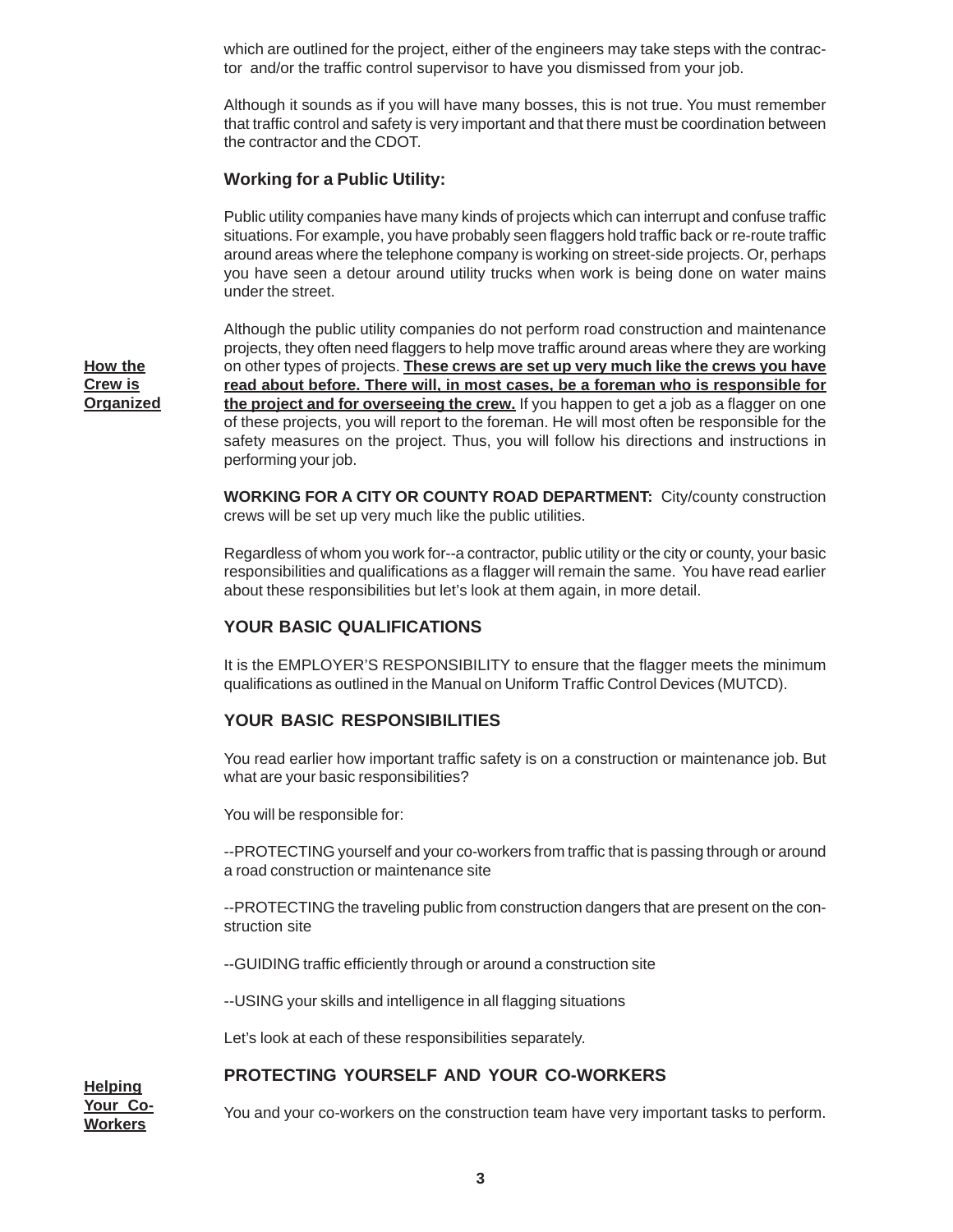which are outlined for the project, either of the engineers may take steps with the contractor and/or the traffic control supervisor to have you dismissed from your job.

Although it sounds as if you will have many bosses, this is not true. You must remember that traffic control and safety is very important and that there must be coordination between the contractor and the CDOT.

### Working for a Public Utility:

Public utility companies have many kinds of projects which can interrupt and confuse traffic situations. For example, you have probably seen flaggers hold traffic back or re-route traffic around areas where the telephone company is working on street-side projects. Or, perhaps you have seen a detour around utility trucks when work is being done on water mains under the street.

**How the Crew is Organized**

Although the public utility companies do not perform road construction and maintenance projects, they often need flaggers to help move traffic around areas where they are working on other types of projects. **These crews are set up very much like the crews you have read about before. There will, in most cases, be a foreman who is responsible for the project and for overseeing the crew.** If you happen to get a job as a flagger on one of these projects, you will report to the foreman. He will most often be responsible for the safety measures on the project. Thus, you will follow his directions and instructions in performing your job.

**WORKING FOR A CITY OR COUNTY ROAD DEPARTMENT:** City/county construction crews will be set up very much like the public utilities.

Regardless of whom you work for--a contractor, public utility or the city or county, your basic responsibilities and qualifications as a flagger will remain the same. You have read earlier about these responsibilities but let's look at them again, in more detail.

### YOUR BASIC QUALIFICATIONS

It is the EMPLOYER'S RESPONSIBILITY to ensure that the flagger meets the minimum qualifications as outlined in the Manual on Uniform Traffic Control Devices (MUTCD).

### YOUR BASIC RESPONSIBILITIES

You read earlier how important traffic safety is on a construction or maintenance job. But what are your basic responsibilities?

You will be responsible for:

--PROTECTING yourself and your co-workers from traffic that is passing through or around a road construction or maintenance site

--PROTECTING the traveling public from construction dangers that are present on the construction site

--GUIDING traffic efficiently through or around a construction site

--USING your skills and intelligence in all flagging situations

Let's look at each of these responsibilities separately.

**Helping Your Co-Workers**

### PROTECTING YOURSELF AND YOUR CO-WORKERS

You and your co-workers on the construction team have very important tasks to perform.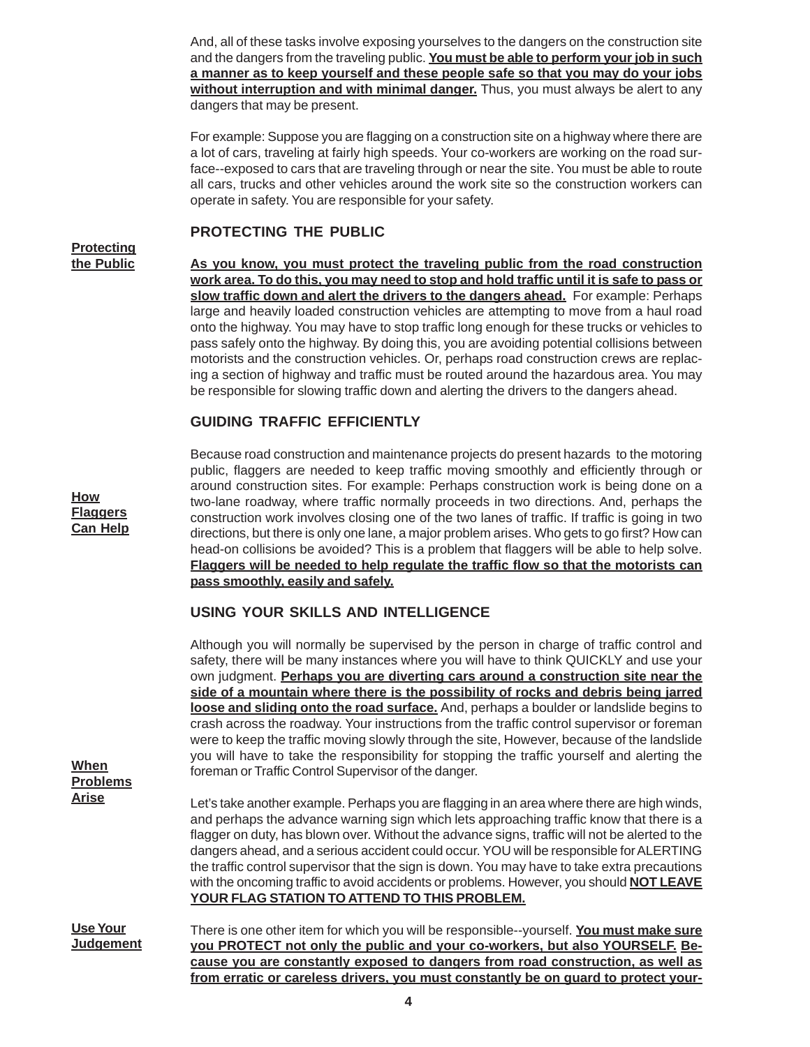And, all of these tasks involve exposing yourselves to the dangers on the construction site and the dangers from the traveling public. **You must be able to perform your job in such a manner as to keep yourself and these people safe so that you may do your jobs without interruption and with minimal danger.** Thus, you must always be alert to any dangers that may be present.

For example: Suppose you are flagging on a construction site on a highway where there are a lot of cars, traveling at fairly high speeds. Your co-workers are working on the road surface--exposed to cars that are traveling through or near the site. You must be able to route all cars, trucks and other vehicles around the work site so the construction workers can operate in safety. You are responsible for your safety.

## PROTECTING THE PUBLIC

**Protecting the Public**

**As you know, you must protect the traveling public from the road construction work area. To do this, you may need to stop and hold traffic until it is safe to pass or slow traffic down and alert the drivers to the dangers ahead.** For example: Perhaps large and heavily loaded construction vehicles are attempting to move from a haul road onto the highway. You may have to stop traffic long enough for these trucks or vehicles to pass safely onto the highway. By doing this, you are avoiding potential collisions between motorists and the construction vehicles. Or, perhaps road construction crews are replacing a section of highway and traffic must be routed around the hazardous area. You may be responsible for slowing traffic down and alerting the drivers to the dangers ahead.

## GUIDING TRAFFIC EFFICIENTLY

**How Flaggers Can Help**

Because road construction and maintenance projects do present hazards to the motoring public, flaggers are needed to keep traffic moving smoothly and efficiently through or around construction sites. For example: Perhaps construction work is being done on a two-lane roadway, where traffic normally proceeds in two directions. And, perhaps the construction work involves closing one of the two lanes of traffic. If traffic is going in two directions, but there is only one lane, a major problem arises. Who gets to go first? How can head-on collisions be avoided? This is a problem that flaggers will be able to help solve. **Flaggers will be needed to help regulate the traffic flow so that the motorists can pass smoothly, easily and safely.**

## USING YOUR SKILLS AND INTELLIGENCE

**When Problems Arise**

Although you will normally be supervised by the person in charge of traffic control and safety, there will be many instances where you will have to think QUICKLY and use your own judgment. **Perhaps you are diverting cars around a construction site near the side of a mountain where there is the possibility of rocks and debris being jarred loose and sliding onto the road surface.** And, perhaps a boulder or landslide begins to crash across the roadway. Your instructions from the traffic control supervisor or foreman were to keep the traffic moving slowly through the site, However, because of the landslide you will have to take the responsibility for stopping the traffic yourself and alerting the foreman or Traffic Control Supervisor of the danger.

Let's take another example. Perhaps you are flagging in an area where there are high winds, and perhaps the advance warning sign which lets approaching traffic know that there is a flagger on duty, has blown over. Without the advance signs, traffic will not be alerted to the dangers ahead, and a serious accident could occur. YOU will be responsible for ALERTING the traffic control supervisor that the sign is down. You may have to take extra precautions with the oncoming traffic to avoid accidents or problems. However, you should **NOT LEAVE YOUR FLAG STATION TO ATTEND TO THIS PROBLEM.**

**Use Your Judgement**

There is one other item for which you will be responsible--yourself. **You must make sure you PROTECT not only the public and your co-workers, but also YOURSELF. Because you are constantly exposed to dangers from road construction, as well as from erratic or careless drivers, you must constantly be on guard to protect your-**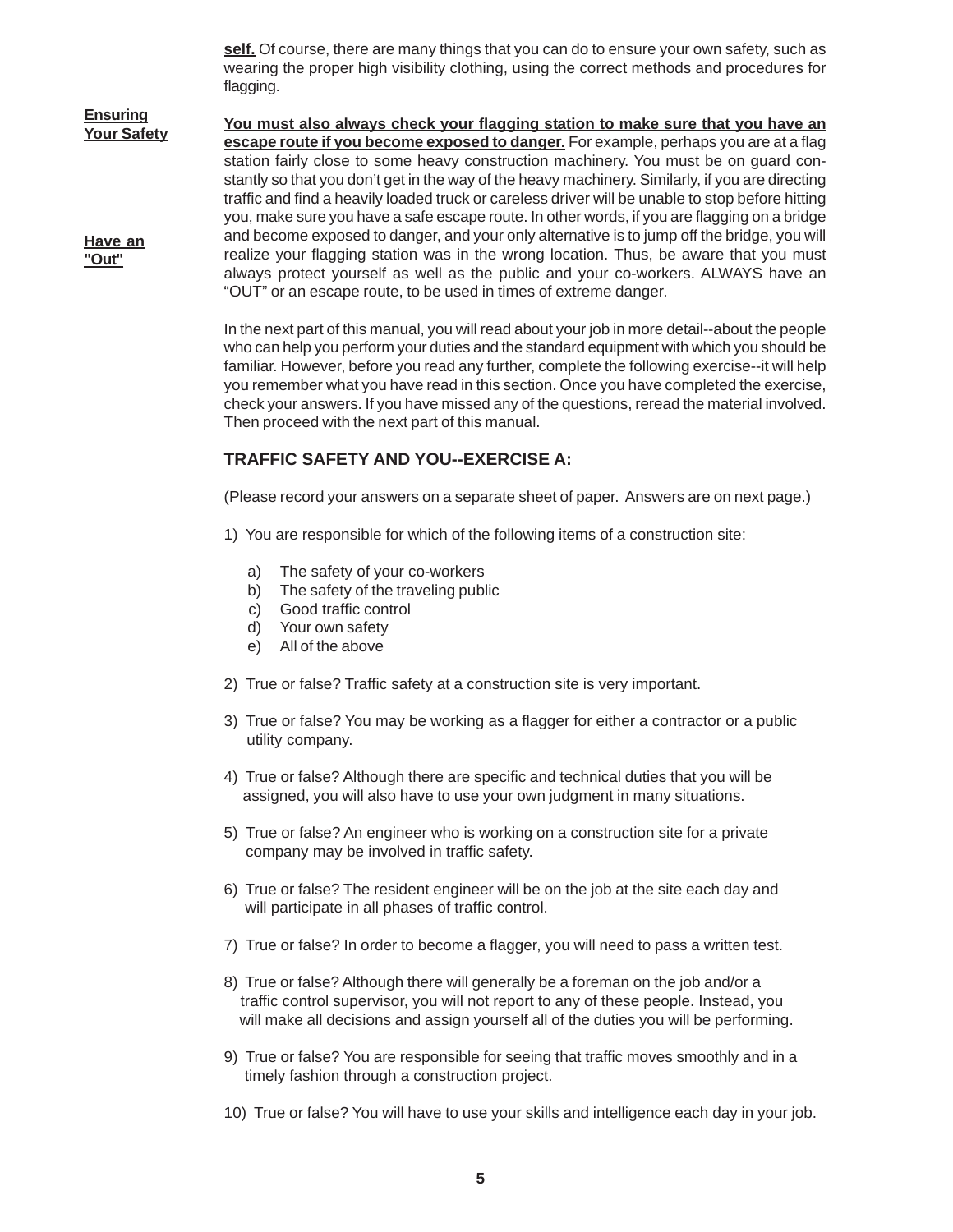**self.** Of course, there are many things that you can do to ensure your own safety, such as wearing the proper high visibility clothing, using the correct methods and procedures for flagging.

**Ensuring Your Safety**

**You must also always check your flagging station to make sure that you have an escape route if you become exposed to danger.** For example, perhaps you are at a flag station fairly close to some heavy construction machinery. You must be on guard constantly so that you don't get in the way of the heavy machinery. Similarly, if you are directing traffic and find a heavily loaded truck or careless driver will be unable to stop before hitting you, make sure you have a safe escape route. In other words, if you are flagging on a bridge and become exposed to danger, and your only alternative is to jump off the bridge, you will realize your flagging station was in the wrong location. Thus, be aware that you must always protect yourself as well as the public and your co-workers. ALWAYS have an "OUT" or an escape route, to be used in times of extreme danger.

**Have an "Out"**

In the next part of this manual, you will read about your job in more detail--about the people who can help you perform your duties and the standard equipment with which you should be familiar. However, before you read any further, complete the following exercise--it will help you remember what you have read in this section. Once you have completed the exercise, check your answers. If you have missed any of the questions, reread the material involved. Then proceed with the next part of this manual.

## TRAFFIC SAFETY AND YOU--EXERCISE A:

(Please record your answers on a separate sheet of paper. Answers are on next page.)

1) You are responsible for which of the following items of a construction site:

   a) The safety of your co-workers
   b) The safety of the traveling public
   c) Good traffic control
   d) Your own safety
   e) All of the above

2) True or false? Traffic safety at a construction site is very important.

3) True or false? You may be working as a flagger for either a contractor or a public utility company.

4) True or false? Although there are specific and technical duties that you will be assigned, you will also have to use your own judgment in many situations.

5) True or false? An engineer who is working on a construction site for a private company may be involved in traffic safety.

6) True or false? The resident engineer will be on the job at the site each day and will participate in all phases of traffic control.

7) True or false? In order to become a flagger, you will need to pass a written test.

8) True or false? Although there will generally be a foreman on the job and/or a traffic control supervisor, you will not report to any of these people. Instead, you will make all decisions and assign yourself all of the duties you will be performing.

9) True or false? You are responsible for seeing that traffic moves smoothly and in a timely fashion through a construction project.

10) True or false? You will have to use your skills and intelligence each day in your job.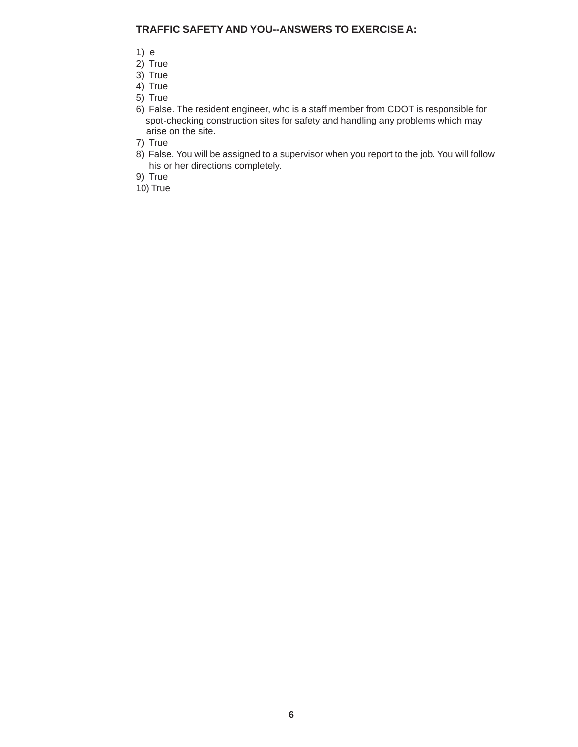**TRAFFIC SAFETY AND YOU--ANSWERS TO EXERCISE A:**

1) e
2) True
3) True
4) True
5) True
6) False. The resident engineer, who is a staff member from CDOT is responsible for spot-checking construction sites for safety and handling any problems which may arise on the site.
7) True
8) False. You will be assigned to a supervisor when you report to the job. You will follow his or her directions completely.
9) True
10) True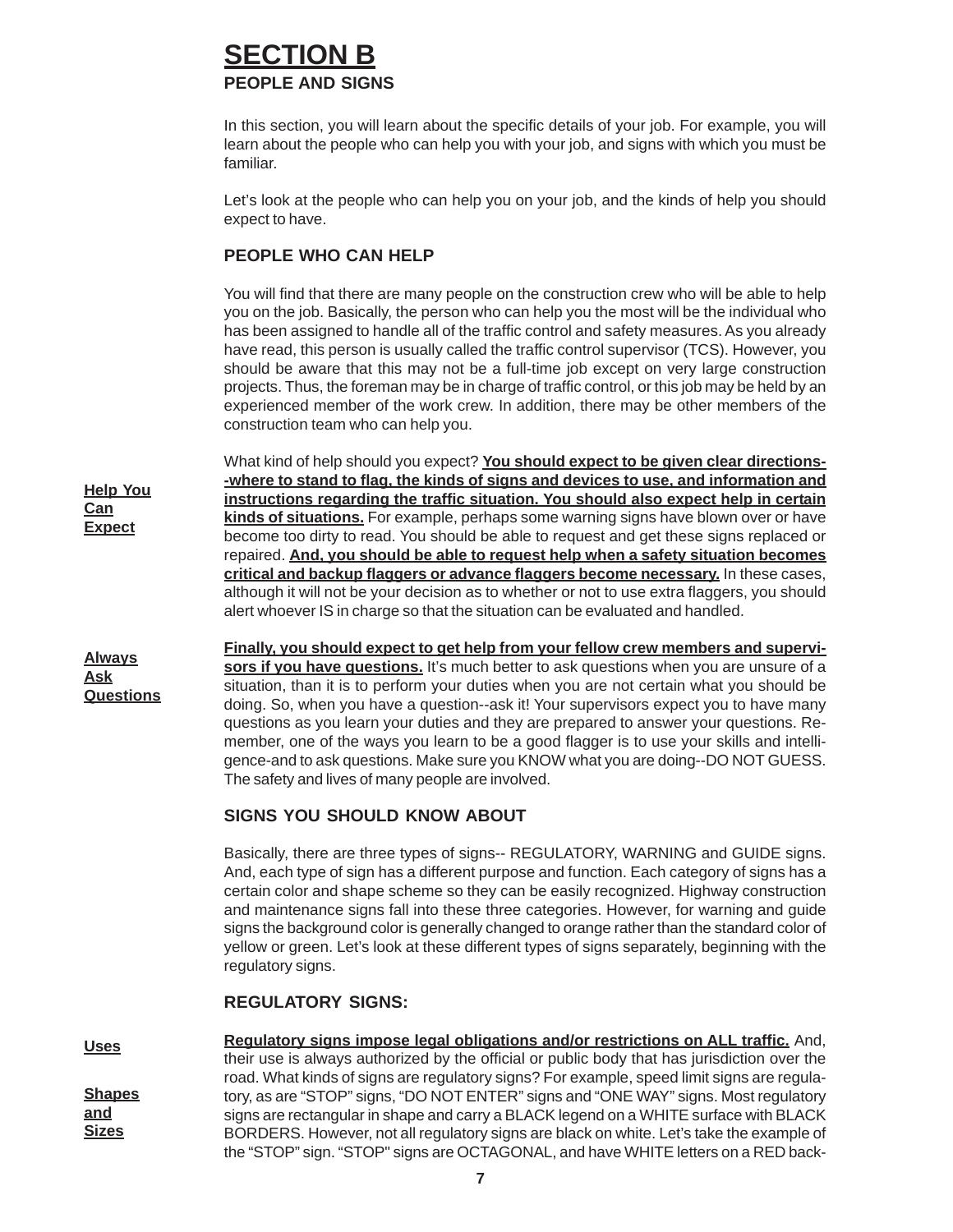# SECTION B

## PEOPLE AND SIGNS

In this section, you will learn about the specific details of your job. For example, you will learn about the people who can help you with your job, and signs with which you must be familiar.

Let's look at the people who can help you on your job, and the kinds of help you should expect to have.

### PEOPLE WHO CAN HELP

You will find that there are many people on the construction crew who will be able to help you on the job. Basically, the person who can help you the most will be the individual who has been assigned to handle all of the traffic control and safety measures. As you already have read, this person is usually called the traffic control supervisor (TCS). However, you should be aware that this may not be a full-time job except on very large construction projects. Thus, the foreman may be in charge of traffic control, or this job may be held by an experienced member of the work crew. In addition, there may be other members of the construction team who can help you.

**Help You Can Expect**

What kind of help should you expect? **You should expect to be given clear directions--where to stand to flag, the kinds of signs and devices to use, and information and instructions regarding the traffic situation. You should also expect help in certain kinds of situations.** For example, perhaps some warning signs have blown over or have become too dirty to read. You should be able to request and get these signs replaced or repaired. **And, you should be able to request help when a safety situation becomes critical and backup flaggers or advance flaggers become necessary.** In these cases, although it will not be your decision as to whether or not to use extra flaggers, you should alert whoever IS in charge so that the situation can be evaluated and handled.

**Always Ask Questions**

**Finally, you should expect to get help from your fellow crew members and supervisors if you have questions.** It's much better to ask questions when you are unsure of a situation, than it is to perform your duties when you are not certain what you should be doing. So, when you have a question--ask it! Your supervisors expect you to have many questions as you learn your duties and they are prepared to answer your questions. Remember, one of the ways you learn to be a good flagger is to use your skills and intelligence-and to ask questions. Make sure you KNOW what you are doing--DO NOT GUESS. The safety and lives of many people are involved.

### SIGNS YOU SHOULD KNOW ABOUT

Basically, there are three types of signs-- REGULATORY, WARNING and GUIDE signs. And, each type of sign has a different purpose and function. Each category of signs has a certain color and shape scheme so they can be easily recognized. Highway construction and maintenance signs fall into these three categories. However, for warning and guide signs the background color is generally changed to orange rather than the standard color of yellow or green. Let's look at these different types of signs separately, beginning with the regulatory signs.

### REGULATORY SIGNS:

**Uses**

**Shapes and Sizes**

**Regulatory signs impose legal obligations and/or restrictions on ALL traffic.** And, their use is always authorized by the official or public body that has jurisdiction over the road. What kinds of signs are regulatory signs? For example, speed limit signs are regulatory, as are "STOP" signs, "DO NOT ENTER" signs and "ONE WAY" signs. Most regulatory signs are rectangular in shape and carry a BLACK legend on a WHITE surface with BLACK BORDERS. However, not all regulatory signs are black on white. Let's take the example of the "STOP" sign. "STOP" signs are OCTAGONAL, and have WHITE letters on a RED back-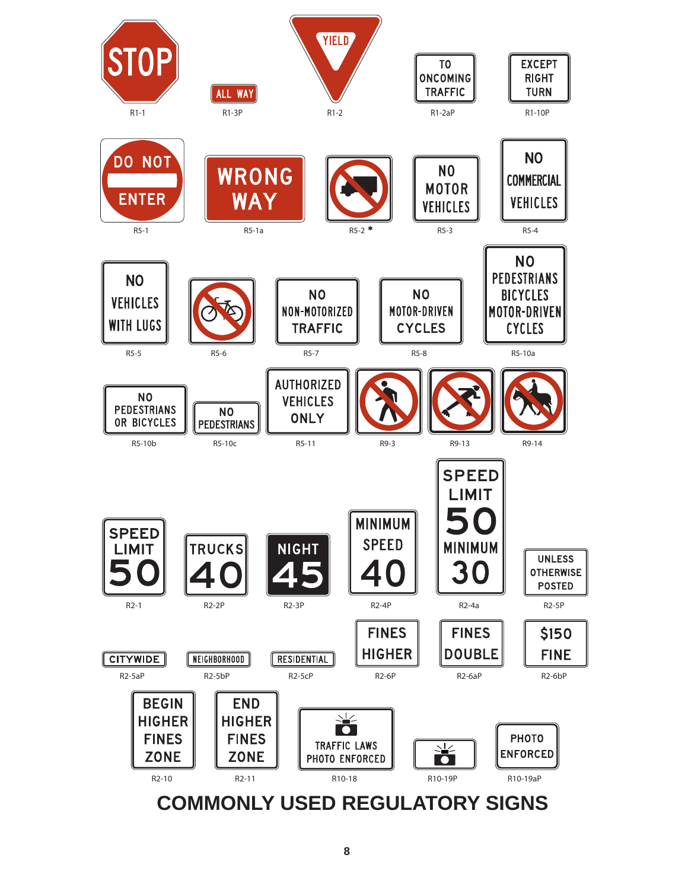STOP

R1-1

ALL WAY

R1-3P

YIELD

R1-2

TO ONCOMING TRAFFIC

R1-2aP

EXCEPT RIGHT TURN

R1-10P

DO NOT ENTER

R5-1

WRONG WAY

R5-1a

R5-2 *

NO MOTOR VEHICLES

R5-3

NO COMMERCIAL VEHICLES

R5-4

NO VEHICLES WITH LUGS

R5-5

R5-6

NO NON-MOTORIZED TRAFFIC

R5-7

NO MOTOR-DRIVEN CYCLES

R5-8

NO PEDESTRIANS BICYCLES MOTOR-DRIVEN CYCLES

R5-10a

NO PEDESTRIANS OR BICYCLES

R5-10b

NO PEDESTRIANS

R5-10c

AUTHORIZED VEHICLES ONLY

R5-11

R9-3

R9-13

R9-14

SPEED LIMIT 50

R2-1

TRUCKS 40

R2-2P

NIGHT 45

R2-3P

MINIMUM SPEED 40

R2-4P

SPEED LIMIT 50 MINIMUM 30

R2-4a

UNLESS OTHERWISE POSTED

R2-5P

CITYWIDE

R2-5aP

NEIGHBORHOOD

R2-5bP

RESIDENTIAL

R2-5cP

FINES HIGHER

R2-6P

FINES DOUBLE

R2-6aP

$150 FINE

R2-6bP

BEGIN HIGHER FINES ZONE

R2-10

END HIGHER FINES ZONE

R2-11

TRAFFIC LAWS PHOTO ENFORCED

R10-18

R10-19P

PHOTO ENFORCED

R10-19aP

# COMMONLY USED REGULATORY SIGNS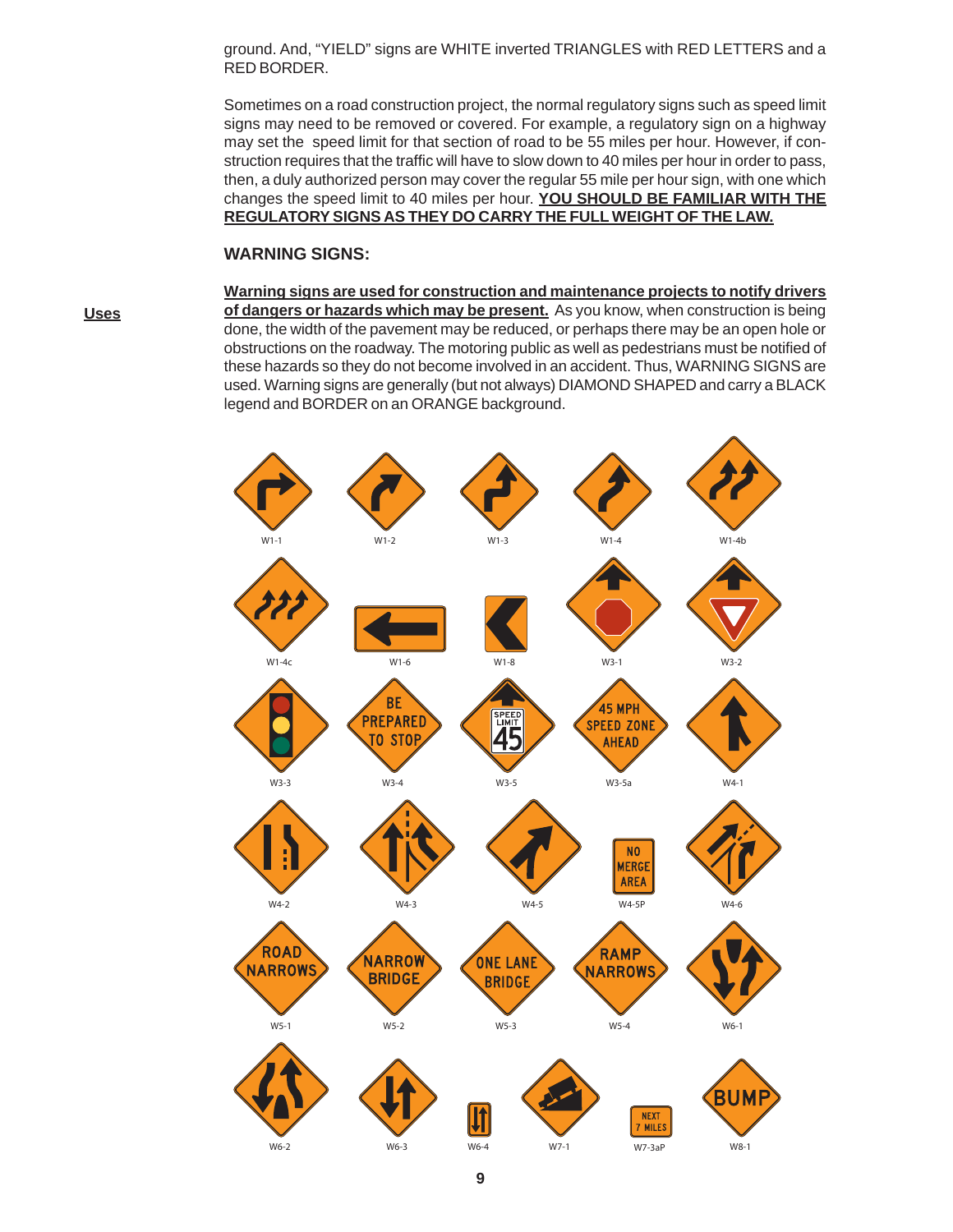ground. And, "YIELD" signs are WHITE inverted TRIANGLES with RED LETTERS and a RED BORDER.

Sometimes on a road construction project, the normal regulatory signs such as speed limit signs may need to be removed or covered. For example, a regulatory sign on a highway may set the speed limit for that section of road to be 55 miles per hour. However, if construction requires that the traffic will have to slow down to 40 miles per hour in order to pass, then, a duly authorized person may cover the regular 55 mile per hour sign, with one which changes the speed limit to 40 miles per hour. **YOU SHOULD BE FAMILIAR WITH THE REGULATORY SIGNS AS THEY DO CARRY THE FULL WEIGHT OF THE LAW.**

## WARNING SIGNS:

**Uses**

**Warning signs are used for construction and maintenance projects to notify drivers of dangers or hazards which may be present.** As you know, when construction is being done, the width of the pavement may be reduced, or perhaps there may be an open hole or obstructions on the roadway. The motoring public as well as pedestrians must be notified of these hazards so they do not become involved in an accident. Thus, WARNING SIGNS are used. Warning signs are generally (but not always) DIAMOND SHAPED and carry a BLACK legend and BORDER on an ORANGE background.

W1-1 W1-2 W1-3 W1-4 W1-4b

W1-4c W1-6 W1-8 W3-1 W3-2

W3-3 W3-4 W3-5 W3-5a W4-1

W4-2 W4-3 W4-5 W4-5P W4-6

W5-1 W5-2 W5-3 W5-4 W6-1

W6-2 W6-3 W6-4 W7-1 W7-3aP W8-1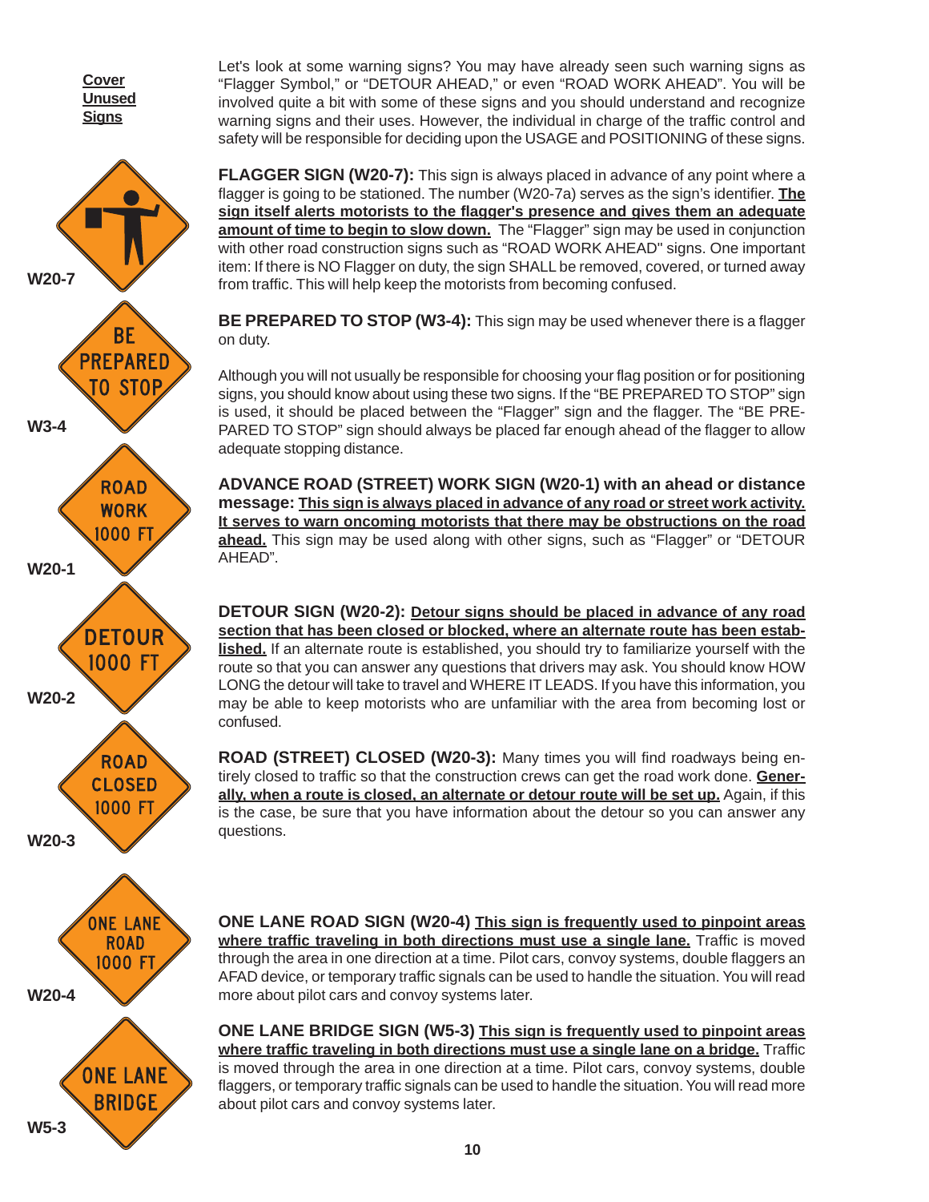**Cover Unused Signs**

Let's look at some warning signs? You may have already seen such warning signs as "Flagger Symbol," or "DETOUR AHEAD," or even "ROAD WORK AHEAD". You will be involved quite a bit with some of these signs and you should understand and recognize warning signs and their uses. However, the individual in charge of the traffic control and safety will be responsible for deciding upon the USAGE and POSITIONING of these signs.

W20-7

**FLAGGER SIGN (W20-7):** This sign is always placed in advance of any point where a flagger is going to be stationed. The number (W20-7a) serves as the sign's identifier. **The sign itself alerts motorists to the flagger's presence and gives them an adequate amount of time to begin to slow down.** The "Flagger" sign may be used in conjunction with other road construction signs such as "ROAD WORK AHEAD" signs. One important item: If there is NO Flagger on duty, the sign SHALL be removed, covered, or turned away from traffic. This will help keep the motorists from becoming confused.

BE PREPARED TO STOP

W3-4

**BE PREPARED TO STOP (W3-4):** This sign may be used whenever there is a flagger on duty.

Although you will not usually be responsible for choosing your flag position or for positioning signs, you should know about using these two signs. If the "BE PREPARED TO STOP" sign is used, it should be placed between the "Flagger" sign and the flagger. The "BE PREPARED TO STOP" sign should always be placed far enough ahead of the flagger to allow adequate stopping distance.

ROAD WORK 1000 FT

W20-1

**ADVANCE ROAD (STREET) WORK SIGN (W20-1) with an ahead or distance message: This sign is always placed in advance of any road or street work activity. It serves to warn oncoming motorists that there may be obstructions on the road ahead.** This sign may be used along with other signs, such as "Flagger" or "DETOUR AHEAD".

DETOUR 1000 FT

W20-2

**DETOUR SIGN (W20-2): Detour signs should be placed in advance of any road section that has been closed or blocked, where an alternate route has been established.** If an alternate route is established, you should try to familiarize yourself with the route so that you can answer any questions that drivers may ask. You should know HOW LONG the detour will take to travel and WHERE IT LEADS. If you have this information, you may be able to keep motorists who are unfamiliar with the area from becoming lost or confused.

ROAD CLOSED 1000 FT

W20-3

**ROAD (STREET) CLOSED (W20-3):** Many times you will find roadways being entirely closed to traffic so that the construction crews can get the road work done. **Generally, when a route is closed, an alternate or detour route will be set up.** Again, if this is the case, be sure that you have information about the detour so you can answer any questions.

ONE LANE ROAD 1000 FT

W20-4

**ONE LANE ROAD SIGN (W20-4) This sign is frequently used to pinpoint areas where traffic traveling in both directions must use a single lane.** Traffic is moved through the area in one direction at a time. Pilot cars, convoy systems, double flaggers an AFAD device, or temporary traffic signals can be used to handle the situation. You will read more about pilot cars and convoy systems later.

ONE LANE BRIDGE

W5-3

**ONE LANE BRIDGE SIGN (W5-3) This sign is frequently used to pinpoint areas where traffic traveling in both directions must use a single lane on a bridge.** Traffic is moved through the area in one direction at a time. Pilot cars, convoy systems, double flaggers, or temporary traffic signals can be used to handle the situation. You will read more about pilot cars and convoy systems later.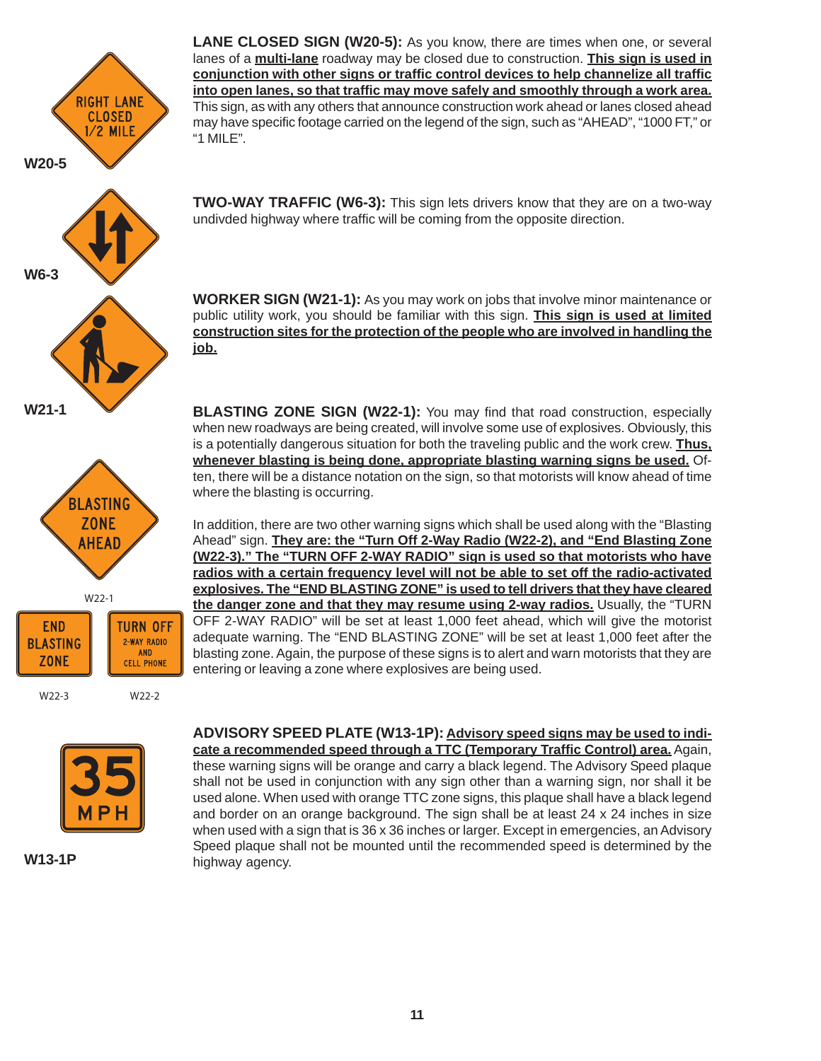**W20-5**

**LANE CLOSED SIGN (W20-5):** As you know, there are times when one, or several lanes of a **multi-lane** roadway may be closed due to construction. **This sign is used in conjunction with other signs or traffic control devices to help channelize all traffic into open lanes, so that traffic may move safely and smoothly through a work area.** This sign, as with any others that announce construction work ahead or lanes closed ahead may have specific footage carried on the legend of the sign, such as "AHEAD", "1000 FT," or "1 MILE".

**W6-3**

**TWO-WAY TRAFFIC (W6-3):** This sign lets drivers know that they are on a two-way undivded highway where traffic will be coming from the opposite direction.

**W21-1**

**WORKER SIGN (W21-1):** As you may work on jobs that involve minor maintenance or public utility work, you should be familiar with this sign. **This sign is used at limited construction sites for the protection of the people who are involved in handling the job.**

W22-1

W22-3

W22-2

**BLASTING ZONE SIGN (W22-1):** You may find that road construction, especially when new roadways are being created, will involve some use of explosives. Obviously, this is a potentially dangerous situation for both the traveling public and the work crew. **Thus, whenever blasting is being done, appropriate blasting warning signs be used.** Often, there will be a distance notation on the sign, so that motorists will know ahead of time where the blasting is occurring.

In addition, there are two other warning signs which shall be used along with the "Blasting Ahead" sign. **They are: the "Turn Off 2-Way Radio (W22-2), and "End Blasting Zone (W22-3)." The "TURN OFF 2-WAY RADIO" sign is used so that motorists who have radios with a certain frequency level will not be able to set off the radio-activated explosives. The "END BLASTING ZONE" is used to tell drivers that they have cleared the danger zone and that they may resume using 2-way radios.** Usually, the "TURN OFF 2-WAY RADIO" will be set at least 1,000 feet ahead, which will give the motorist adequate warning. The "END BLASTING ZONE" will be set at least 1,000 feet after the blasting zone. Again, the purpose of these signs is to alert and warn motorists that they are entering or leaving a zone where explosives are being used.

**W13-1P**

**ADVISORY SPEED PLATE (W13-1P): Advisory speed signs may be used to indicate a recommended speed through a TTC (Temporary Traffic Control) area.** Again, these warning signs will be orange and carry a black legend. The Advisory Speed plaque shall not be used in conjunction with any sign other than a warning sign, nor shall it be used alone. When used with orange TTC zone signs, this plaque shall have a black legend and border on an orange background. The sign shall be at least 24 x 24 inches in size when used with a sign that is 36 x 36 inches or larger. Except in emergencies, an Advisory Speed plaque shall not be mounted until the recommended speed is determined by the highway agency.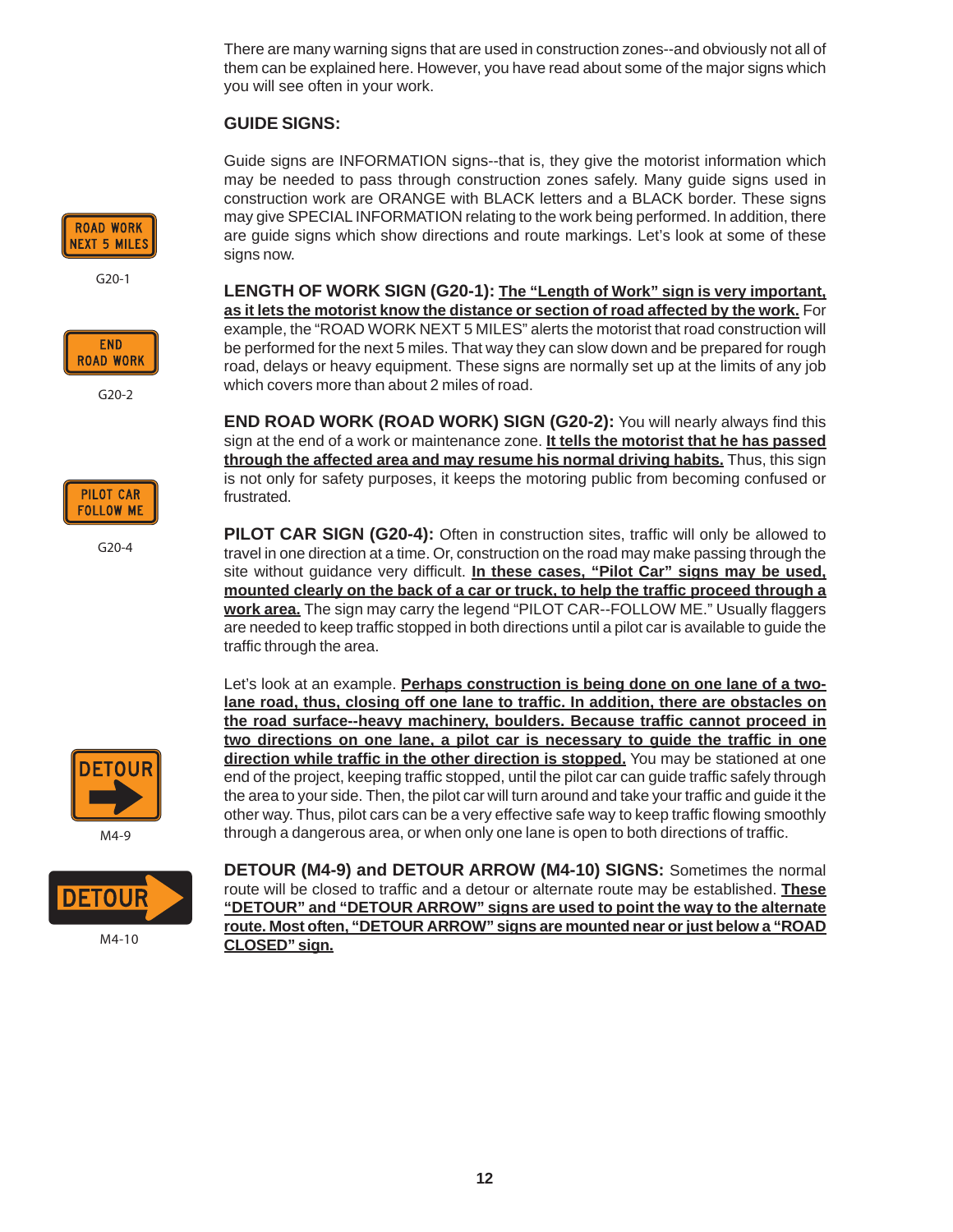There are many warning signs that are used in construction zones--and obviously not all of them can be explained here. However, you have read about some of the major signs which you will see often in your work.

## GUIDE SIGNS:

Guide signs are INFORMATION signs--that is, they give the motorist information which may be needed to pass through construction zones safely. Many guide signs used in construction work are ORANGE with BLACK letters and a BLACK border. These signs may give SPECIAL INFORMATION relating to the work being performed. In addition, there are guide signs which show directions and route markings. Let's look at some of these signs now.

ROAD WORK NEXT 5 MILES

G20-1

**LENGTH OF WORK SIGN (G20-1):** **The "Length of Work" sign is very important, as it lets the motorist know the distance or section of road affected by the work.** For example, the "ROAD WORK NEXT 5 MILES" alerts the motorist that road construction will be performed for the next 5 miles. That way they can slow down and be prepared for rough road, delays or heavy equipment. These signs are normally set up at the limits of any job which covers more than about 2 miles of road.

END ROAD WORK

G20-2

**END ROAD WORK (ROAD WORK) SIGN (G20-2):** You will nearly always find this sign at the end of a work or maintenance zone. **It tells the motorist that he has passed through the affected area and may resume his normal driving habits.** Thus, this sign is not only for safety purposes, it keeps the motoring public from becoming confused or frustrated.

PILOT CAR FOLLOW ME

G20-4

**PILOT CAR SIGN (G20-4):** Often in construction sites, traffic will only be allowed to travel in one direction at a time. Or, construction on the road may make passing through the site without guidance very difficult. **In these cases, "Pilot Car" signs may be used, mounted clearly on the back of a car or truck, to help the traffic proceed through a work area.** The sign may carry the legend "PILOT CAR--FOLLOW ME." Usually flaggers are needed to keep traffic stopped in both directions until a pilot car is available to guide the traffic through the area.

Let's look at an example. **Perhaps construction is being done on one lane of a two-lane road, thus, closing off one lane to traffic. In addition, there are obstacles on the road surface--heavy machinery, boulders. Because traffic cannot proceed in two directions on one lane, a pilot car is necessary to guide the traffic in one direction while traffic in the other direction is stopped.** You may be stationed at one end of the project, keeping traffic stopped, until the pilot car can guide traffic safely through the area to your side. Then, the pilot car will turn around and take your traffic and guide it the other way. Thus, pilot cars can be a very effective safe way to keep traffic flowing smoothly through a dangerous area, or when only one lane is open to both directions of traffic.

DETOUR

M4-9

DETOUR

M4-10

**DETOUR (M4-9) and DETOUR ARROW (M4-10) SIGNS:** Sometimes the normal route will be closed to traffic and a detour or alternate route may be established. **These "DETOUR" and "DETOUR ARROW" signs are used to point the way to the alternate route. Most often, "DETOUR ARROW" signs are mounted near or just below a "ROAD CLOSED" sign.**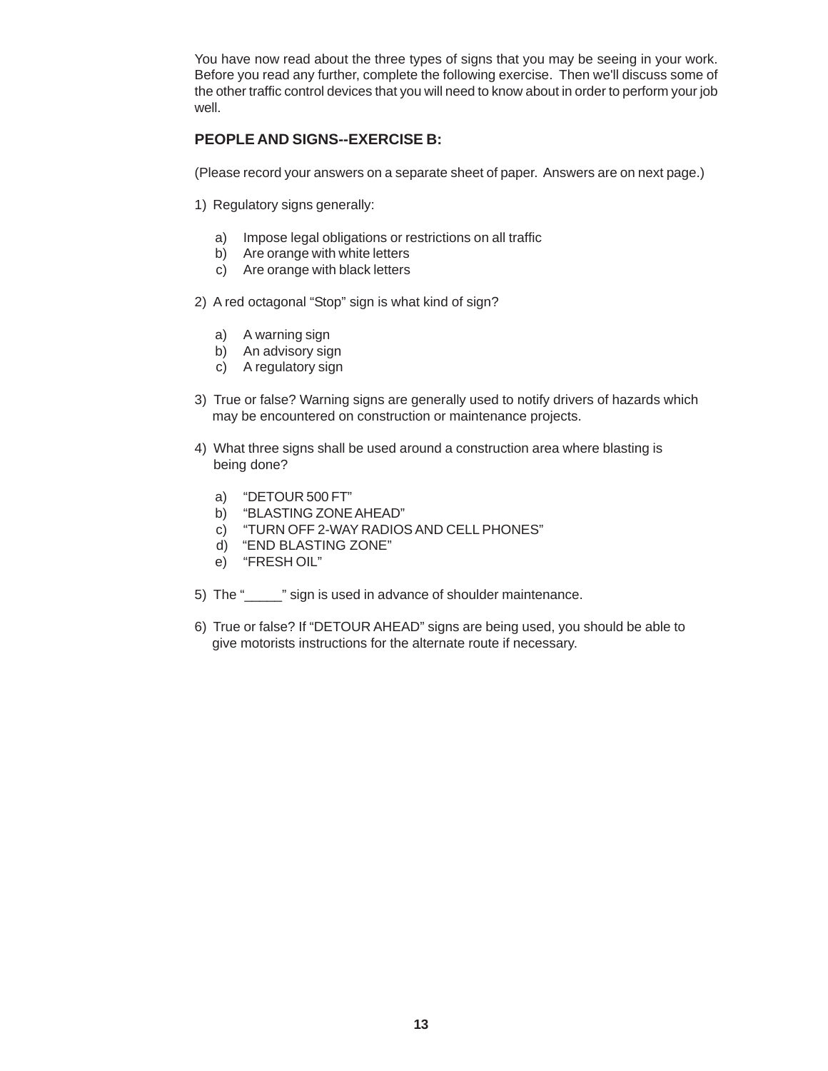You have now read about the three types of signs that you may be seeing in your work. Before you read any further, complete the following exercise. Then we'll discuss some of the other traffic control devices that you will need to know about in order to perform your job well.

### PEOPLE AND SIGNS--EXERCISE B:

(Please record your answers on a separate sheet of paper. Answers are on next page.)

1) Regulatory signs generally:

   a) Impose legal obligations or restrictions on all traffic
   b) Are orange with white letters
   c) Are orange with black letters

2) A red octagonal “Stop” sign is what kind of sign?

   a) A warning sign
   b) An advisory sign
   c) A regulatory sign

3) True or false? Warning signs are generally used to notify drivers of hazards which may be encountered on construction or maintenance projects.

4) What three signs shall be used around a construction area where blasting is being done?

   a) “DETOUR 500 FT”
   b) “BLASTING ZONE AHEAD”
   c) “TURN OFF 2-WAY RADIOS AND CELL PHONES”
   d) “END BLASTING ZONE”
   e) “FRESH OIL”

5) The “_____” sign is used in advance of shoulder maintenance.

6) True or false? If “DETOUR AHEAD” signs are being used, you should be able to give motorists instructions for the alternate route if necessary.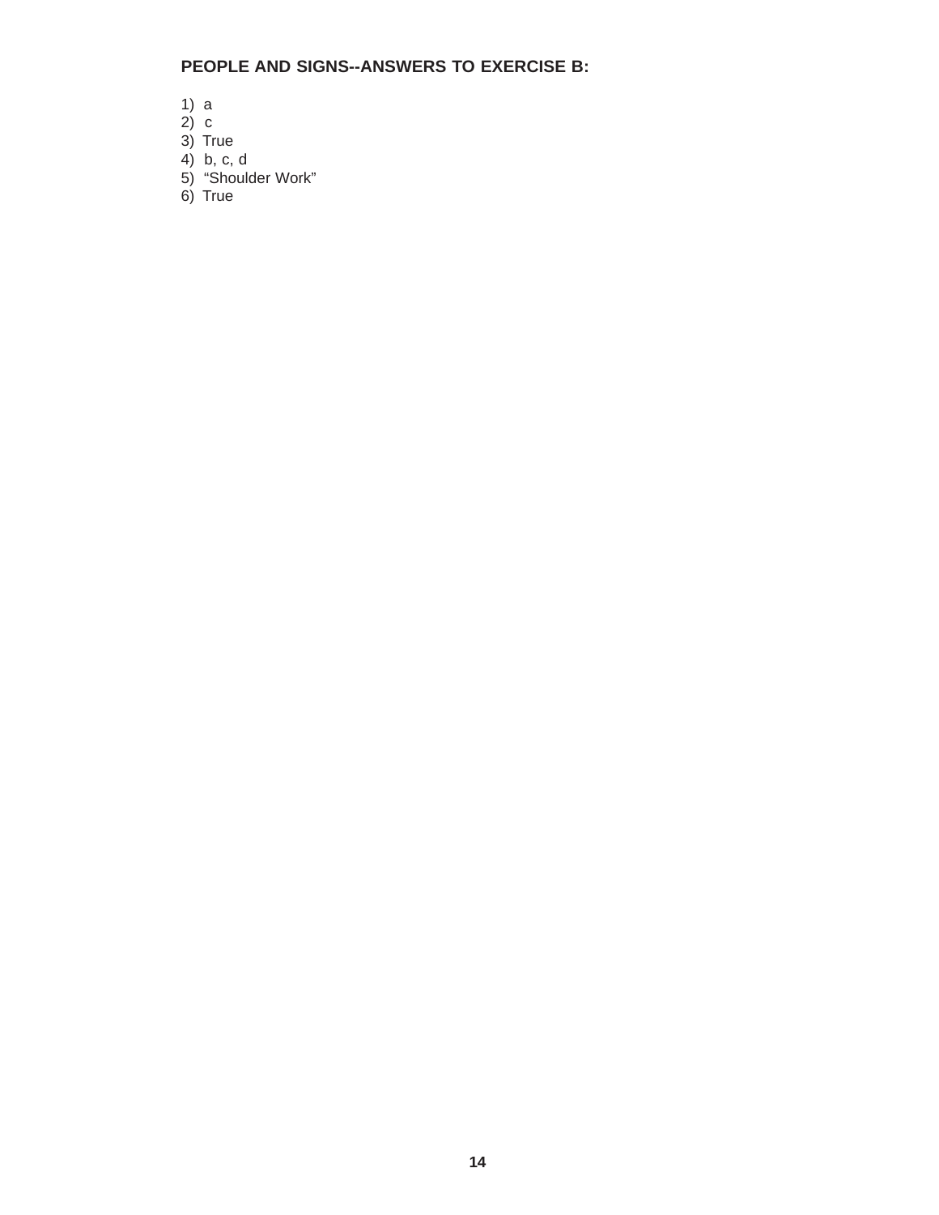**PEOPLE AND SIGNS--ANSWERS TO EXERCISE B:**

1) a
2) c
3) True
4) b, c, d
5) “Shoulder Work”
6) True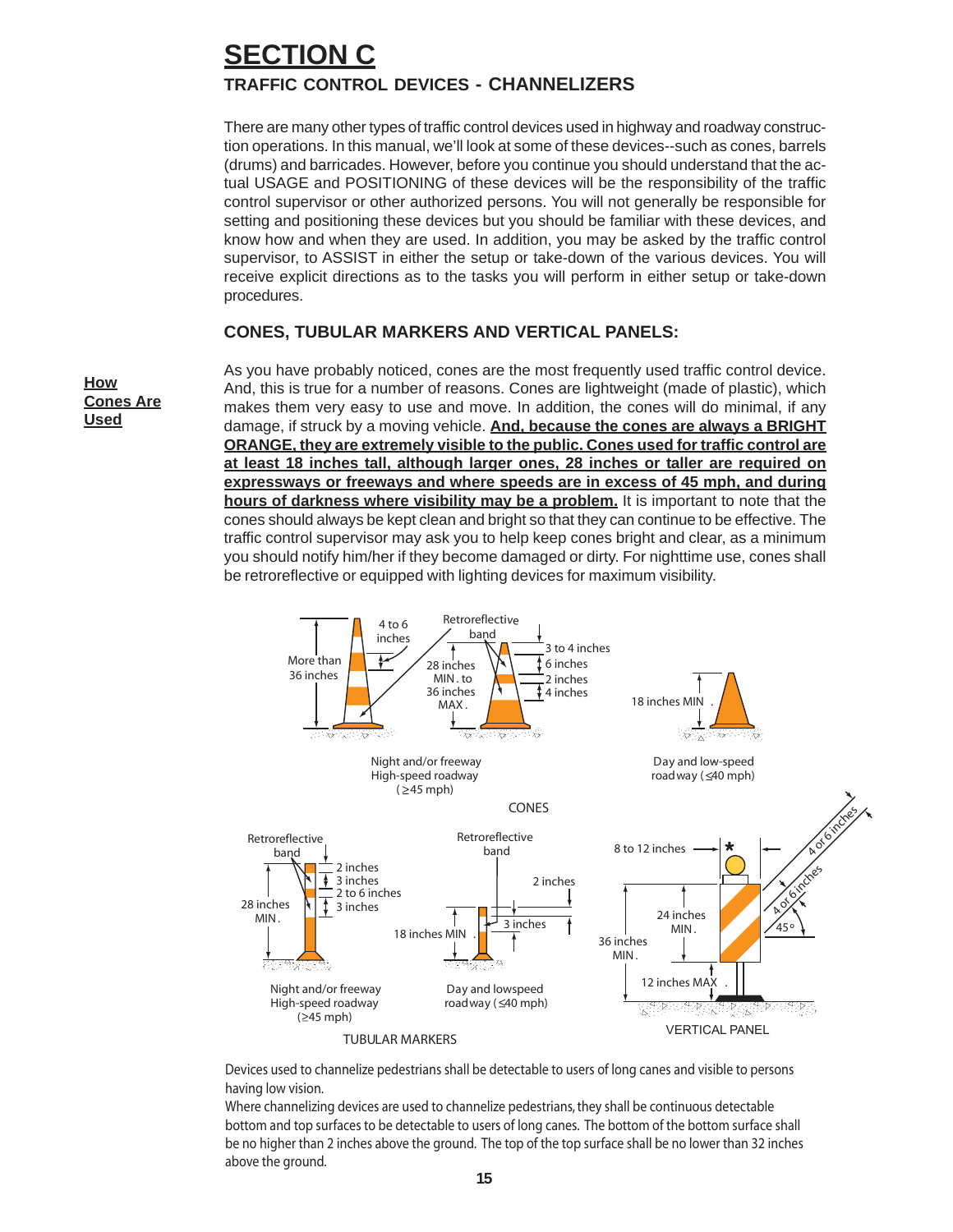# SECTION C

## TRAFFIC CONTROL DEVICES - CHANNELIZERS

There are many other types of traffic control devices used in highway and roadway construction operations. In this manual, we'll look at some of these devices--such as cones, barrels (drums) and barricades. However, before you continue you should understand that the actual USAGE and POSITIONING of these devices will be the responsibility of the traffic control supervisor or other authorized persons. You will not generally be responsible for setting and positioning these devices but you should be familiar with these devices, and know how and when they are used. In addition, you may be asked by the traffic control supervisor, to ASSIST in either the setup or take-down of the various devices. You will receive explicit directions as to the tasks you will perform in either setup or take-down procedures.

### CONES, TUBULAR MARKERS AND VERTICAL PANELS:

**How Cones Are Used**

As you have probably noticed, cones are the most frequently used traffic control device. And, this is true for a number of reasons. Cones are lightweight (made of plastic), which makes them very easy to use and move. In addition, the cones will do minimal, if any damage, if struck by a moving vehicle. **And, because the cones are always a BRIGHT ORANGE, they are extremely visible to the public. Cones used for traffic control are at least 18 inches tall, although larger ones, 28 inches or taller are required on expressways or freeways and where speeds are in excess of 45 mph, and during hours of darkness where visibility may be a problem.** It is important to note that the cones should always be kept clean and bright so that they can continue to be effective. The traffic control supervisor may ask you to help keep cones bright and clear, as a minimum you should notify him/her if they become damaged or dirty. For nighttime use, cones shall be retroreflective or equipped with lighting devices for maximum visibility.

Night and/or freeway High-speed roadway (≥45 mph)

Day and low-speed roadway (≤40 mph)

CONES

Night and/or freeway High-speed roadway (≥45 mph)

Day and lowspeed roadway (≤40 mph)

TUBULAR MARKERS

VERTICAL PANEL

Devices used to channelize pedestrians shall be detectable to users of long canes and visible to persons having low vision.

Where channelizing devices are used to channelize pedestrians, they shall be continuous detectable bottom and top surfaces to be detectable to users of long canes. The bottom of the bottom surface shall be no higher than 2 inches above the ground. The top of the top surface shall be no lower than 32 inches above the ground.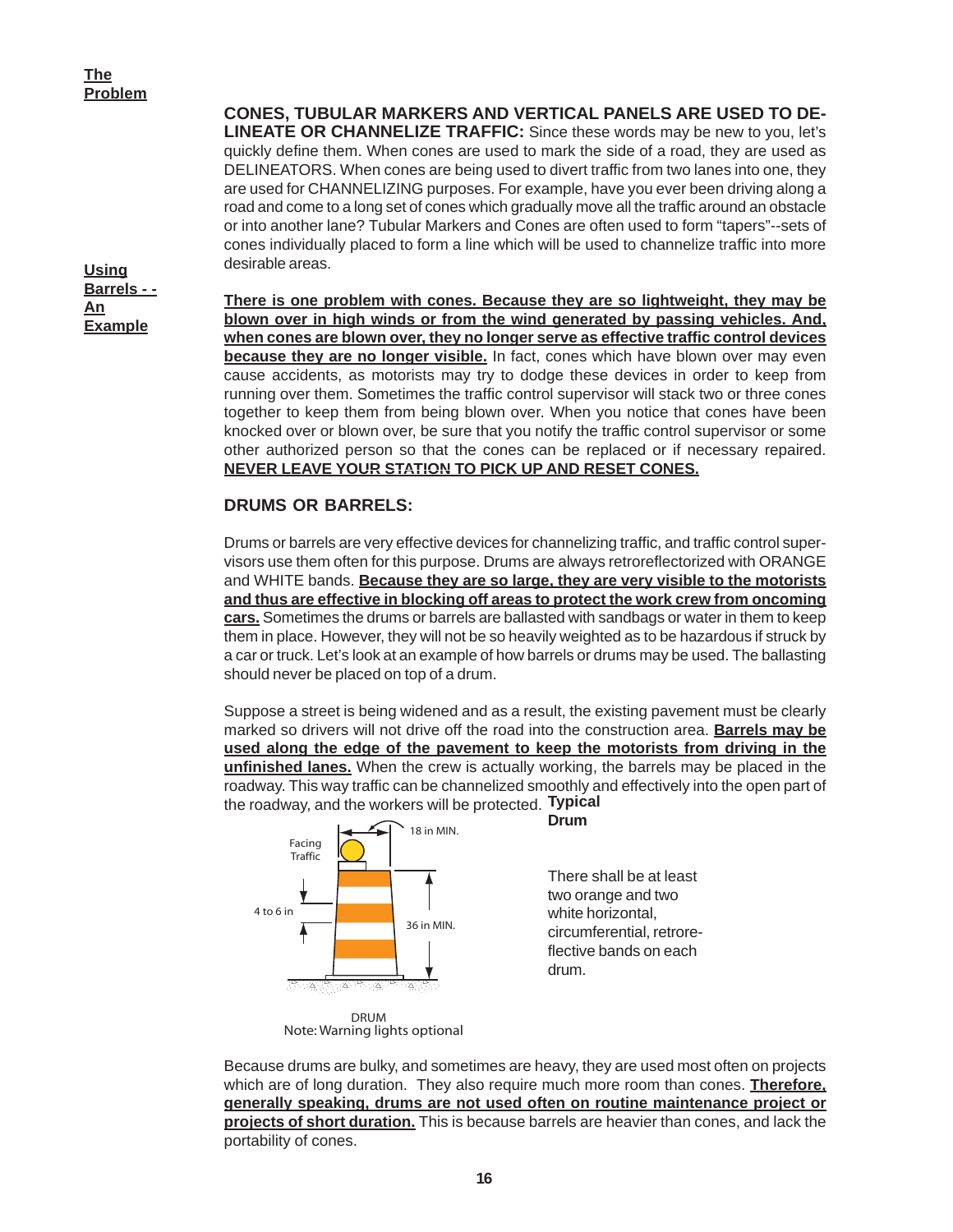**The Problem**

**CONES, TUBULAR MARKERS AND VERTICAL PANELS ARE USED TO DELINEATE OR CHANNELIZE TRAFFIC:** Since these words may be new to you, let's quickly define them. When cones are used to mark the side of a road, they are used as DELINEATORS. When cones are being used to divert traffic from two lanes into one, they are used for CHANNELIZING purposes. For example, have you ever been driving along a road and come to a long set of cones which gradually move all the traffic around an obstacle or into another lane? Tubular Markers and Cones are often used to form "tapers"--sets of cones individually placed to form a line which will be used to channelize traffic into more desirable areas.

**There is one problem with cones. Because they are so lightweight, they may be blown over in high winds or from the wind generated by passing vehicles. And, when cones are blown over, they no longer serve as effective traffic control devices because they are no longer visible.** In fact, cones which have blown over may even cause accidents, as motorists may try to dodge these devices in order to keep from running over them. Sometimes the traffic control supervisor will stack two or three cones together to keep them from being blown over. When you notice that cones have been knocked over or blown over, be sure that you notify the traffic control supervisor or some other authorized person so that the cones can be replaced or if necessary repaired. **NEVER LEAVE YOUR STATION TO PICK UP AND RESET CONES.**

## DRUMS OR BARRELS:

Drums or barrels are very effective devices for channelizing traffic, and traffic control supervisors use them often for this purpose. Drums are always retroreflectorized with ORANGE and WHITE bands. **Because they are so large, they are very visible to the motorists and thus are effective in blocking off areas to protect the work crew from oncoming cars.** Sometimes the drums or barrels are ballasted with sandbags or water in them to keep them in place. However, they will not be so heavily weighted as to be hazardous if struck by a car or truck. Let's look at an example of how barrels or drums may be used. The ballasting should never be placed on top of a drum.

**Using Barrels - - An Example**

Suppose a street is being widened and as a result, the existing pavement must be clearly marked so drivers will not drive off the road into the construction area. **Barrels may be used along the edge of the pavement to keep the motorists from driving in the unfinished lanes.** When the crew is actually working, the barrels may be placed in the roadway. This way traffic can be channelized smoothly and effectively into the open part of the roadway, and the workers will be protected.

**Typical Drum**

Facing Traffic

18 in MIN.

4 to 6 in

36 in MIN.

DRUM
Note: Warning lights optional

There shall be at least two orange and two white horizontal, circumferential, retroreflective bands on each drum.

Because drums are bulky, and sometimes are heavy, they are used most often on projects which are of long duration. They also require much more room than cones. **Therefore, generally speaking, drums are not used often on routine maintenance project or projects of short duration.** This is because barrels are heavier than cones, and lack the portability of cones.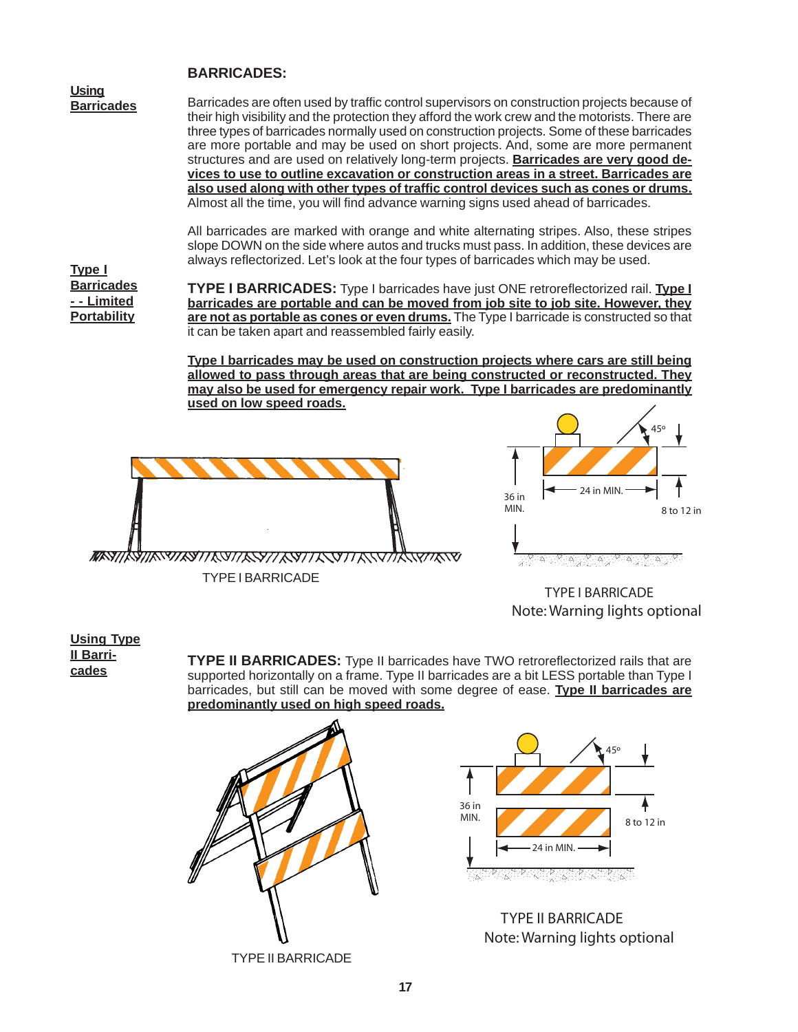## BARRICADES:

**Using Barricades**

Barricades are often used by traffic control supervisors on construction projects because of their high visibility and the protection they afford the work crew and the motorists. There are three types of barricades normally used on construction projects. Some of these barricades are more portable and may be used on short projects. And, some are more permanent structures and are used on relatively long-term projects. **Barricades are very good devices to use to outline excavation or construction areas in a street. Barricades are also used along with other types of traffic control devices such as cones or drums.** Almost all the time, you will find advance warning signs used ahead of barricades.

All barricades are marked with orange and white alternating stripes. Also, these stripes slope DOWN on the side where autos and trucks must pass. In addition, these devices are always reflectorized. Let's look at the four types of barricades which may be used.

**Type I Barricades - - Limited Portability**

**TYPE I BARRICADES:** Type I barricades have just ONE retroreflectorized rail. **Type I barricades are portable and can be moved from job site to job site. However, they are not as portable as cones or even drums.** The Type I barricade is constructed so that it can be taken apart and reassembled fairly easily.

**Type I barricades may be used on construction projects where cars are still being allowed to pass through areas that are being constructed or reconstructed. They may also be used for emergency repair work. Type I barricades are predominantly used on low speed roads.**

TYPE I BARRICADE

45° | 36 in MIN. | 24 in MIN. | 8 to 12 in

TYPE I BARRICADE
Note: Warning lights optional

**Using Type II Barricades**

**TYPE II BARRICADES:** Type II barricades have TWO retroreflectorized rails that are supported horizontally on a frame. Type II barricades are a bit LESS portable than Type I barricades, but still can be moved with some degree of ease. **Type II barricades are predominantly used on high speed roads.**

TYPE II BARRICADE

45° | 36 in MIN. | 8 to 12 in | 24 in MIN.

TYPE II BARRICADE
Note: Warning lights optional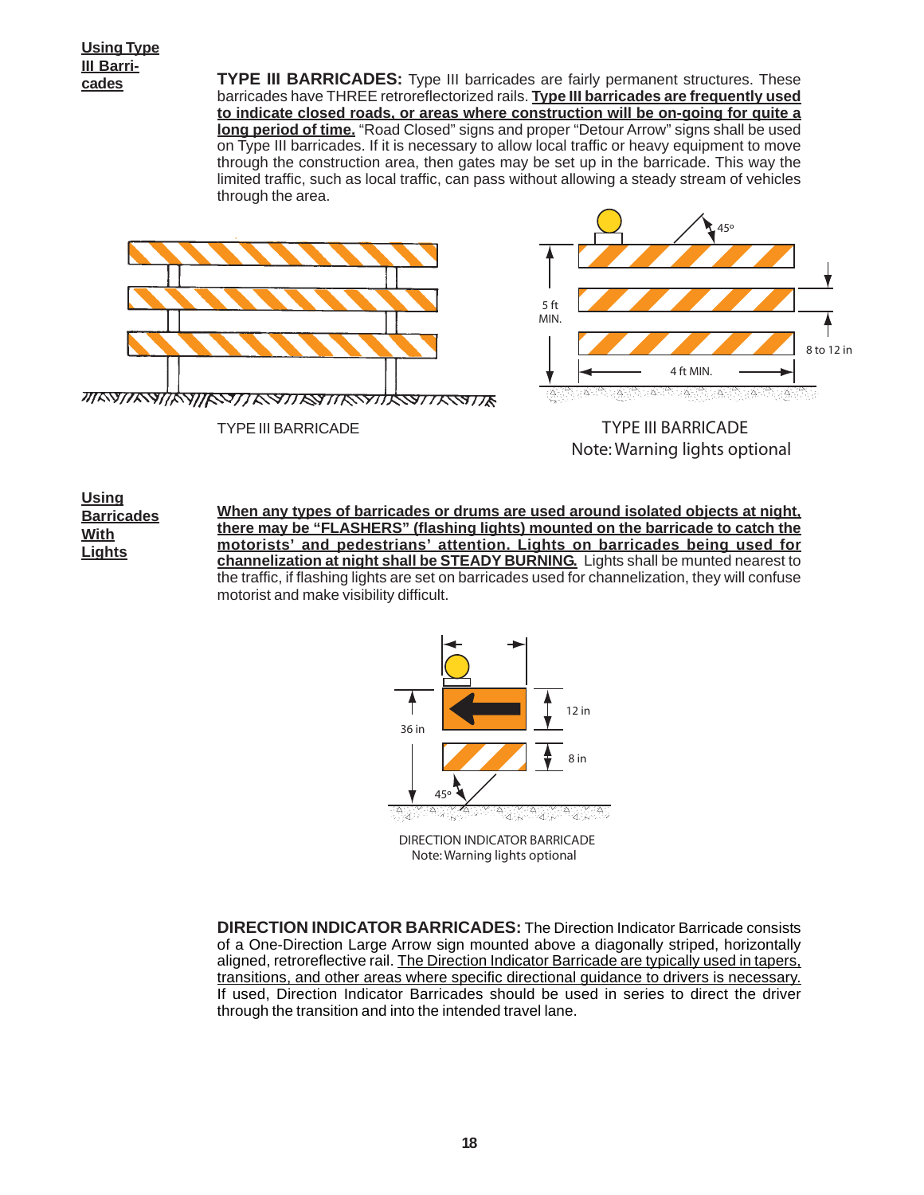**Using Type III Barricades**

**TYPE III BARRICADES:** Type III barricades are fairly permanent structures. These barricades have THREE retroreflectorized rails. **Type III barricades are frequently used to indicate closed roads, or areas where construction will be on-going for quite a long period of time.** "Road Closed" signs and proper "Detour Arrow" signs shall be used on Type III barricades. If it is necessary to allow local traffic or heavy equipment to move through the construction area, then gates may be set up in the barricade. This way the limited traffic, such as local traffic, can pass without allowing a steady stream of vehicles through the area.

TYPE III BARRICADE

45°

5 ft MIN.

8 to 12 in

4 ft MIN.

TYPE III BARRICADE
Note: Warning lights optional

**Using Barricades With Lights**

**When any types of barricades or drums are used around isolated objects at night, there may be "FLASHERS" (flashing lights) mounted on the barricade to catch the motorists' and pedestrians' attention. Lights on barricades being used for channelization at night shall be STEADY BURNING.** Lights shall be munted nearest to the traffic, if flashing lights are set on barricades used for channelization, they will confuse motorist and make visibility difficult.

36 in

12 in

8 in

45°

DIRECTION INDICATOR BARRICADE
Note: Warning lights optional

**DIRECTION INDICATOR BARRICADES:** The Direction Indicator Barricade consists of a One-Direction Large Arrow sign mounted above a diagonally striped, horizontally aligned, retroreflective rail. The Direction Indicator Barricade are typically used in tapers, transitions, and other areas where specific directional guidance to drivers is necessary. If used, Direction Indicator Barricades should be used in series to direct the driver through the transition and into the intended travel lane.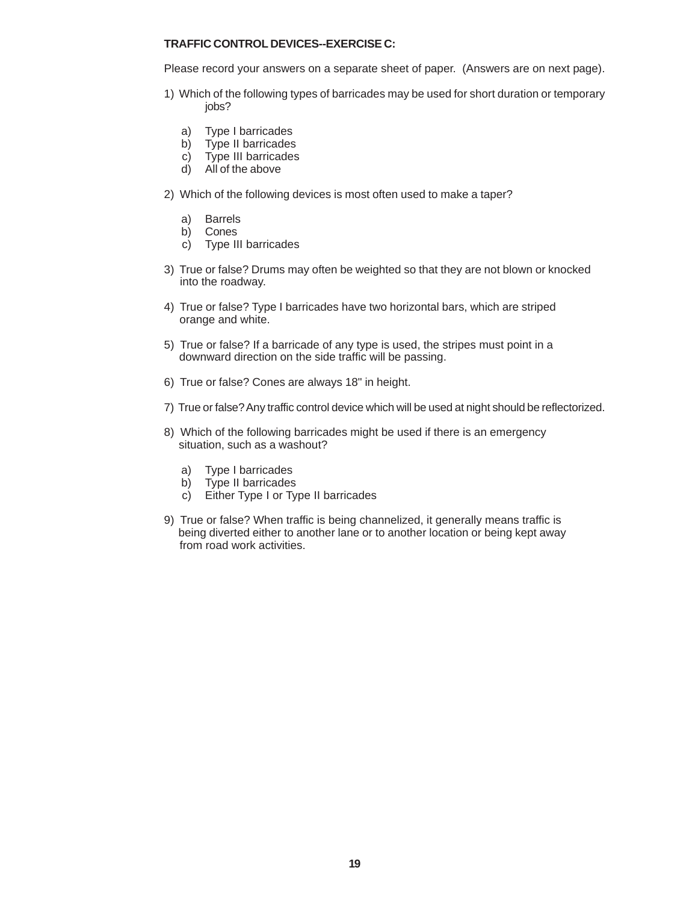**TRAFFIC CONTROL DEVICES--EXERCISE C:**

Please record your answers on a separate sheet of paper. (Answers are on next page).

1) Which of the following types of barricades may be used for short duration or temporary jobs?

   a) Type I barricades
   b) Type II barricades
   c) Type III barricades
   d) All of the above

2) Which of the following devices is most often used to make a taper?

   a) Barrels
   b) Cones
   c) Type III barricades

3) True or false? Drums may often be weighted so that they are not blown or knocked into the roadway.

4) True or false? Type I barricades have two horizontal bars, which are striped orange and white.

5) True or false? If a barricade of any type is used, the stripes must point in a downward direction on the side traffic will be passing.

6) True or false? Cones are always 18" in height.

7) True or false? Any traffic control device which will be used at night should be reflectorized.

8) Which of the following barricades might be used if there is an emergency situation, such as a washout?

   a) Type I barricades
   b) Type II barricades
   c) Either Type I or Type II barricades

9) True or false? When traffic is being channelized, it generally means traffic is being diverted either to another lane or to another location or being kept away from road work activities.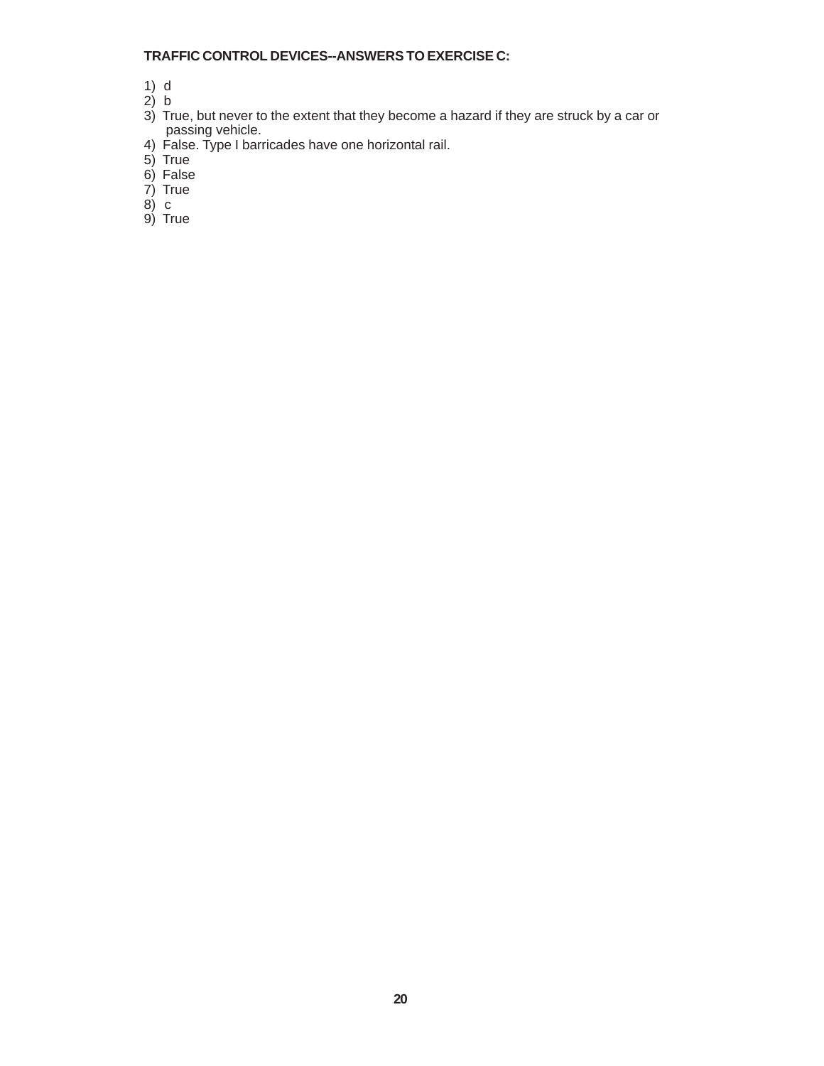**TRAFFIC CONTROL DEVICES--ANSWERS TO EXERCISE C:**

1) d
2) b
3) True, but never to the extent that they become a hazard if they are struck by a car or passing vehicle.
4) False. Type I barricades have one horizontal rail.
5) True
6) False
7) True
8) c
9) True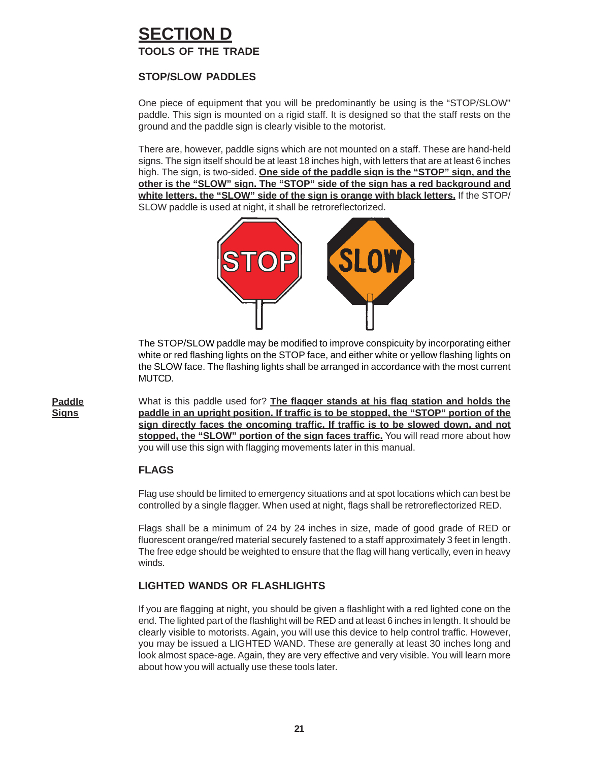# SECTION D

## TOOLS OF THE TRADE

### STOP/SLOW PADDLES

One piece of equipment that you will be predominantly be using is the "STOP/SLOW" paddle. This sign is mounted on a rigid staff. It is designed so that the staff rests on the ground and the paddle sign is clearly visible to the motorist.

There are, however, paddle signs which are not mounted on a staff. These are hand-held signs. The sign itself should be at least 18 inches high, with letters that are at least 6 inches high. The sign, is two-sided. **One side of the paddle sign is the "STOP" sign, and the other is the "SLOW" sign. The "STOP" side of the sign has a red background and white letters, the "SLOW" side of the sign is orange with black letters.** If the STOP/SLOW paddle is used at night, it shall be retroreflectorized.

The STOP/SLOW paddle may be modified to improve conspicuity by incorporating either white or red flashing lights on the STOP face, and either white or yellow flashing lights on the SLOW face. The flashing lights shall be arranged in accordance with the most current MUTCD.

**Paddle Signs**

What is this paddle used for? **The flagger stands at his flag station and holds the paddle in an upright position. If traffic is to be stopped, the "STOP" portion of the sign directly faces the oncoming traffic. If traffic is to be slowed down, and not stopped, the "SLOW" portion of the sign faces traffic.** You will read more about how you will use this sign with flagging movements later in this manual.

### FLAGS

Flag use should be limited to emergency situations and at spot locations which can best be controlled by a single flagger. When used at night, flags shall be retroreflectorized RED.

Flags shall be a minimum of 24 by 24 inches in size, made of good grade of RED or fluorescent orange/red material securely fastened to a staff approximately 3 feet in length. The free edge should be weighted to ensure that the flag will hang vertically, even in heavy winds.

### LIGHTED WANDS OR FLASHLIGHTS

If you are flagging at night, you should be given a flashlight with a red lighted cone on the end. The lighted part of the flashlight will be RED and at least 6 inches in length. It should be clearly visible to motorists. Again, you will use this device to help control traffic. However, you may be issued a LIGHTED WAND. These are generally at least 30 inches long and look almost space-age. Again, they are very effective and very visible. You will learn more about how you will actually use these tools later.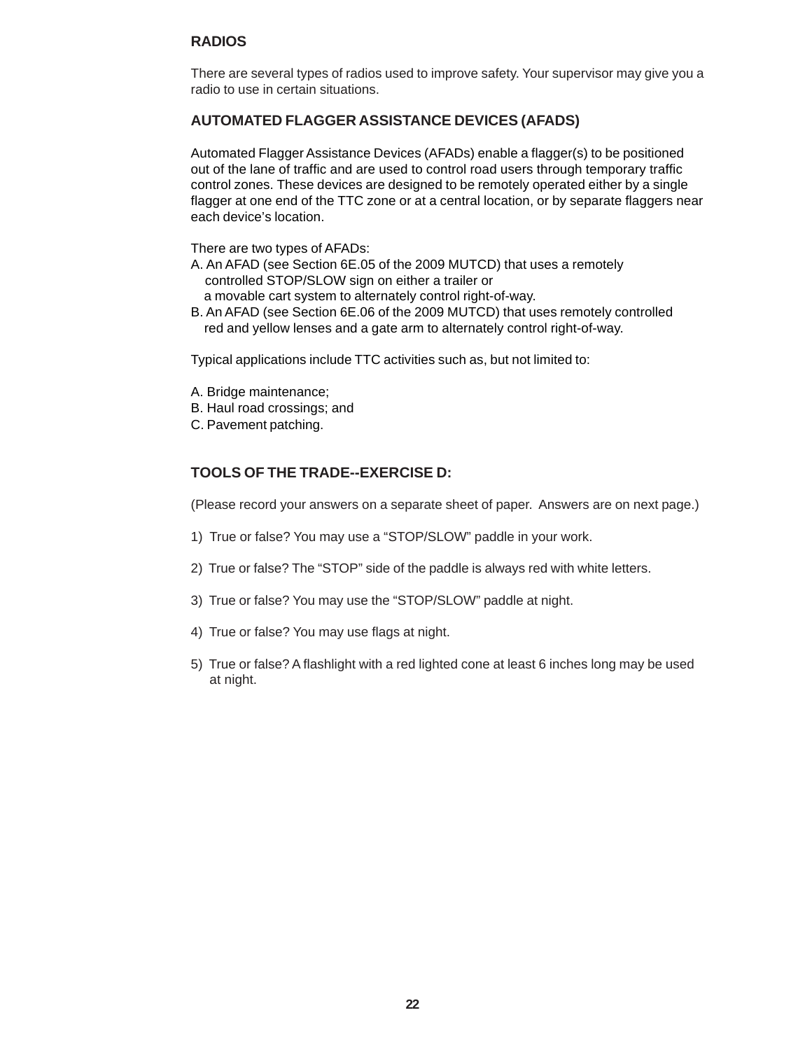## RADIOS

There are several types of radios used to improve safety. Your supervisor may give you a radio to use in certain situations.

## AUTOMATED FLAGGER ASSISTANCE DEVICES (AFADS)

Automated Flagger Assistance Devices (AFADs) enable a flagger(s) to be positioned out of the lane of traffic and are used to control road users through temporary traffic control zones. These devices are designed to be remotely operated either by a single flagger at one end of the TTC zone or at a central location, or by separate flaggers near each device's location.

There are two types of AFADs:

A. An AFAD (see Section 6E.05 of the 2009 MUTCD) that uses a remotely controlled STOP/SLOW sign on either a trailer or a movable cart system to alternately control right-of-way.

B. An AFAD (see Section 6E.06 of the 2009 MUTCD) that uses remotely controlled red and yellow lenses and a gate arm to alternately control right-of-way.

Typical applications include TTC activities such as, but not limited to:

A. Bridge maintenance;
B. Haul road crossings; and
C. Pavement patching.

## TOOLS OF THE TRADE--EXERCISE D:

(Please record your answers on a separate sheet of paper. Answers are on next page.)

1) True or false? You may use a "STOP/SLOW" paddle in your work.

2) True or false? The "STOP" side of the paddle is always red with white letters.

3) True or false? You may use the "STOP/SLOW" paddle at night.

4) True or false? You may use flags at night.

5) True or false? A flashlight with a red lighted cone at least 6 inches long may be used at night.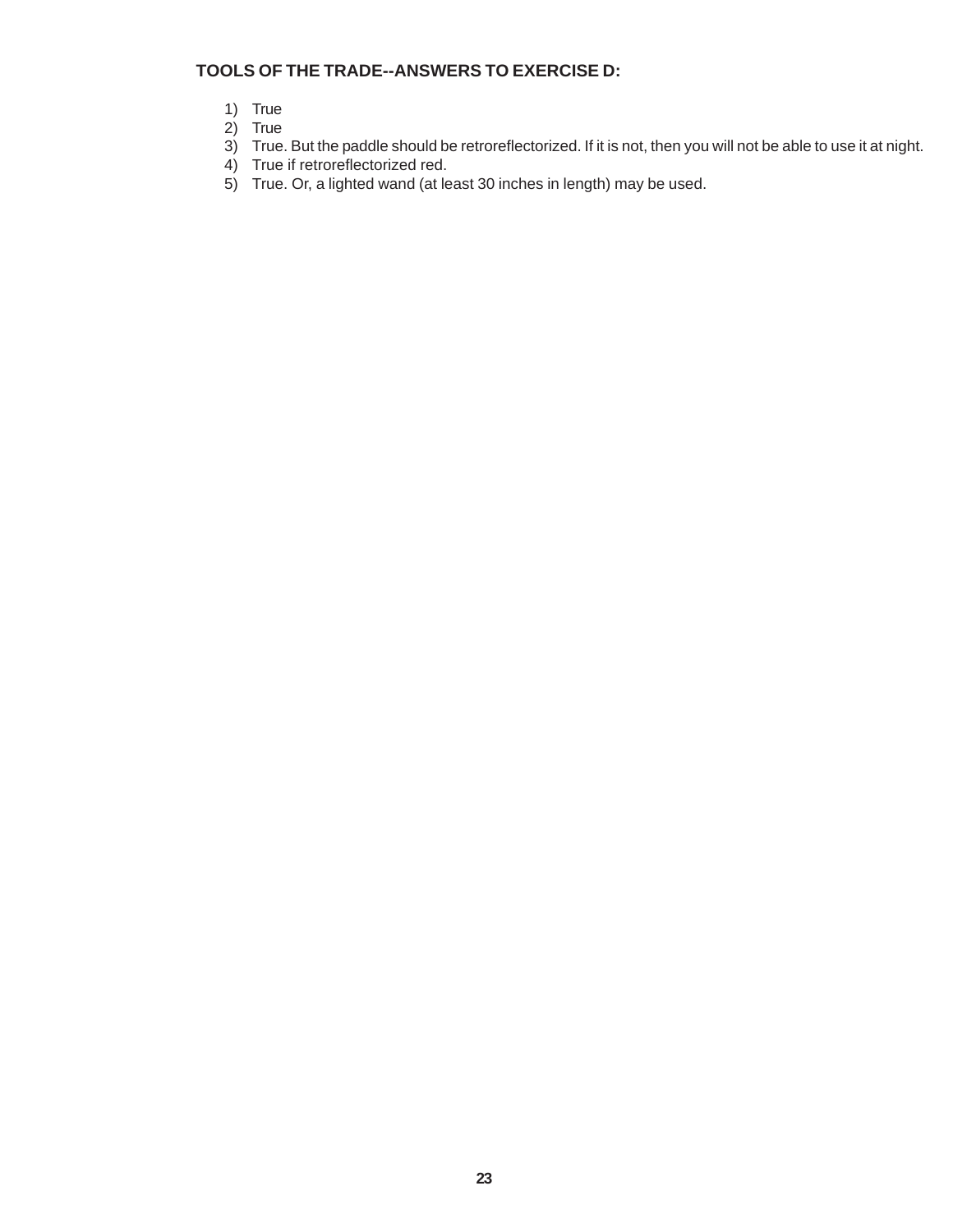**TOOLS OF THE TRADE--ANSWERS TO EXERCISE D:**

1) True
2) True
3) True. But the paddle should be retroreflectorized. If it is not, then you will not be able to use it at night.
4) True if retroreflectorized red.
5) True. Or, a lighted wand (at least 30 inches in length) may be used.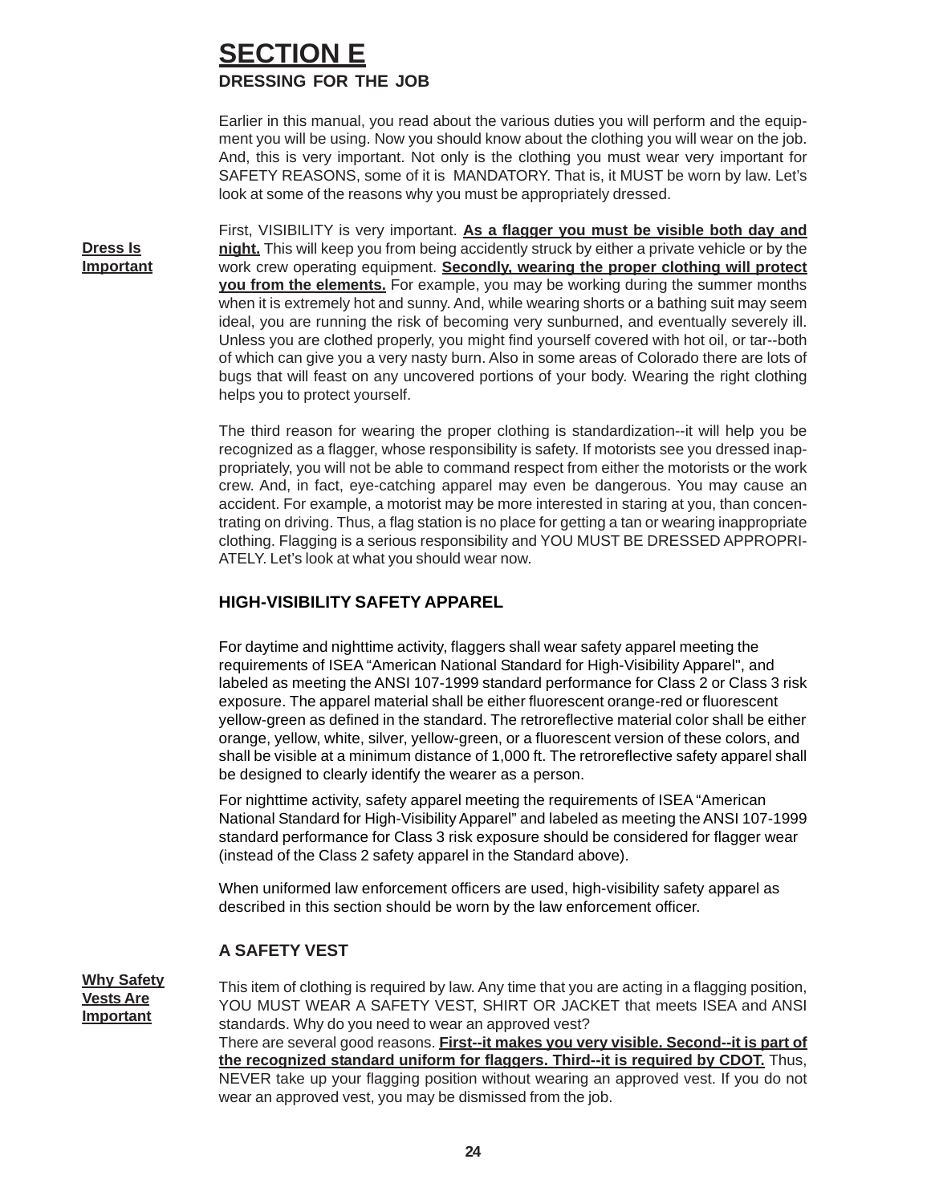# SECTION E

## DRESSING FOR THE JOB

Earlier in this manual, you read about the various duties you will perform and the equipment you will be using. Now you should know about the clothing you will wear on the job. And, this is very important. Not only is the clothing you must wear very important for SAFETY REASONS, some of it is MANDATORY. That is, it MUST be worn by law. Let's look at some of the reasons why you must be appropriately dressed.

**Dress Is Important**

First, VISIBILITY is very important. **As a flagger you must be visible both day and night.** This will keep you from being accidently struck by either a private vehicle or by the work crew operating equipment. **Secondly, wearing the proper clothing will protect you from the elements.** For example, you may be working during the summer months when it is extremely hot and sunny. And, while wearing shorts or a bathing suit may seem ideal, you are running the risk of becoming very sunburned, and eventually severely ill. Unless you are clothed properly, you might find yourself covered with hot oil, or tar--both of which can give you a very nasty burn. Also in some areas of Colorado there are lots of bugs that will feast on any uncovered portions of your body. Wearing the right clothing helps you to protect yourself.

The third reason for wearing the proper clothing is standardization--it will help you be recognized as a flagger, whose responsibility is safety. If motorists see you dressed inappropriately, you will not be able to command respect from either the motorists or the work crew. And, in fact, eye-catching apparel may even be dangerous. You may cause an accident. For example, a motorist may be more interested in staring at you, than concentrating on driving. Thus, a flag station is no place for getting a tan or wearing inappropriate clothing. Flagging is a serious responsibility and YOU MUST BE DRESSED APPROPRIATELY. Let's look at what you should wear now.

### HIGH-VISIBILITY SAFETY APPAREL

For daytime and nighttime activity, flaggers shall wear safety apparel meeting the requirements of ISEA "American National Standard for High-Visibility Apparel", and labeled as meeting the ANSI 107-1999 standard performance for Class 2 or Class 3 risk exposure. The apparel material shall be either fluorescent orange-red or fluorescent yellow-green as defined in the standard. The retroreflective material color shall be either orange, yellow, white, silver, yellow-green, or a fluorescent version of these colors, and shall be visible at a minimum distance of 1,000 ft. The retroreflective safety apparel shall be designed to clearly identify the wearer as a person.

For nighttime activity, safety apparel meeting the requirements of ISEA "American National Standard for High-Visibility Apparel" and labeled as meeting the ANSI 107-1999 standard performance for Class 3 risk exposure should be considered for flagger wear (instead of the Class 2 safety apparel in the Standard above).

When uniformed law enforcement officers are used, high-visibility safety apparel as described in this section should be worn by the law enforcement officer.

### A SAFETY VEST

**Why Safety Vests Are Important**

This item of clothing is required by law. Any time that you are acting in a flagging position, YOU MUST WEAR A SAFETY VEST, SHIRT OR JACKET that meets ISEA and ANSI standards. Why do you need to wear an approved vest?

There are several good reasons. **First--it makes you very visible. Second--it is part of the recognized standard uniform for flaggers. Third--it is required by CDOT.** Thus, NEVER take up your flagging position without wearing an approved vest. If you do not wear an approved vest, you may be dismissed from the job.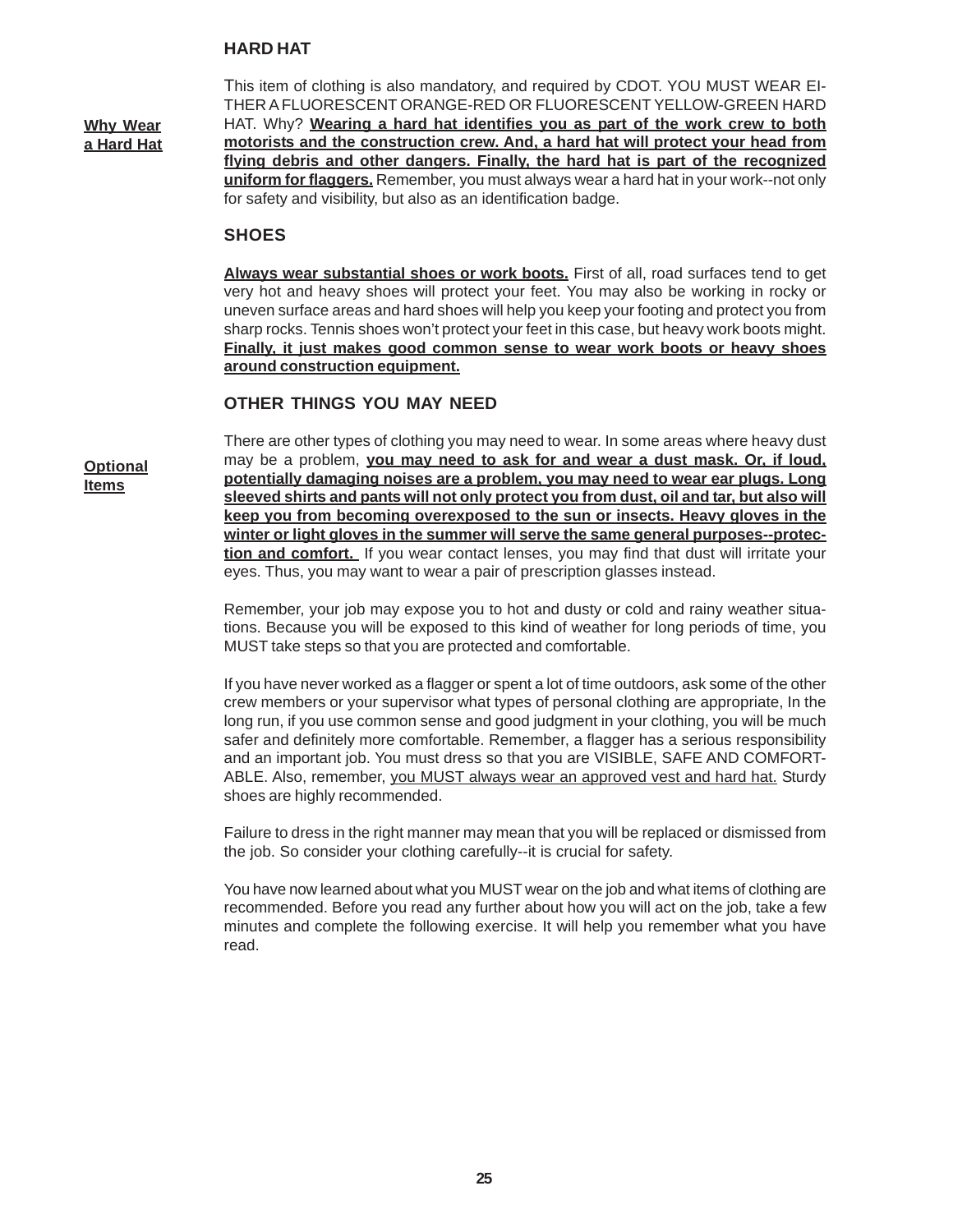## HARD HAT

**Why Wear a Hard Hat**

This item of clothing is also mandatory, and required by CDOT. YOU MUST WEAR EITHER A FLUORESCENT ORANGE-RED OR FLUORESCENT YELLOW-GREEN HARD HAT. Why? **Wearing a hard hat identifies you as part of the work crew to both motorists and the construction crew. And, a hard hat will protect your head from flying debris and other dangers. Finally, the hard hat is part of the recognized uniform for flaggers.** Remember, you must always wear a hard hat in your work--not only for safety and visibility, but also as an identification badge.

## SHOES

**Always wear substantial shoes or work boots.** First of all, road surfaces tend to get very hot and heavy shoes will protect your feet. You may also be working in rocky or uneven surface areas and hard shoes will help you keep your footing and protect you from sharp rocks. Tennis shoes won't protect your feet in this case, but heavy work boots might. **Finally, it just makes good common sense to wear work boots or heavy shoes around construction equipment.**

## OTHER THINGS YOU MAY NEED

**Optional Items**

There are other types of clothing you may need to wear. In some areas where heavy dust may be a problem, **you may need to ask for and wear a dust mask. Or, if loud, potentially damaging noises are a problem, you may need to wear ear plugs. Long sleeved shirts and pants will not only protect you from dust, oil and tar, but also will keep you from becoming overexposed to the sun or insects. Heavy gloves in the winter or light gloves in the summer will serve the same general purposes--protection and comfort.** If you wear contact lenses, you may find that dust will irritate your eyes. Thus, you may want to wear a pair of prescription glasses instead.

Remember, your job may expose you to hot and dusty or cold and rainy weather situations. Because you will be exposed to this kind of weather for long periods of time, you MUST take steps so that you are protected and comfortable.

If you have never worked as a flagger or spent a lot of time outdoors, ask some of the other crew members or your supervisor what types of personal clothing are appropriate, In the long run, if you use common sense and good judgment in your clothing, you will be much safer and definitely more comfortable. Remember, a flagger has a serious responsibility and an important job. You must dress so that you are VISIBLE, SAFE AND COMFORTABLE. Also, remember, you MUST always wear an approved vest and hard hat. Sturdy shoes are highly recommended.

Failure to dress in the right manner may mean that you will be replaced or dismissed from the job. So consider your clothing carefully--it is crucial for safety.

You have now learned about what you MUST wear on the job and what items of clothing are recommended. Before you read any further about how you will act on the job, take a few minutes and complete the following exercise. It will help you remember what you have read.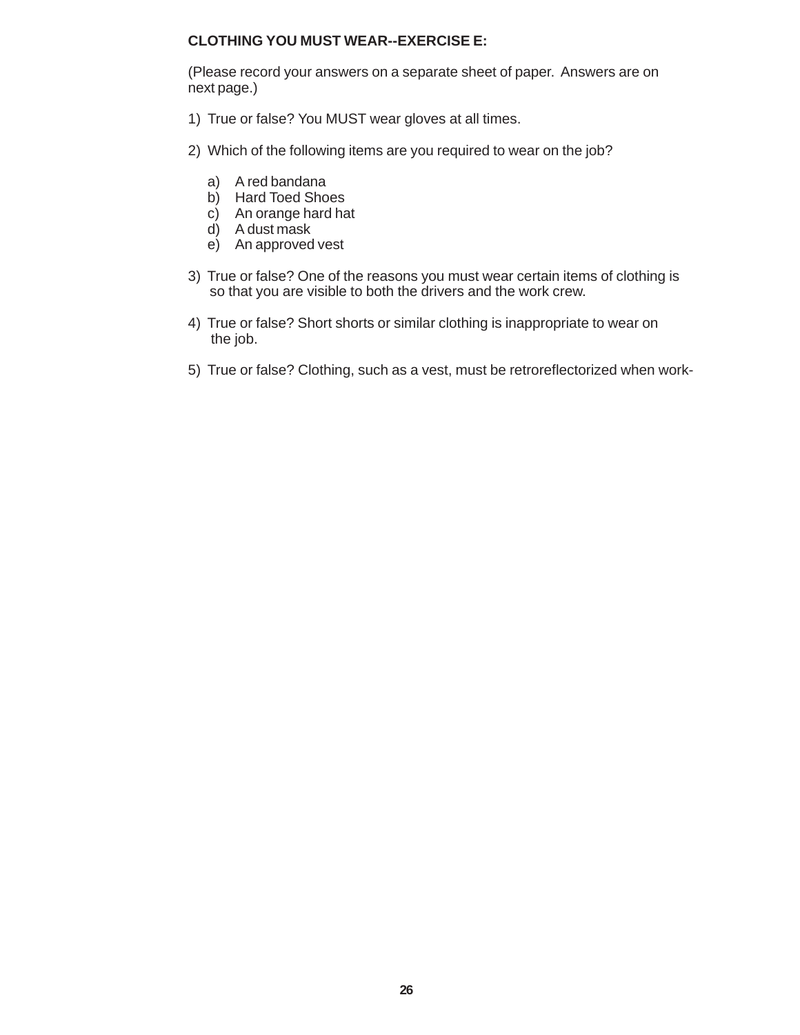**CLOTHING YOU MUST WEAR--EXERCISE E:**

(Please record your answers on a separate sheet of paper. Answers are on next page.)

1) True or false? You MUST wear gloves at all times.

2) Which of the following items are you required to wear on the job?

   a) A red bandana
   b) Hard Toed Shoes
   c) An orange hard hat
   d) A dust mask
   e) An approved vest

3) True or false? One of the reasons you must wear certain items of clothing is so that you are visible to both the drivers and the work crew.

4) True or false? Short shorts or similar clothing is inappropriate to wear on the job.

5) True or false? Clothing, such as a vest, must be retroreflectorized when work-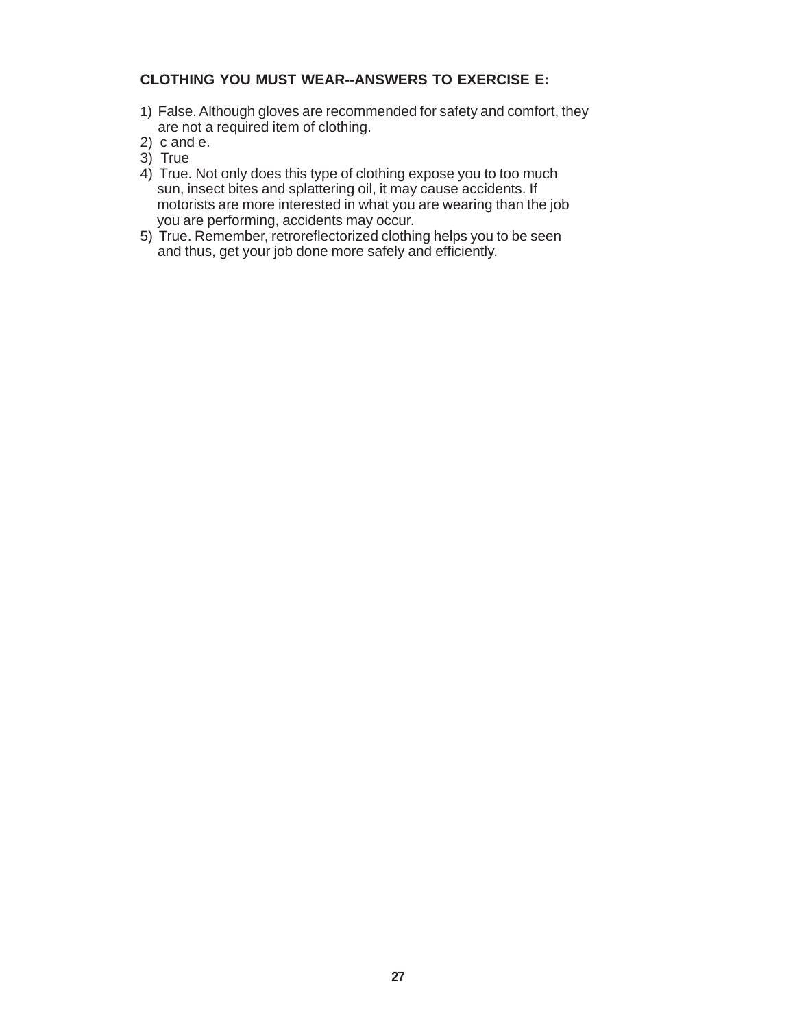**CLOTHING YOU MUST WEAR--ANSWERS TO EXERCISE E:**

1) False. Although gloves are recommended for safety and comfort, they are not a required item of clothing.
2) c and e.
3) True
4) True. Not only does this type of clothing expose you to too much sun, insect bites and splattering oil, it may cause accidents. If motorists are more interested in what you are wearing than the job you are performing, accidents may occur.
5) True. Remember, retroreflectorized clothing helps you to be seen and thus, get your job done more safely and efficiently.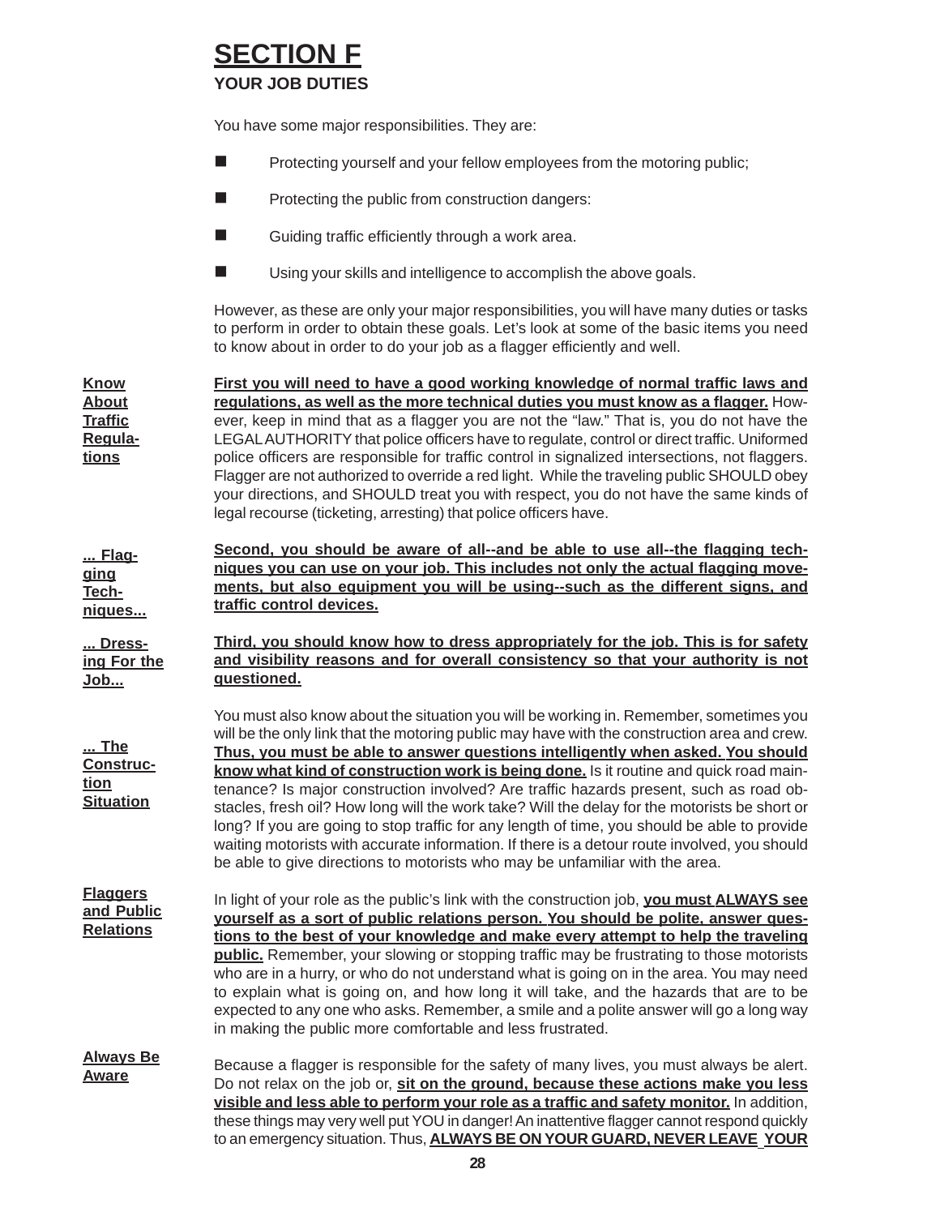# SECTION F

**YOUR JOB DUTIES**

You have some major responsibilities. They are:

- Protecting yourself and your fellow employees from the motoring public;
- Protecting the public from construction dangers:
- Guiding traffic efficiently through a work area.
- Using your skills and intelligence to accomplish the above goals.

However, as these are only your major responsibilities, you will have many duties or tasks to perform in order to obtain these goals. Let's look at some of the basic items you need to know about in order to do your job as a flagger efficiently and well.

**Know About Traffic Regulations**

**First you will need to have a good working knowledge of normal traffic laws and regulations, as well as the more technical duties you must know as a flagger.** However, keep in mind that as a flagger you are not the "law." That is, you do not have the LEGAL AUTHORITY that police officers have to regulate, control or direct traffic. Uniformed police officers are responsible for traffic control in signalized intersections, not flaggers. Flagger are not authorized to override a red light. While the traveling public SHOULD obey your directions, and SHOULD treat you with respect, you do not have the same kinds of legal recourse (ticketing, arresting) that police officers have.

**... Flagging Techniques...**

**Second, you should be aware of all--and be able to use all--the flagging techniques you can use on your job. This includes not only the actual flagging movements, but also equipment you will be using--such as the different signs, and traffic control devices.**

**... Dressing For the Job...**

**Third, you should know how to dress appropriately for the job. This is for safety and visibility reasons and for overall consistency so that your authority is not questioned.**

**... The Construction Situation**

You must also know about the situation you will be working in. Remember, sometimes you will be the only link that the motoring public may have with the construction area and crew. **Thus, you must be able to answer questions intelligently when asked. You should know what kind of construction work is being done.** Is it routine and quick road maintenance? Is major construction involved? Are traffic hazards present, such as road obstacles, fresh oil? How long will the work take? Will the delay for the motorists be short or long? If you are going to stop traffic for any length of time, you should be able to provide waiting motorists with accurate information. If there is a detour route involved, you should be able to give directions to motorists who may be unfamiliar with the area.

**Flaggers and Public Relations**

In light of your role as the public's link with the construction job, **you must ALWAYS see yourself as a sort of public relations person. You should be polite, answer questions to the best of your knowledge and make every attempt to help the traveling public.** Remember, your slowing or stopping traffic may be frustrating to those motorists who are in a hurry, or who do not understand what is going on in the area. You may need to explain what is going on, and how long it will take, and the hazards that are to be expected to any one who asks. Remember, a smile and a polite answer will go a long way in making the public more comfortable and less frustrated.

**Always Be Aware**

Because a flagger is responsible for the safety of many lives, you must always be alert. Do not relax on the job or, **sit on the ground, because these actions make you less visible and less able to perform your role as a traffic and safety monitor.** In addition, these things may very well put YOU in danger! An inattentive flagger cannot respond quickly to an emergency situation. Thus, **ALWAYS BE ON YOUR GUARD, NEVER LEAVE YOUR**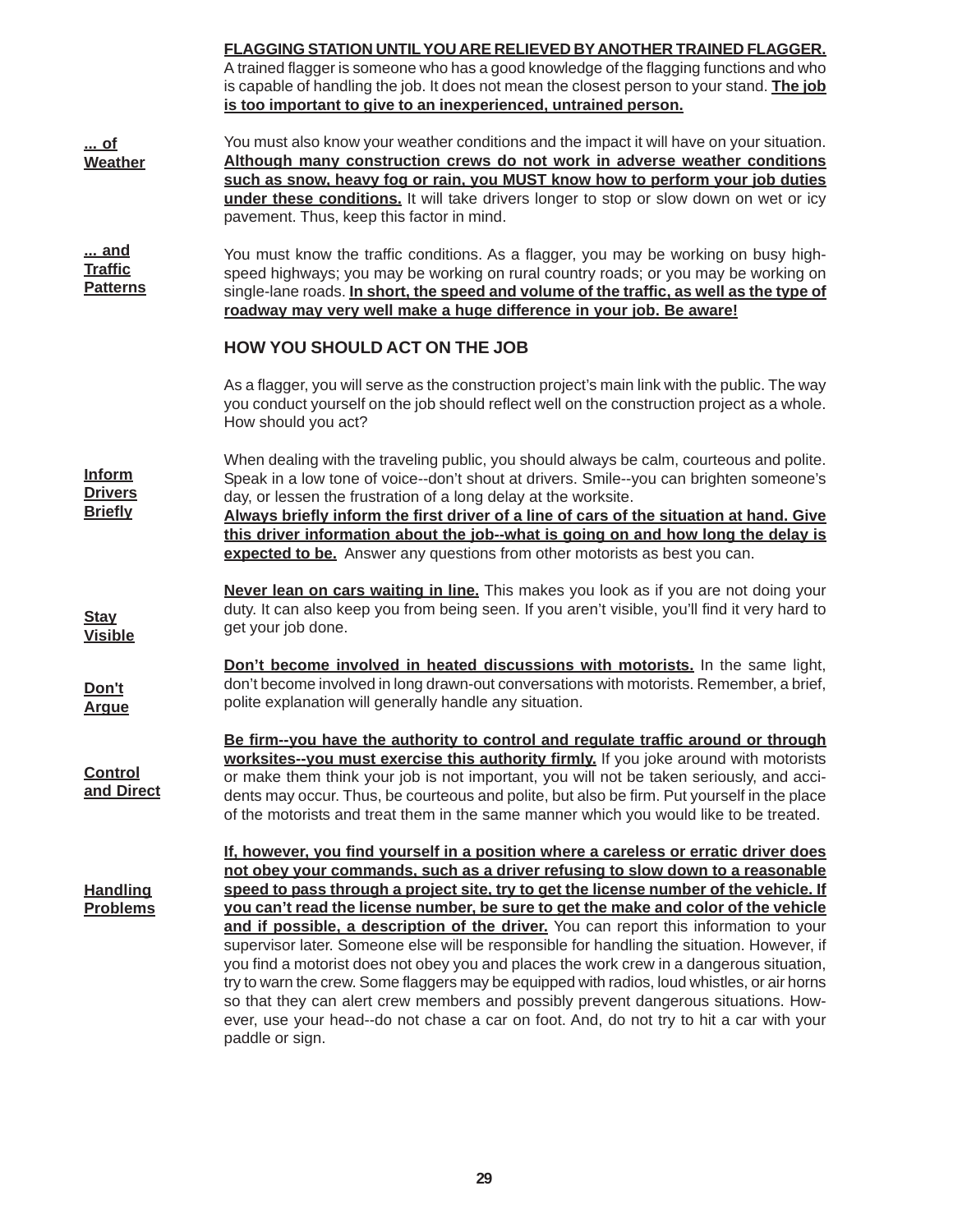**FLAGGING STATION UNTIL YOU ARE RELIEVED BY ANOTHER TRAINED FLAGGER.** A trained flagger is someone who has a good knowledge of the flagging functions and who is capable of handling the job. It does not mean the closest person to your stand. **The job is too important to give to an inexperienced, untrained person.**

**... of Weather**

You must also know your weather conditions and the impact it will have on your situation. **Although many construction crews do not work in adverse weather conditions such as snow, heavy fog or rain, you MUST know how to perform your job duties under these conditions.** It will take drivers longer to stop or slow down on wet or icy pavement. Thus, keep this factor in mind.

**... and Traffic Patterns**

You must know the traffic conditions. As a flagger, you may be working on busy high-speed highways; you may be working on rural country roads; or you may be working on single-lane roads. **In short, the speed and volume of the traffic, as well as the type of roadway may very well make a huge difference in your job. Be aware!**

## HOW YOU SHOULD ACT ON THE JOB

As a flagger, you will serve as the construction project's main link with the public. The way you conduct yourself on the job should reflect well on the construction project as a whole. How should you act?

**Inform Drivers Briefly**

When dealing with the traveling public, you should always be calm, courteous and polite. Speak in a low tone of voice--don't shout at drivers. Smile--you can brighten someone's day, or lessen the frustration of a long delay at the worksite.

**Always briefly inform the first driver of a line of cars of the situation at hand. Give this driver information about the job--what is going on and how long the delay is expected to be.** Answer any questions from other motorists as best you can.

**Stay Visible**

**Never lean on cars waiting in line.** This makes you look as if you are not doing your duty. It can also keep you from being seen. If you aren't visible, you'll find it very hard to get your job done.

**Don't Argue**

**Don't become involved in heated discussions with motorists.** In the same light, don't become involved in long drawn-out conversations with motorists. Remember, a brief, polite explanation will generally handle any situation.

**Control and Direct**

**Be firm--you have the authority to control and regulate traffic around or through worksites--you must exercise this authority firmly.** If you joke around with motorists or make them think your job is not important, you will not be taken seriously, and accidents may occur. Thus, be courteous and polite, but also be firm. Put yourself in the place of the motorists and treat them in the same manner which you would like to be treated.

**Handling Problems**

**If, however, you find yourself in a position where a careless or erratic driver does not obey your commands, such as a driver refusing to slow down to a reasonable speed to pass through a project site, try to get the license number of the vehicle. If you can't read the license number, be sure to get the make and color of the vehicle and if possible, a description of the driver.** You can report this information to your supervisor later. Someone else will be responsible for handling the situation. However, if you find a motorist does not obey you and places the work crew in a dangerous situation, try to warn the crew. Some flaggers may be equipped with radios, loud whistles, or air horns so that they can alert crew members and possibly prevent dangerous situations. However, use your head--do not chase a car on foot. And, do not try to hit a car with your paddle or sign.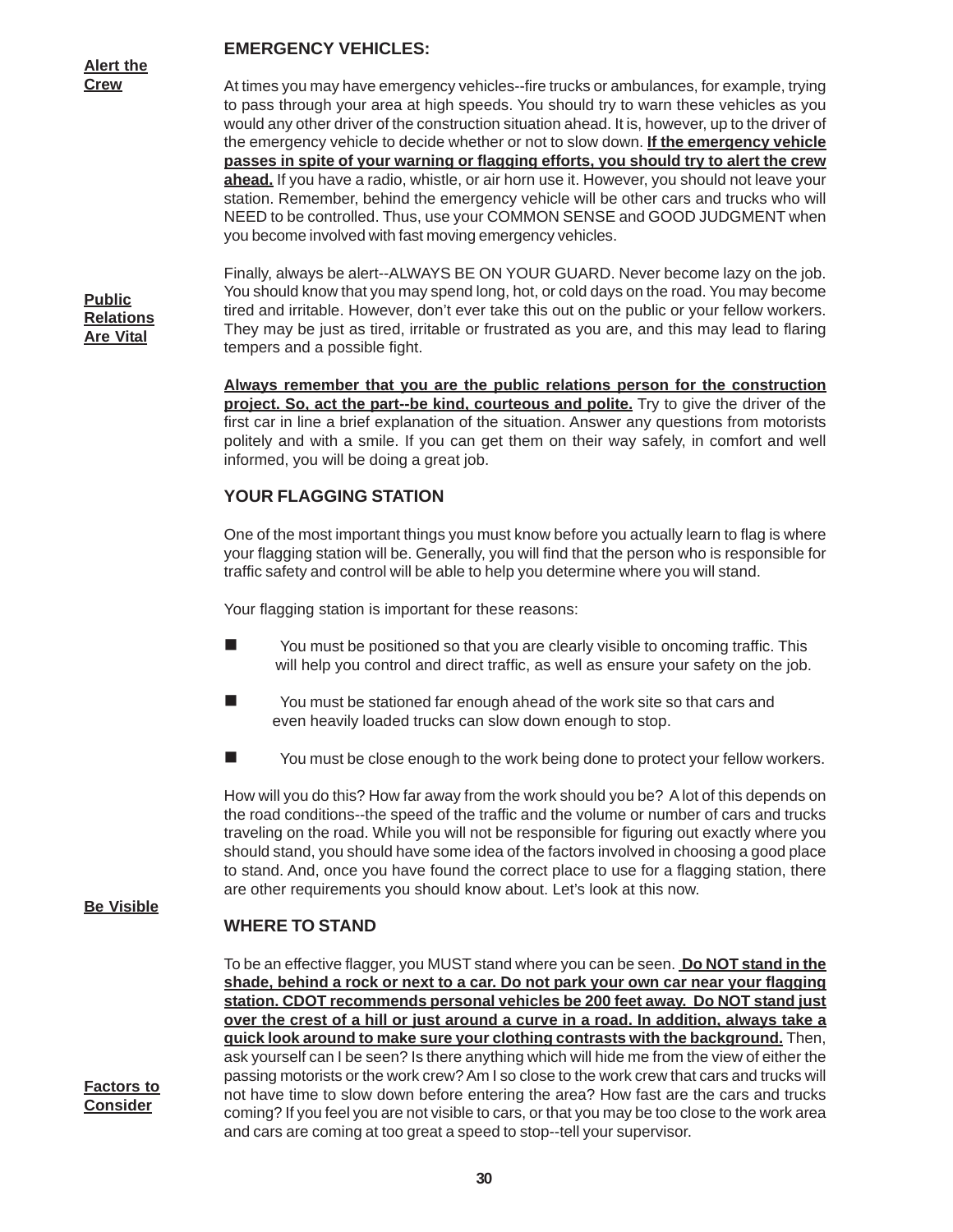## EMERGENCY VEHICLES:

**Alert the Crew**

At times you may have emergency vehicles--fire trucks or ambulances, for example, trying to pass through your area at high speeds. You should try to warn these vehicles as you would any other driver of the construction situation ahead. It is, however, up to the driver of the emergency vehicle to decide whether or not to slow down. **If the emergency vehicle passes in spite of your warning or flagging efforts, you should try to alert the crew ahead.** If you have a radio, whistle, or air horn use it. However, you should not leave your station. Remember, behind the emergency vehicle will be other cars and trucks who will NEED to be controlled. Thus, use your COMMON SENSE and GOOD JUDGMENT when you become involved with fast moving emergency vehicles.

**Public Relations Are Vital**

Finally, always be alert--ALWAYS BE ON YOUR GUARD. Never become lazy on the job. You should know that you may spend long, hot, or cold days on the road. You may become tired and irritable. However, don't ever take this out on the public or your fellow workers. They may be just as tired, irritable or frustrated as you are, and this may lead to flaring tempers and a possible fight.

**Always remember that you are the public relations person for the construction project. So, act the part--be kind, courteous and polite.** Try to give the driver of the first car in line a brief explanation of the situation. Answer any questions from motorists politely and with a smile. If you can get them on their way safely, in comfort and well informed, you will be doing a great job.

## YOUR FLAGGING STATION

One of the most important things you must know before you actually learn to flag is where your flagging station will be. Generally, you will find that the person who is responsible for traffic safety and control will be able to help you determine where you will stand.

Your flagging station is important for these reasons:

- You must be positioned so that you are clearly visible to oncoming traffic. This will help you control and direct traffic, as well as ensure your safety on the job.
- You must be stationed far enough ahead of the work site so that cars and even heavily loaded trucks can slow down enough to stop.
- You must be close enough to the work being done to protect your fellow workers.

How will you do this? How far away from the work should you be? A lot of this depends on the road conditions--the speed of the traffic and the volume or number of cars and trucks traveling on the road. While you will not be responsible for figuring out exactly where you should stand, you should have some idea of the factors involved in choosing a good place to stand. And, once you have found the correct place to use for a flagging station, there are other requirements you should know about. Let's look at this now.

**Be Visible**

## WHERE TO STAND

To be an effective flagger, you MUST stand where you can be seen. **Do NOT stand in the shade, behind a rock or next to a car. Do not park your own car near your flagging station. CDOT recommends personal vehicles be 200 feet away. Do NOT stand just over the crest of a hill or just around a curve in a road. In addition, always take a quick look around to make sure your clothing contrasts with the background.** Then, ask yourself can I be seen? Is there anything which will hide me from the view of either the passing motorists or the work crew? Am I so close to the work crew that cars and trucks will not have time to slow down before entering the area? How fast are the cars and trucks coming? If you feel you are not visible to cars, or that you may be too close to the work area and cars are coming at too great a speed to stop--tell your supervisor.

**Factors to Consider**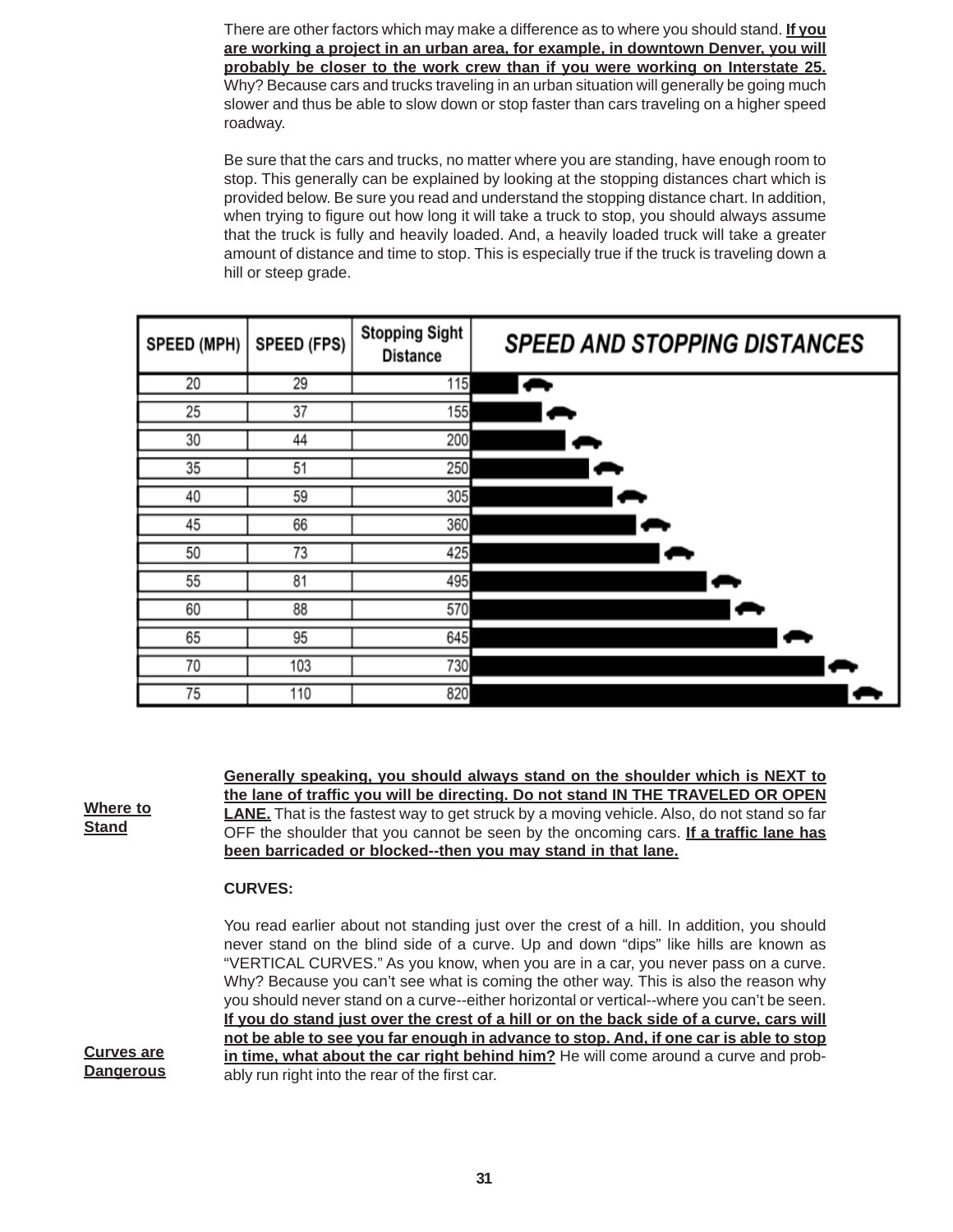There are other factors which may make a difference as to where you should stand. **If you are working a project in an urban area, for example, in downtown Denver, you will probably be closer to the work crew than if you were working on Interstate 25.** Why? Because cars and trucks traveling in an urban situation will generally be going much slower and thus be able to slow down or stop faster than cars traveling on a higher speed roadway.

Be sure that the cars and trucks, no matter where you are standing, have enough room to stop. This generally can be explained by looking at the stopping distances chart which is provided below. Be sure you read and understand the stopping distance chart. In addition, when trying to figure out how long it will take a truck to stop, you should always assume that the truck is fully and heavily loaded. And, a heavily loaded truck will take a greater amount of distance and time to stop. This is especially true if the truck is traveling down a hill or steep grade.

| SPEED (MPH) | SPEED (FPS) | Stopping Sight Distance | SPEED AND STOPPING DISTANCES |
|---|---|---|---|
| 20 | 29 | 115 | |
| 25 | 37 | 155 | |
| 30 | 44 | 200 | |
| 35 | 51 | 250 | |
| 40 | 59 | 305 | |
| 45 | 66 | 360 | |
| 50 | 73 | 425 | |
| 55 | 81 | 495 | |
| 60 | 88 | 570 | |
| 65 | 95 | 645 | |
| 70 | 103 | 730 | |
| 75 | 110 | 820 | |

**Where to Stand**

**Generally speaking, you should always stand on the shoulder which is NEXT to the lane of traffic you will be directing. Do not stand IN THE TRAVELED OR OPEN LANE.** That is the fastest way to get struck by a moving vehicle. Also, do not stand so far OFF the shoulder that you cannot be seen by the oncoming cars. **If a traffic lane has been barricaded or blocked--then you may stand in that lane.**

**CURVES:**

**Curves are Dangerous**

You read earlier about not standing just over the crest of a hill. In addition, you should never stand on the blind side of a curve. Up and down "dips" like hills are known as "VERTICAL CURVES." As you know, when you are in a car, you never pass on a curve. Why? Because you can't see what is coming the other way. This is also the reason why you should never stand on a curve--either horizontal or vertical--where you can't be seen. **If you do stand just over the crest of a hill or on the back side of a curve, cars will not be able to see you far enough in advance to stop. And, if one car is able to stop in time, what about the car right behind him?** He will come around a curve and probably run right into the rear of the first car.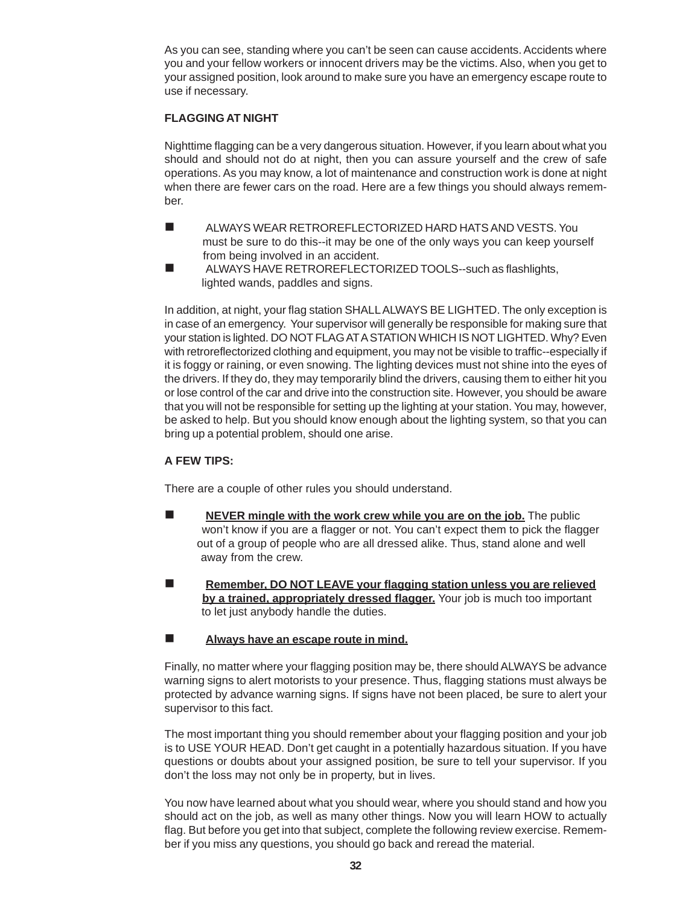As you can see, standing where you can't be seen can cause accidents. Accidents where you and your fellow workers or innocent drivers may be the victims. Also, when you get to your assigned position, look around to make sure you have an emergency escape route to use if necessary.

**FLAGGING AT NIGHT**

Nighttime flagging can be a very dangerous situation. However, if you learn about what you should and should not do at night, then you can assure yourself and the crew of safe operations. As you may know, a lot of maintenance and construction work is done at night when there are fewer cars on the road. Here are a few things you should always remember.

- ALWAYS WEAR RETROREFLECTORIZED HARD HATS AND VESTS. You must be sure to do this--it may be one of the only ways you can keep yourself from being involved in an accident.
- ALWAYS HAVE RETROREFLECTORIZED TOOLS--such as flashlights, lighted wands, paddles and signs.

In addition, at night, your flag station SHALL ALWAYS BE LIGHTED. The only exception is in case of an emergency. Your supervisor will generally be responsible for making sure that your station is lighted. DO NOT FLAG AT A STATION WHICH IS NOT LIGHTED. Why? Even with retroreflectorized clothing and equipment, you may not be visible to traffic--especially if it is foggy or raining, or even snowing. The lighting devices must not shine into the eyes of the drivers. If they do, they may temporarily blind the drivers, causing them to either hit you or lose control of the car and drive into the construction site. However, you should be aware that you will not be responsible for setting up the lighting at your station. You may, however, be asked to help. But you should know enough about the lighting system, so that you can bring up a potential problem, should one arise.

**A FEW TIPS:**

There are a couple of other rules you should understand.

- **NEVER mingle with the work crew while you are on the job.** The public won't know if you are a flagger or not. You can't expect them to pick the flagger out of a group of people who are all dressed alike. Thus, stand alone and well away from the crew.

- **Remember, DO NOT LEAVE your flagging station unless you are relieved by a trained, appropriately dressed flagger.** Your job is much too important to let just anybody handle the duties.

- **Always have an escape route in mind.**

Finally, no matter where your flagging position may be, there should ALWAYS be advance warning signs to alert motorists to your presence. Thus, flagging stations must always be protected by advance warning signs. If signs have not been placed, be sure to alert your supervisor to this fact.

The most important thing you should remember about your flagging position and your job is to USE YOUR HEAD. Don't get caught in a potentially hazardous situation. If you have questions or doubts about your assigned position, be sure to tell your supervisor. If you don't the loss may not only be in property, but in lives.

You now have learned about what you should wear, where you should stand and how you should act on the job, as well as many other things. Now you will learn HOW to actually flag. But before you get into that subject, complete the following review exercise. Remember if you miss any questions, you should go back and reread the material.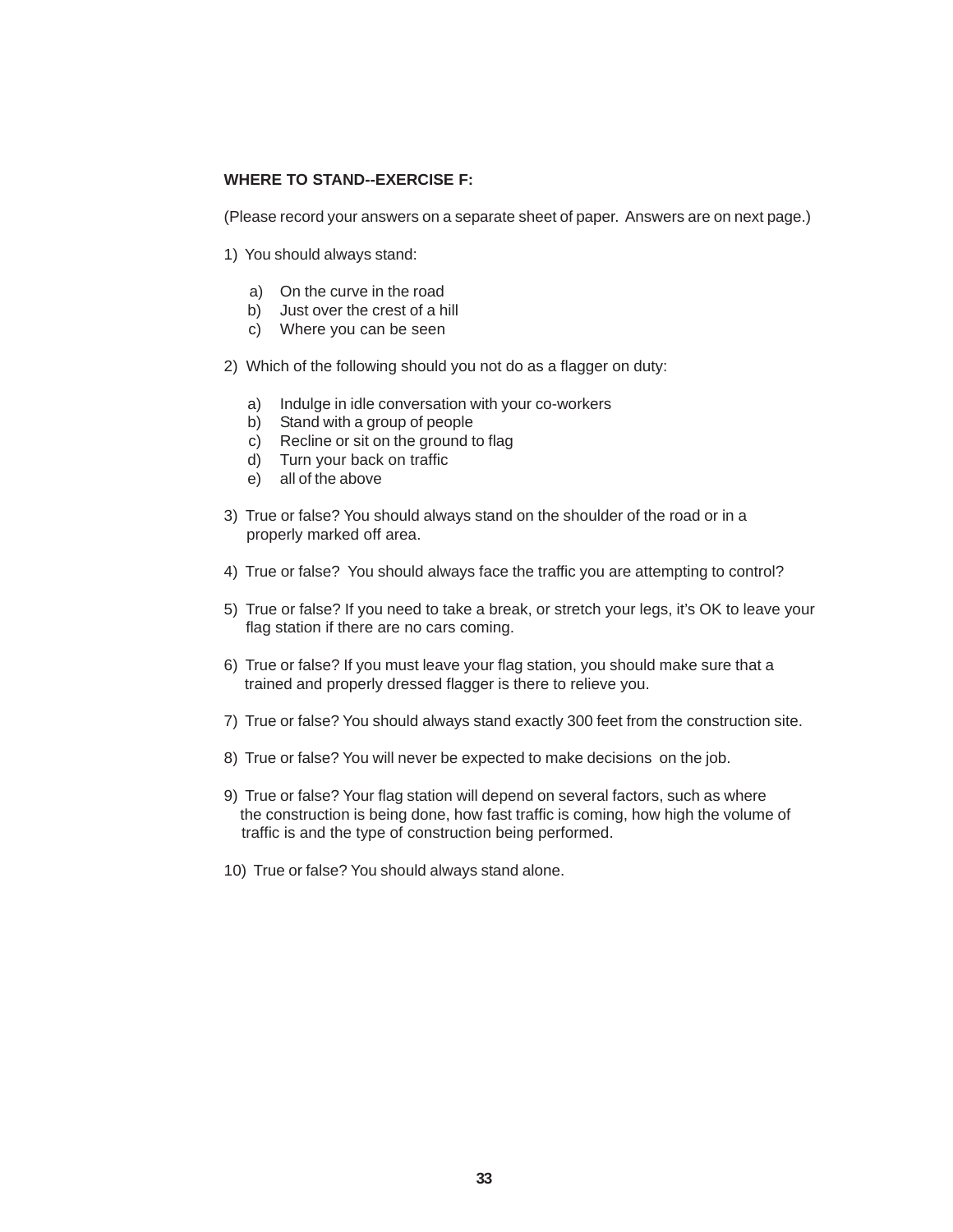**WHERE TO STAND--EXERCISE F:**

(Please record your answers on a separate sheet of paper. Answers are on next page.)

1) You should always stand:

   a) On the curve in the road
   b) Just over the crest of a hill
   c) Where you can be seen

2) Which of the following should you not do as a flagger on duty:

   a) Indulge in idle conversation with your co-workers
   b) Stand with a group of people
   c) Recline or sit on the ground to flag
   d) Turn your back on traffic
   e) all of the above

3) True or false? You should always stand on the shoulder of the road or in a properly marked off area.

4) True or false? You should always face the traffic you are attempting to control?

5) True or false? If you need to take a break, or stretch your legs, it's OK to leave your flag station if there are no cars coming.

6) True or false? If you must leave your flag station, you should make sure that a trained and properly dressed flagger is there to relieve you.

7) True or false? You should always stand exactly 300 feet from the construction site.

8) True or false? You will never be expected to make decisions on the job.

9) True or false? Your flag station will depend on several factors, such as where the construction is being done, how fast traffic is coming, how high the volume of traffic is and the type of construction being performed.

10) True or false? You should always stand alone.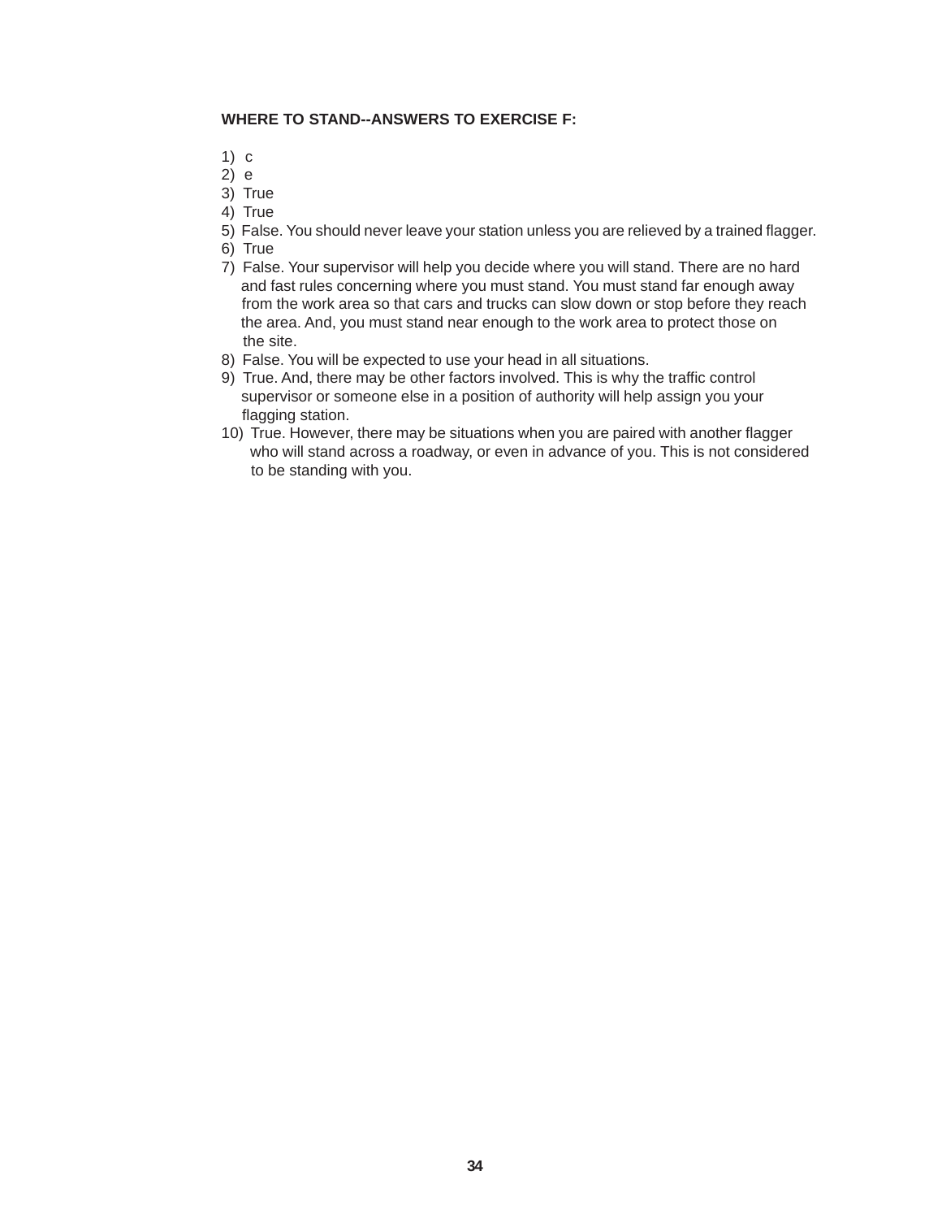**WHERE TO STAND--ANSWERS TO EXERCISE F:**

1) c
2) e
3) True
4) True
5) False. You should never leave your station unless you are relieved by a trained flagger.
6) True
7) False. Your supervisor will help you decide where you will stand. There are no hard and fast rules concerning where you must stand. You must stand far enough away from the work area so that cars and trucks can slow down or stop before they reach the area. And, you must stand near enough to the work area to protect those on the site.
8) False. You will be expected to use your head in all situations.
9) True. And, there may be other factors involved. This is why the traffic control supervisor or someone else in a position of authority will help assign you your flagging station.
10) True. However, there may be situations when you are paired with another flagger who will stand across a roadway, or even in advance of you. This is not considered to be standing with you.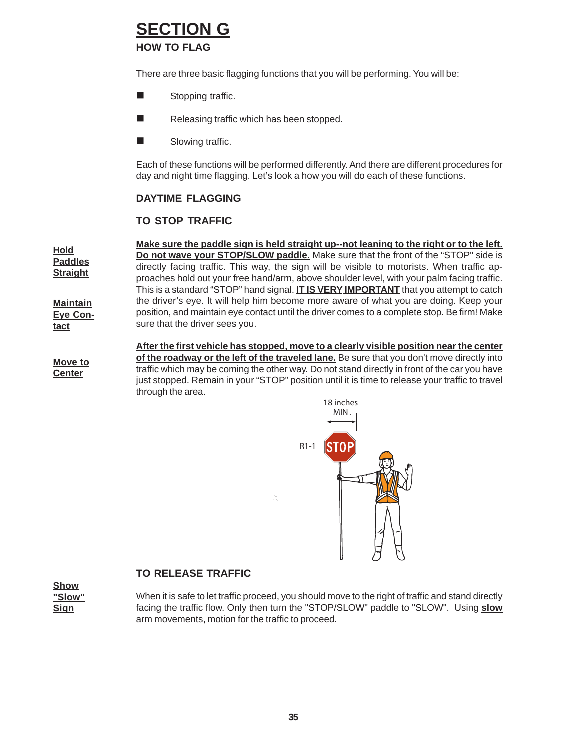# SECTION G

## HOW TO FLAG

There are three basic flagging functions that you will be performing. You will be:

- Stopping traffic.
- Releasing traffic which has been stopped.
- Slowing traffic.

Each of these functions will be performed differently. And there are different procedures for day and night time flagging. Let's look a how you will do each of these functions.

### DAYTIME FLAGGING

### TO STOP TRAFFIC

**Hold Paddles Straight**

**Maintain Eye Contact**

**Make sure the paddle sign is held straight up--not leaning to the right or to the left. Do not wave your STOP/SLOW paddle.** Make sure that the front of the "STOP" side is directly facing traffic. This way, the sign will be visible to motorists. When traffic approaches hold out your free hand/arm, above shoulder level, with your palm facing traffic. This is a standard "STOP" hand signal. **IT IS VERY IMPORTANT** that you attempt to catch the driver's eye. It will help him become more aware of what you are doing. Keep your position, and maintain eye contact until the driver comes to a complete stop. Be firm! Make sure that the driver sees you.

**Move to Center**

**After the first vehicle has stopped, move to a clearly visible position near the center of the roadway or the left of the traveled lane.** Be sure that you don't move directly into traffic which may be coming the other way. Do not stand directly in front of the car you have just stopped. Remain in your "STOP" position until it is time to release your traffic to travel through the area.

18 inches MIN.

R1-1 STOP

### TO RELEASE TRAFFIC

**Show "Slow" Sign**

When it is safe to let traffic proceed, you should move to the right of traffic and stand directly facing the traffic flow. Only then turn the "STOP/SLOW" paddle to "SLOW". Using **slow** arm movements, motion for the traffic to proceed.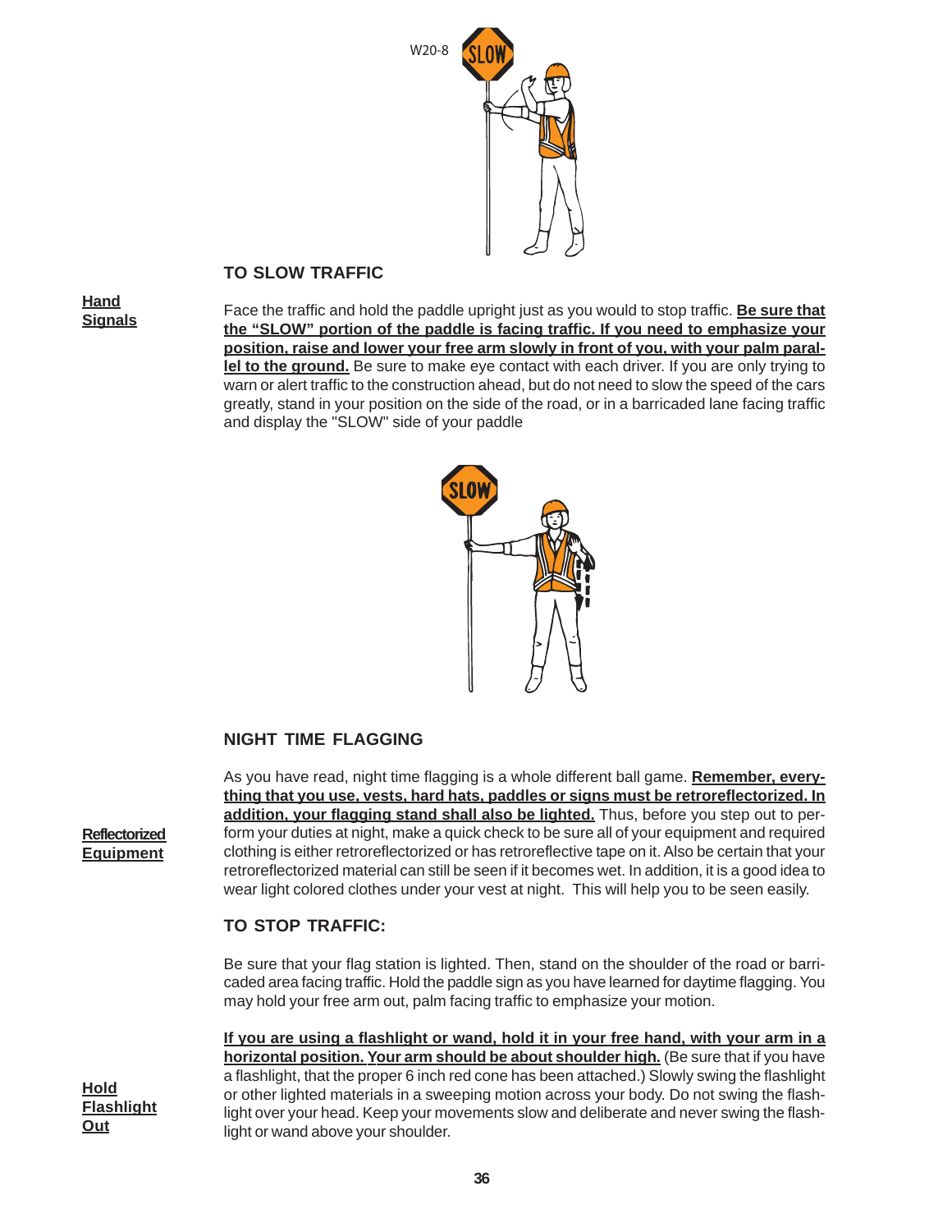## TO SLOW TRAFFIC

**Hand Signals**

Face the traffic and hold the paddle upright just as you would to stop traffic. **Be sure that the "SLOW" portion of the paddle is facing traffic. If you need to emphasize your position, raise and lower your free arm slowly in front of you, with your palm parallel to the ground.** Be sure to make eye contact with each driver. If you are only trying to warn or alert traffic to the construction ahead, but do not need to slow the speed of the cars greatly, stand in your position on the side of the road, or in a barricaded lane facing traffic and display the "SLOW" side of your paddle

## NIGHT TIME FLAGGING

**Reflectorized Equipment**

As you have read, night time flagging is a whole different ball game. **Remember, everything that you use, vests, hard hats, paddles or signs must be retroreflectorized. In addition, your flagging stand shall also be lighted.** Thus, before you step out to perform your duties at night, make a quick check to be sure all of your equipment and required clothing is either retroreflectorized or has retroreflective tape on it. Also be certain that your retroreflectorized material can still be seen if it becomes wet. In addition, it is a good idea to wear light colored clothes under your vest at night. This will help you to be seen easily.

## TO STOP TRAFFIC:

Be sure that your flag station is lighted. Then, stand on the shoulder of the road or barricaded area facing traffic. Hold the paddle sign as you have learned for daytime flagging. You may hold your free arm out, palm facing traffic to emphasize your motion.

**Hold Flashlight Out**

**If you are using a flashlight or wand, hold it in your free hand, with your arm in a horizontal position. Your arm should be about shoulder high.** (Be sure that if you have a flashlight, that the proper 6 inch red cone has been attached.) Slowly swing the flashlight or other lighted materials in a sweeping motion across your body. Do not swing the flashlight over your head. Keep your movements slow and deliberate and never swing the flashlight or wand above your shoulder.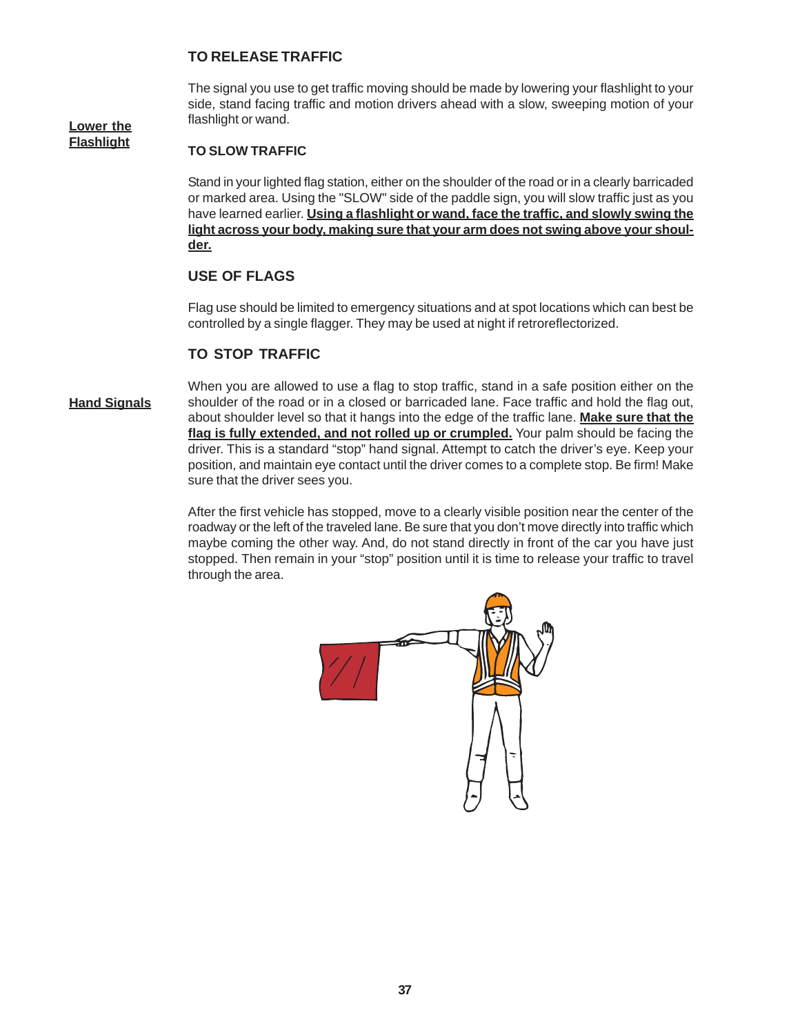## TO RELEASE TRAFFIC

**Lower the Flashlight**

The signal you use to get traffic moving should be made by lowering your flashlight to your side, stand facing traffic and motion drivers ahead with a slow, sweeping motion of your flashlight or wand.

## TO SLOW TRAFFIC

Stand in your lighted flag station, either on the shoulder of the road or in a clearly barricaded or marked area. Using the "SLOW" side of the paddle sign, you will slow traffic just as you have learned earlier. **Using a flashlight or wand, face the traffic, and slowly swing the light across your body, making sure that your arm does not swing above your shoulder.**

## USE OF FLAGS

Flag use should be limited to emergency situations and at spot locations which can best be controlled by a single flagger. They may be used at night if retroreflectorized.

## TO STOP TRAFFIC

**Hand Signals**

When you are allowed to use a flag to stop traffic, stand in a safe position either on the shoulder of the road or in a closed or barricaded lane. Face traffic and hold the flag out, about shoulder level so that it hangs into the edge of the traffic lane. **Make sure that the flag is fully extended, and not rolled up or crumpled.** Your palm should be facing the driver. This is a standard "stop" hand signal. Attempt to catch the driver's eye. Keep your position, and maintain eye contact until the driver comes to a complete stop. Be firm! Make sure that the driver sees you.

After the first vehicle has stopped, move to a clearly visible position near the center of the roadway or the left of the traveled lane. Be sure that you don't move directly into traffic which maybe coming the other way. And, do not stand directly in front of the car you have just stopped. Then remain in your "stop" position until it is time to release your traffic to travel through the area.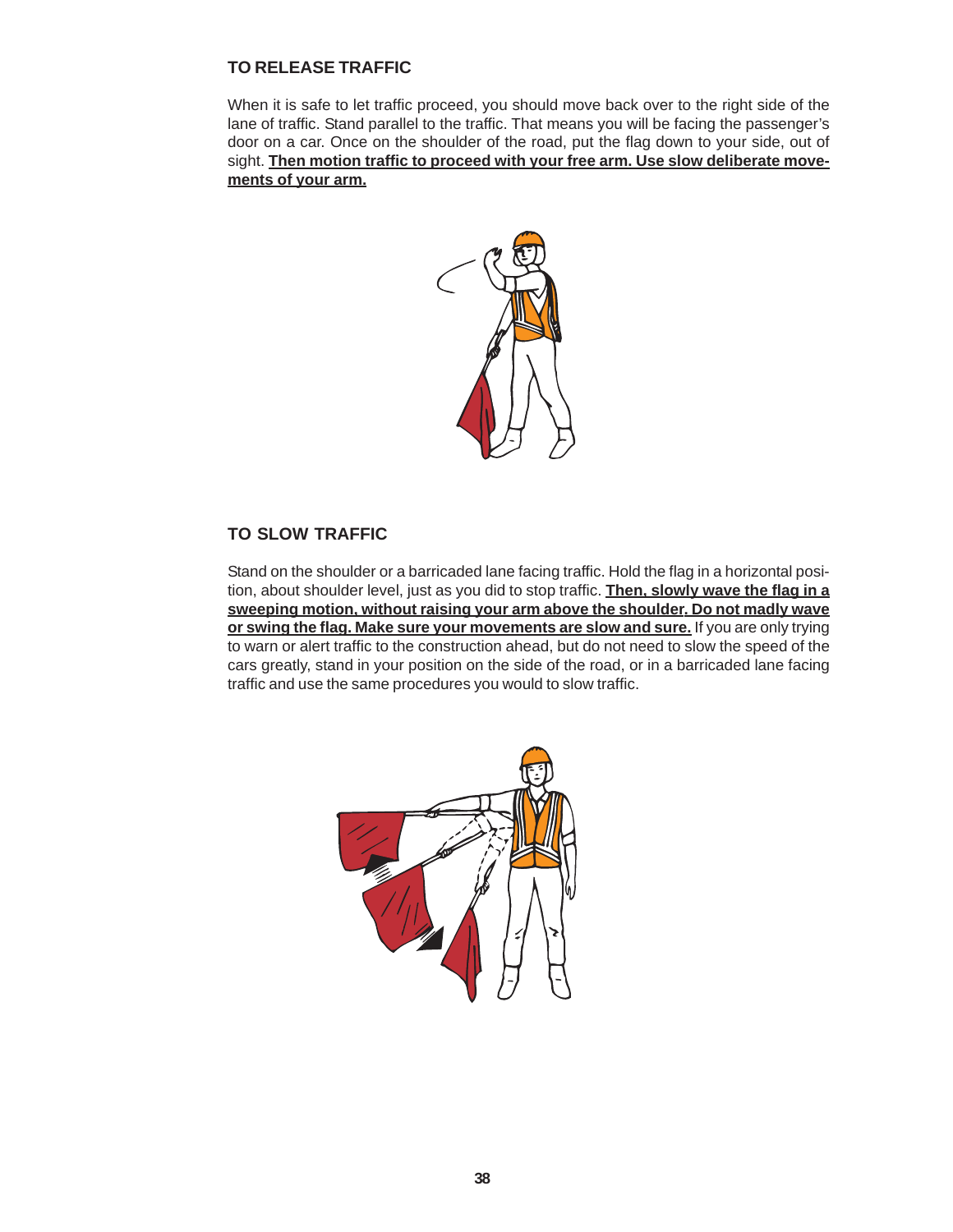## TO RELEASE TRAFFIC

When it is safe to let traffic proceed, you should move back over to the right side of the lane of traffic. Stand parallel to the traffic. That means you will be facing the passenger's door on a car. Once on the shoulder of the road, put the flag down to your side, out of sight. **Then motion traffic to proceed with your free arm. Use slow deliberate movements of your arm.**

## TO SLOW TRAFFIC

Stand on the shoulder or a barricaded lane facing traffic. Hold the flag in a horizontal position, about shoulder level, just as you did to stop traffic. **Then, slowly wave the flag in a sweeping motion, without raising your arm above the shoulder. Do not madly wave or swing the flag. Make sure your movements are slow and sure.** If you are only trying to warn or alert traffic to the construction ahead, but do not need to slow the speed of the cars greatly, stand in your position on the side of the road, or in a barricaded lane facing traffic and use the same procedures you would to slow traffic.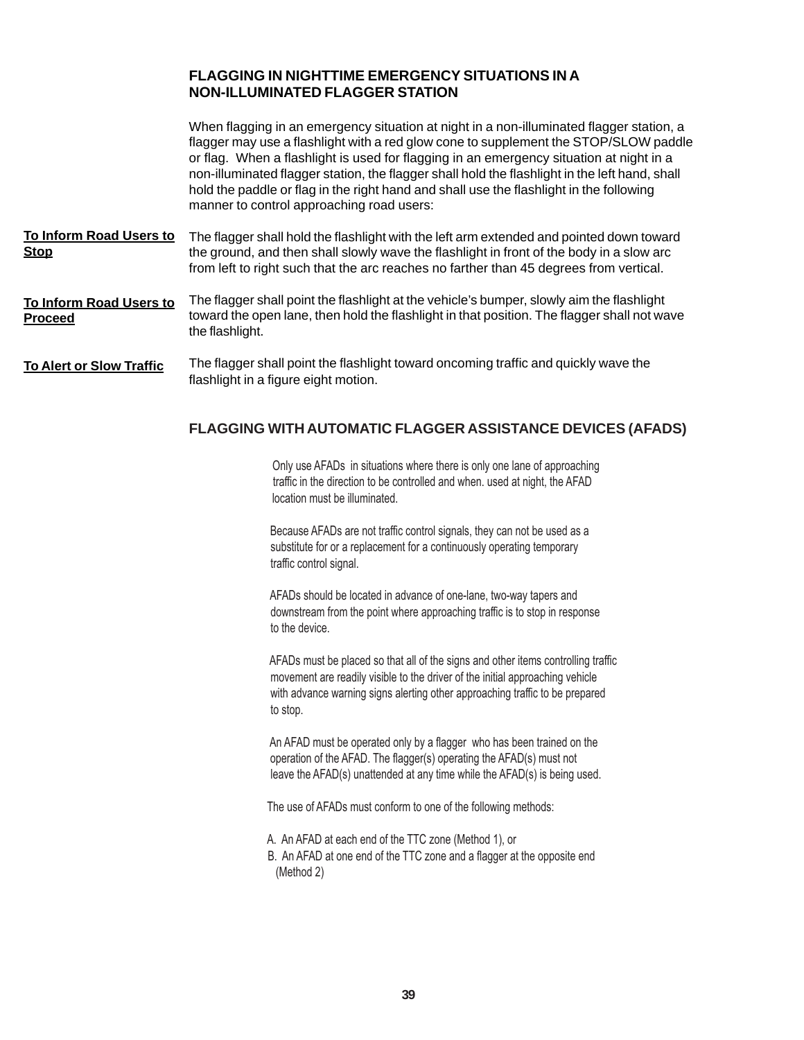## FLAGGING IN NIGHTTIME EMERGENCY SITUATIONS IN A NON-ILLUMINATED FLAGGER STATION

When flagging in an emergency situation at night in a non-illuminated flagger station, a flagger may use a flashlight with a red glow cone to supplement the STOP/SLOW paddle or flag. When a flashlight is used for flagging in an emergency situation at night in a non-illuminated flagger station, the flagger shall hold the flashlight in the left hand, shall hold the paddle or flag in the right hand and shall use the flashlight in the following manner to control approaching road users:

**To Inform Road Users to Stop**

The flagger shall hold the flashlight with the left arm extended and pointed down toward the ground, and then shall slowly wave the flashlight in front of the body in a slow arc from left to right such that the arc reaches no farther than 45 degrees from vertical.

**To Inform Road Users to Proceed**

The flagger shall point the flashlight at the vehicle's bumper, slowly aim the flashlight toward the open lane, then hold the flashlight in that position. The flagger shall not wave the flashlight.

**To Alert or Slow Traffic**

The flagger shall point the flashlight toward oncoming traffic and quickly wave the flashlight in a figure eight motion.

## FLAGGING WITH AUTOMATIC FLAGGER ASSISTANCE DEVICES (AFADS)

Only use AFADs in situations where there is only one lane of approaching traffic in the direction to be controlled and when. used at night, the AFAD location must be illuminated.

Because AFADs are not traffic control signals, they can not be used as a substitute for or a replacement for a continuously operating temporary traffic control signal.

AFADs should be located in advance of one-lane, two-way tapers and downstream from the point where approaching traffic is to stop in response to the device.

AFADs must be placed so that all of the signs and other items controlling traffic movement are readily visible to the driver of the initial approaching vehicle with advance warning signs alerting other approaching traffic to be prepared to stop.

An AFAD must be operated only by a flagger who has been trained on the operation of the AFAD. The flagger(s) operating the AFAD(s) must not leave the AFAD(s) unattended at any time while the AFAD(s) is being used.

The use of AFADs must conform to one of the following methods:

A. An AFAD at each end of the TTC zone (Method 1), or
B. An AFAD at one end of the TTC zone and a flagger at the opposite end (Method 2)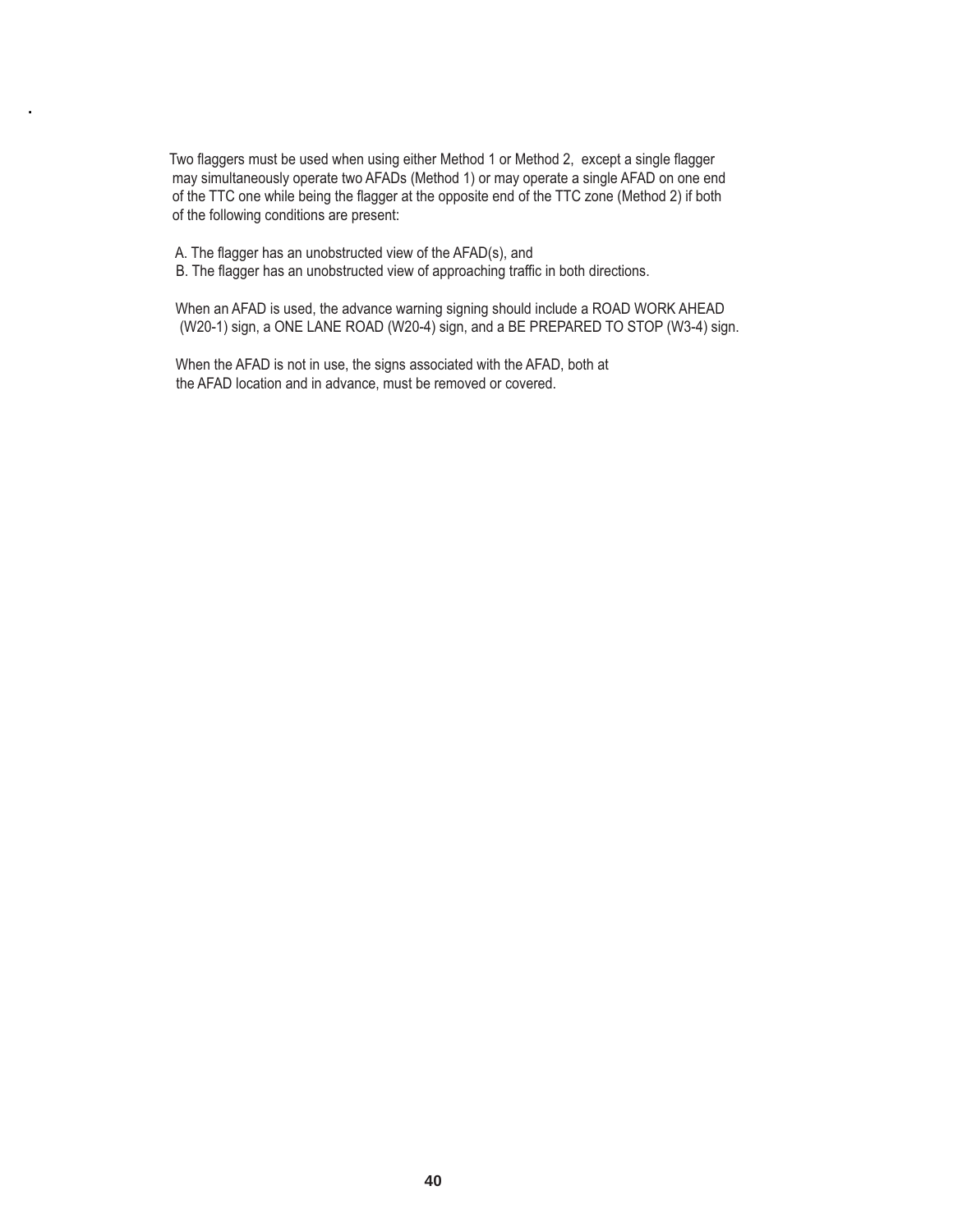Two flaggers must be used when using either Method 1 or Method 2, except a single flagger may simultaneously operate two AFADs (Method 1) or may operate a single AFAD on one end of the TTC one while being the flagger at the opposite end of the TTC zone (Method 2) if both of the following conditions are present:

A. The flagger has an unobstructed view of the AFAD(s), and
B. The flagger has an unobstructed view of approaching traffic in both directions.

When an AFAD is used, the advance warning signing should include a ROAD WORK AHEAD (W20-1) sign, a ONE LANE ROAD (W20-4) sign, and a BE PREPARED TO STOP (W3-4) sign.

When the AFAD is not in use, the signs associated with the AFAD, both at the AFAD location and in advance, must be removed or covered.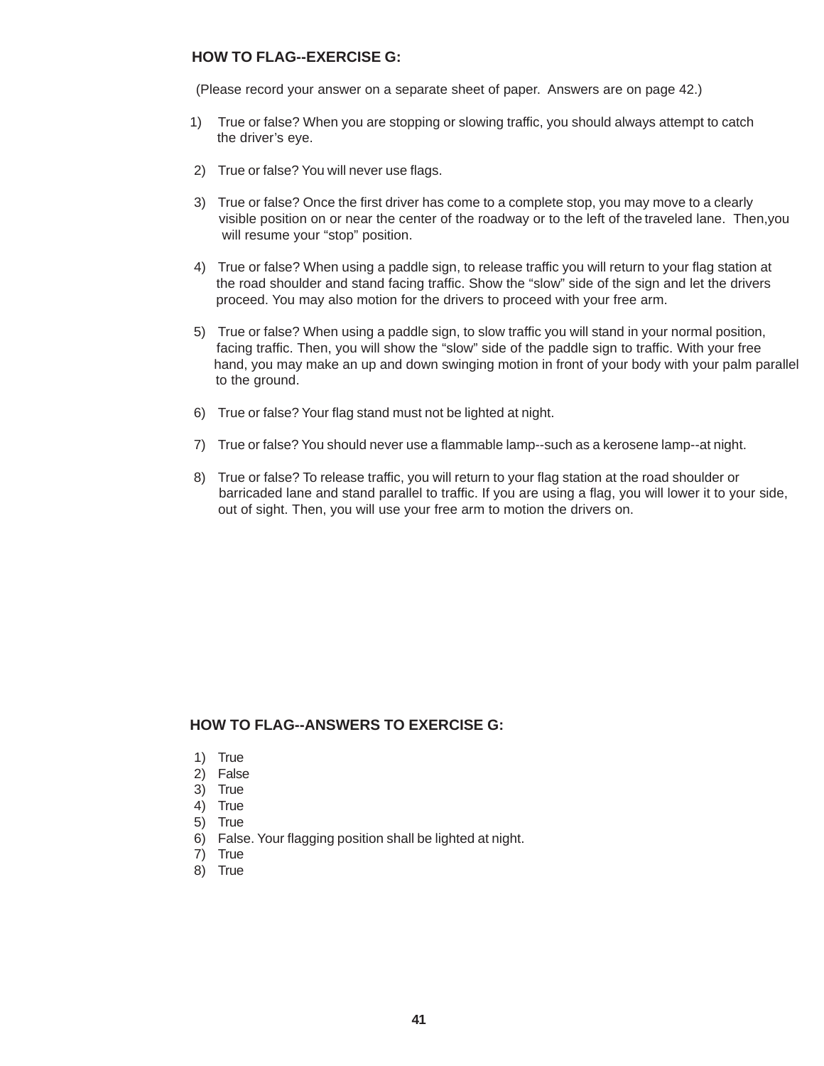## HOW TO FLAG--EXERCISE G:

(Please record your answer on a separate sheet of paper. Answers are on page 42.)

1) True or false? When you are stopping or slowing traffic, you should always attempt to catch the driver's eye.

2) True or false? You will never use flags.

3) True or false? Once the first driver has come to a complete stop, you may move to a clearly visible position on or near the center of the roadway or to the left of the traveled lane. Then,you will resume your "stop" position.

4) True or false? When using a paddle sign, to release traffic you will return to your flag station at the road shoulder and stand facing traffic. Show the "slow" side of the sign and let the drivers proceed. You may also motion for the drivers to proceed with your free arm.

5) True or false? When using a paddle sign, to slow traffic you will stand in your normal position, facing traffic. Then, you will show the "slow" side of the paddle sign to traffic. With your free hand, you may make an up and down swinging motion in front of your body with your palm parallel to the ground.

6) True or false? Your flag stand must not be lighted at night.

7) True or false? You should never use a flammable lamp--such as a kerosene lamp--at night.

8) True or false? To release traffic, you will return to your flag station at the road shoulder or barricaded lane and stand parallel to traffic. If you are using a flag, you will lower it to your side, out of sight. Then, you will use your free arm to motion the drivers on.

## HOW TO FLAG--ANSWERS TO EXERCISE G:

1) True
2) False
3) True
4) True
5) True
6) False. Your flagging position shall be lighted at night.
7) True
8) True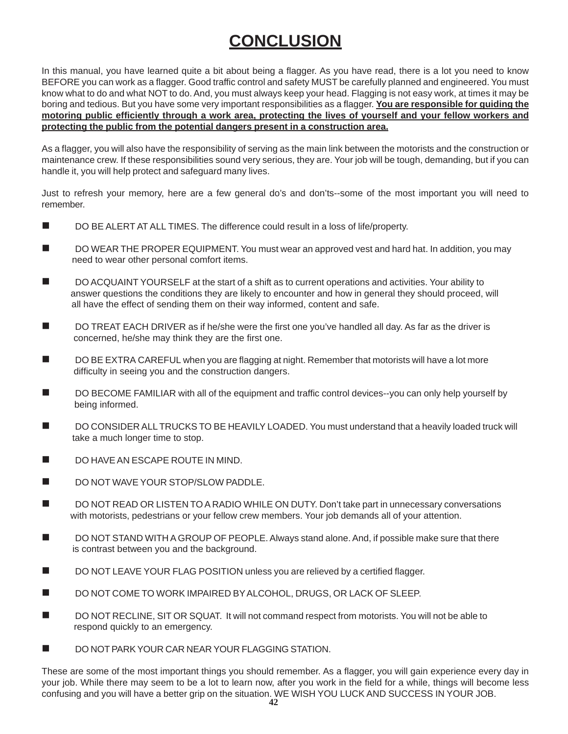# CONCLUSION

In this manual, you have learned quite a bit about being a flagger. As you have read, there is a lot you need to know BEFORE you can work as a flagger. Good traffic control and safety MUST be carefully planned and engineered. You must know what to do and what NOT to do. And, you must always keep your head. Flagging is not easy work, at times it may be boring and tedious. But you have some very important responsibilities as a flagger. **You are responsible for guiding the motoring public efficiently through a work area, protecting the lives of yourself and your fellow workers and protecting the public from the potential dangers present in a construction area.**

As a flagger, you will also have the responsibility of serving as the main link between the motorists and the construction or maintenance crew. If these responsibilities sound very serious, they are. Your job will be tough, demanding, but if you can handle it, you will help protect and safeguard many lives.

Just to refresh your memory, here are a few general do's and don'ts--some of the most important you will need to remember.

- DO BE ALERT AT ALL TIMES. The difference could result in a loss of life/property.
- DO WEAR THE PROPER EQUIPMENT. You must wear an approved vest and hard hat. In addition, you may need to wear other personal comfort items.
- DO ACQUAINT YOURSELF at the start of a shift as to current operations and activities. Your ability to answer questions the conditions they are likely to encounter and how in general they should proceed, will all have the effect of sending them on their way informed, content and safe.
- DO TREAT EACH DRIVER as if he/she were the first one you've handled all day. As far as the driver is concerned, he/she may think they are the first one.
- DO BE EXTRA CAREFUL when you are flagging at night. Remember that motorists will have a lot more difficulty in seeing you and the construction dangers.
- DO BECOME FAMILIAR with all of the equipment and traffic control devices--you can only help yourself by being informed.
- DO CONSIDER ALL TRUCKS TO BE HEAVILY LOADED. You must understand that a heavily loaded truck will take a much longer time to stop.
- DO HAVE AN ESCAPE ROUTE IN MIND.
- DO NOT WAVE YOUR STOP/SLOW PADDLE.
- DO NOT READ OR LISTEN TO A RADIO WHILE ON DUTY. Don't take part in unnecessary conversations with motorists, pedestrians or your fellow crew members. Your job demands all of your attention.
- DO NOT STAND WITH A GROUP OF PEOPLE. Always stand alone. And, if possible make sure that there is contrast between you and the background.
- DO NOT LEAVE YOUR FLAG POSITION unless you are relieved by a certified flagger.
- DO NOT COME TO WORK IMPAIRED BY ALCOHOL, DRUGS, OR LACK OF SLEEP.
- DO NOT RECLINE, SIT OR SQUAT. It will not command respect from motorists. You will not be able to respond quickly to an emergency.
- DO NOT PARK YOUR CAR NEAR YOUR FLAGGING STATION.

These are some of the most important things you should remember. As a flagger, you will gain experience every day in your job. While there may seem to be a lot to learn now, after you work in the field for a while, things will become less confusing and you will have a better grip on the situation. WE WISH YOU LUCK AND SUCCESS IN YOUR JOB.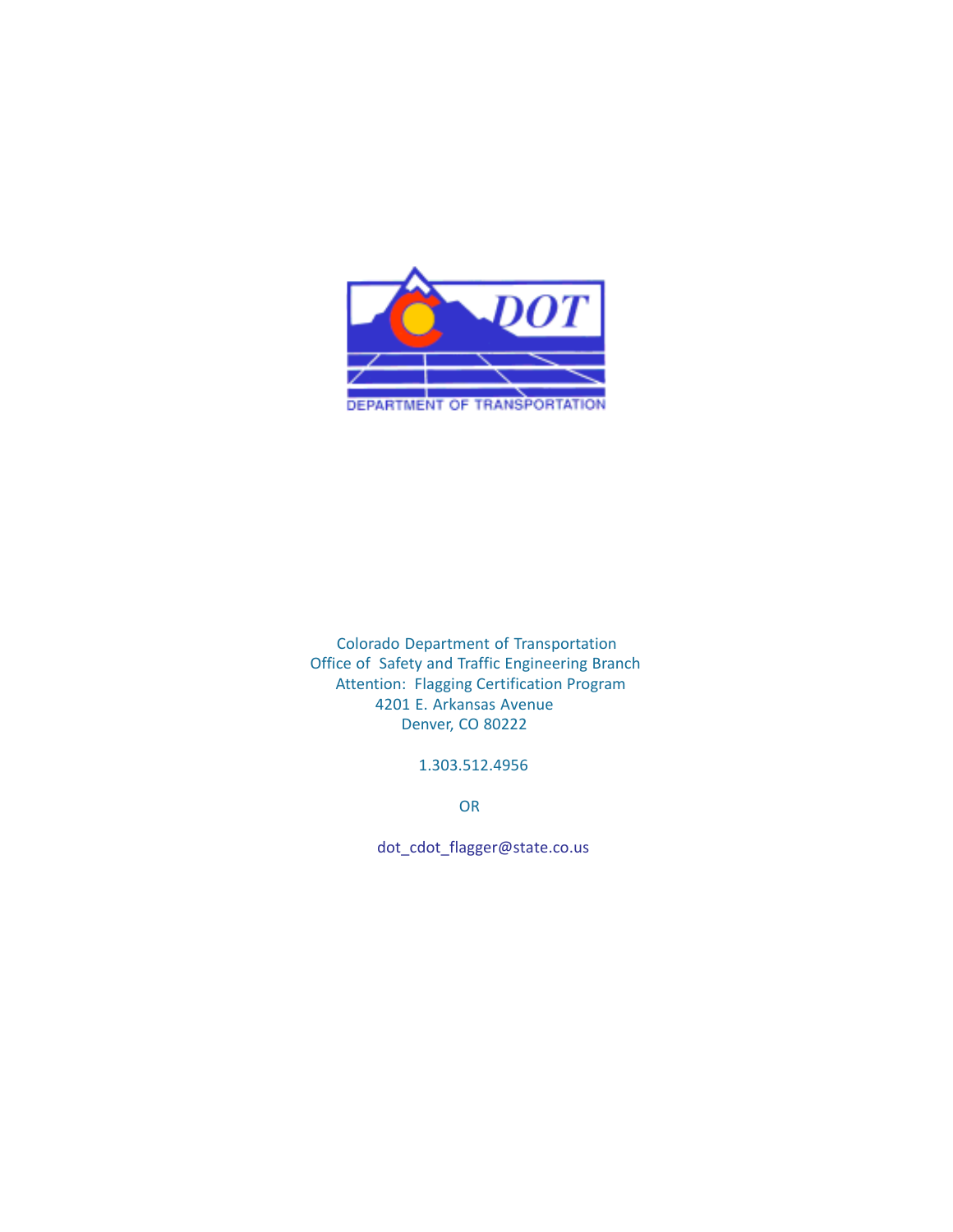Colorado Department of Transportation
Office of Safety and Traffic Engineering Branch
Attention: Flagging Certification Program
4201 E. Arkansas Avenue
Denver, CO 80222

1.303.512.4956

OR

dot_cdot_flagger@state.co.us